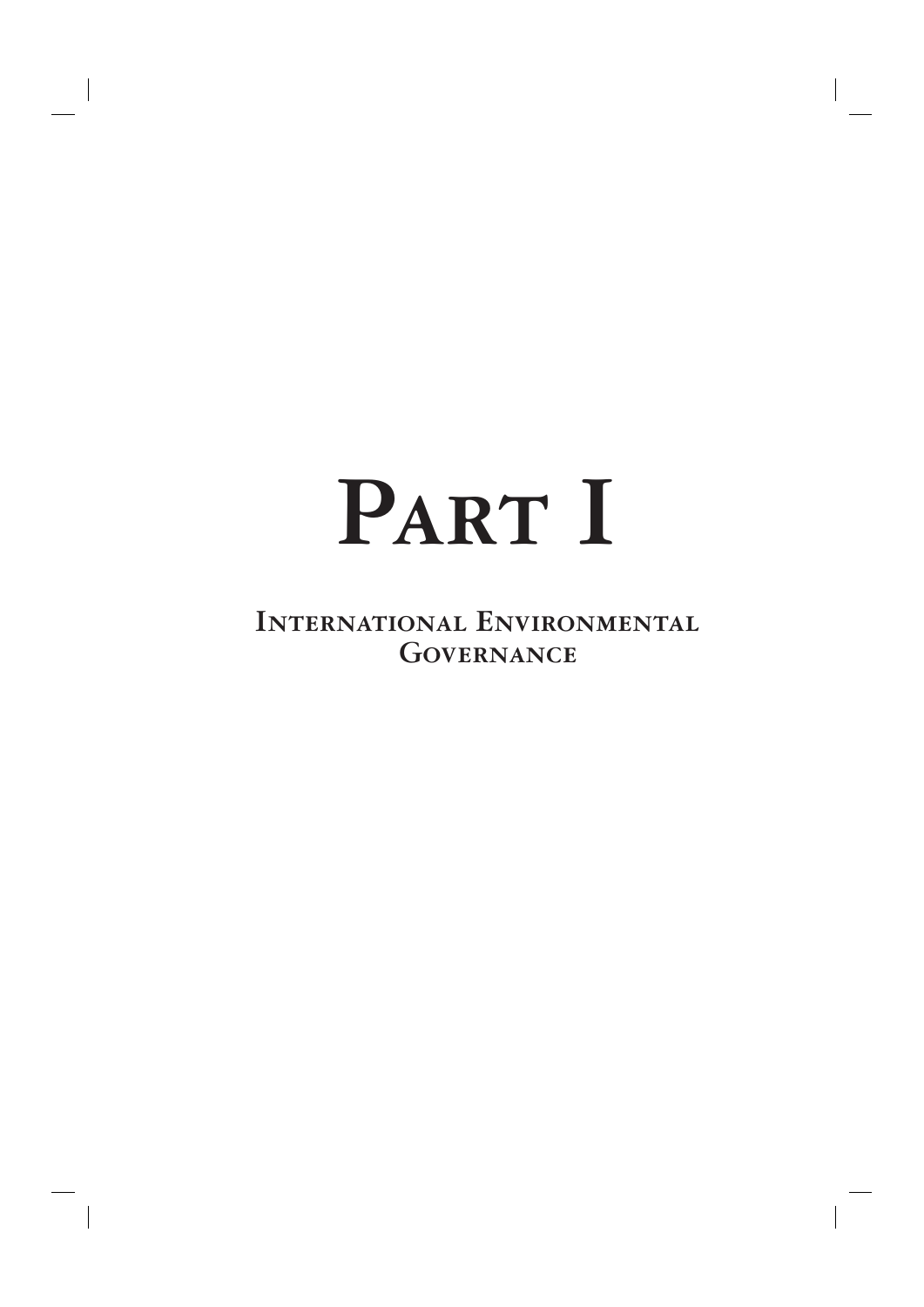# Part I

## International Environmental Governance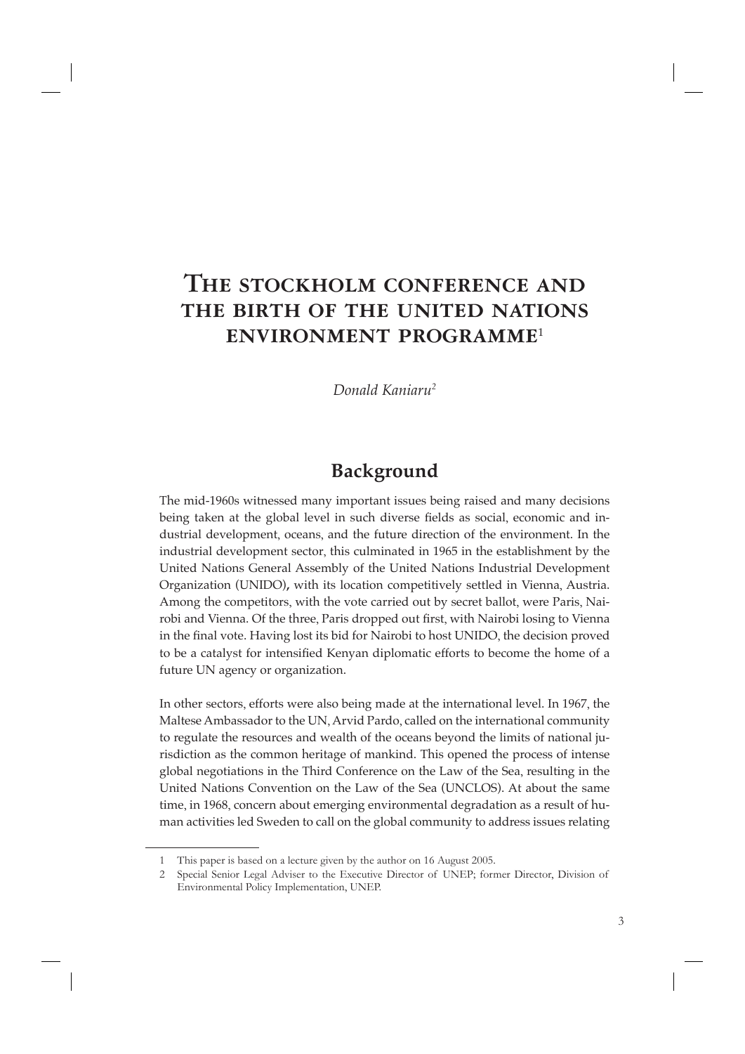# The stockholm conference and the birth of the united nations environment programme[1]

*Donald Kaniaru[2]*

## Background

The mid-1960s witnessed many important issues being raised and many decisions being taken at the global level in such diverse fields as social, economic and industrial development, oceans, and the future direction of the environment. In the industrial development sector, this culminated in 1965 in the establishment by the United Nations General Assembly of the United Nations Industrial Development Organization (UNIDO), with its location competitively settled in Vienna, Austria. Among the competitors, with the vote carried out by secret ballot, were Paris, Nairobi and Vienna. Of the three, Paris dropped out first, with Nairobi losing to Vienna in the final vote. Having lost its bid for Nairobi to host UNIDO, the decision proved to be a catalyst for intensified Kenyan diplomatic efforts to become the home of a future UN agency or organization.

In other sectors, efforts were also being made at the international level. In 1967, the Maltese Ambassador to the UN, Arvid Pardo, called on the international community to regulate the resources and wealth of the oceans beyond the limits of national jurisdiction as the common heritage of mankind. This opened the process of intense global negotiations in the Third Conference on the Law of the Sea, resulting in the United Nations Convention on the Law of the Sea (UNCLOS). At about the same time, in 1968, concern about emerging environmental degradation as a result of human activities led Sweden to call on the global community to address issues relating

---

1 This paper is based on a lecture given by the author on 16 August 2005.

2 Special Senior Legal Adviser to the Executive Director of UNEP; former Director, Division of Environmental Policy Implementation, UNEP.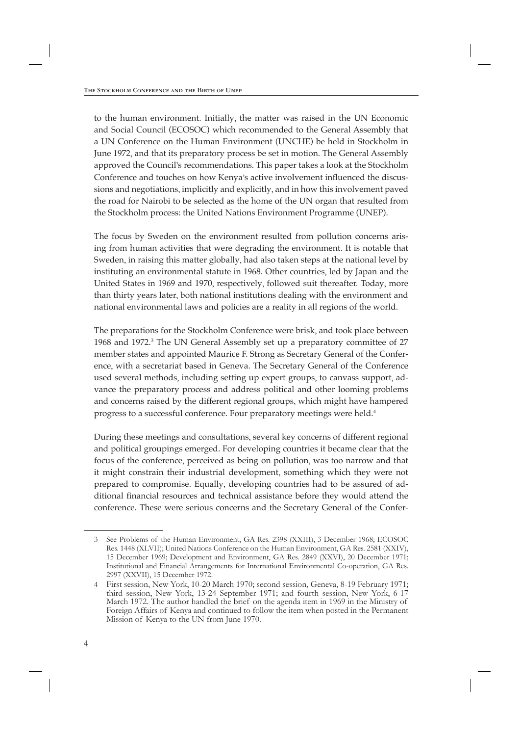to the human environment. Initially, the matter was raised in the UN Economic and Social Council (ECOSOC) which recommended to the General Assembly that a UN Conference on the Human Environment (UNCHE) be held in Stockholm in June 1972, and that its preparatory process be set in motion. The General Assembly approved the Council's recommendations. This paper takes a look at the Stockholm Conference and touches on how Kenya's active involvement influenced the discussions and negotiations, implicitly and explicitly, and in how this involvement paved the road for Nairobi to be selected as the home of the UN organ that resulted from the Stockholm process: the United Nations Environment Programme (UNEP).

The focus by Sweden on the environment resulted from pollution concerns arising from human activities that were degrading the environment. It is notable that Sweden, in raising this matter globally, had also taken steps at the national level by instituting an environmental statute in 1968. Other countries, led by Japan and the United States in 1969 and 1970, respectively, followed suit thereafter. Today, more than thirty years later, both national institutions dealing with the environment and national environmental laws and policies are a reality in all regions of the world.

The preparations for the Stockholm Conference were brisk, and took place between 1968 and 1972.[3] The UN General Assembly set up a preparatory committee of 27 member states and appointed Maurice F. Strong as Secretary General of the Conference, with a secretariat based in Geneva. The Secretary General of the Conference used several methods, including setting up expert groups, to canvass support, advance the preparatory process and address political and other looming problems and concerns raised by the different regional groups, which might have hampered progress to a successful conference. Four preparatory meetings were held.[4]

During these meetings and consultations, several key concerns of different regional and political groupings emerged. For developing countries it became clear that the focus of the conference, perceived as being on pollution, was too narrow and that it might constrain their industrial development, something which they were not prepared to compromise. Equally, developing countries had to be assured of additional financial resources and technical assistance before they would attend the conference. These were serious concerns and the Secretary General of the Confer-

---

3 See Problems of the Human Environment, GA Res. 2398 (XXIII), 3 December 1968; ECOSOC Res. 1448 (XLVII); United Nations Conference on the Human Environment, GA Res. 2581 (XXIV), 15 December 1969; Development and Environment, GA Res. 2849 (XXVI), 20 December 1971; Institutional and Financial Arrangements for International Environmental Co-operation, GA Res. 2997 (XXVII), 15 December 1972.

4 First session, New York, 10-20 March 1970; second session, Geneva, 8-19 February 1971; third session, New York, 13-24 September 1971; and fourth session, New York, 6-17 March 1972. The author handled the brief on the agenda item in 1969 in the Ministry of Foreign Affairs of Kenya and continued to follow the item when posted in the Permanent Mission of Kenya to the UN from June 1970.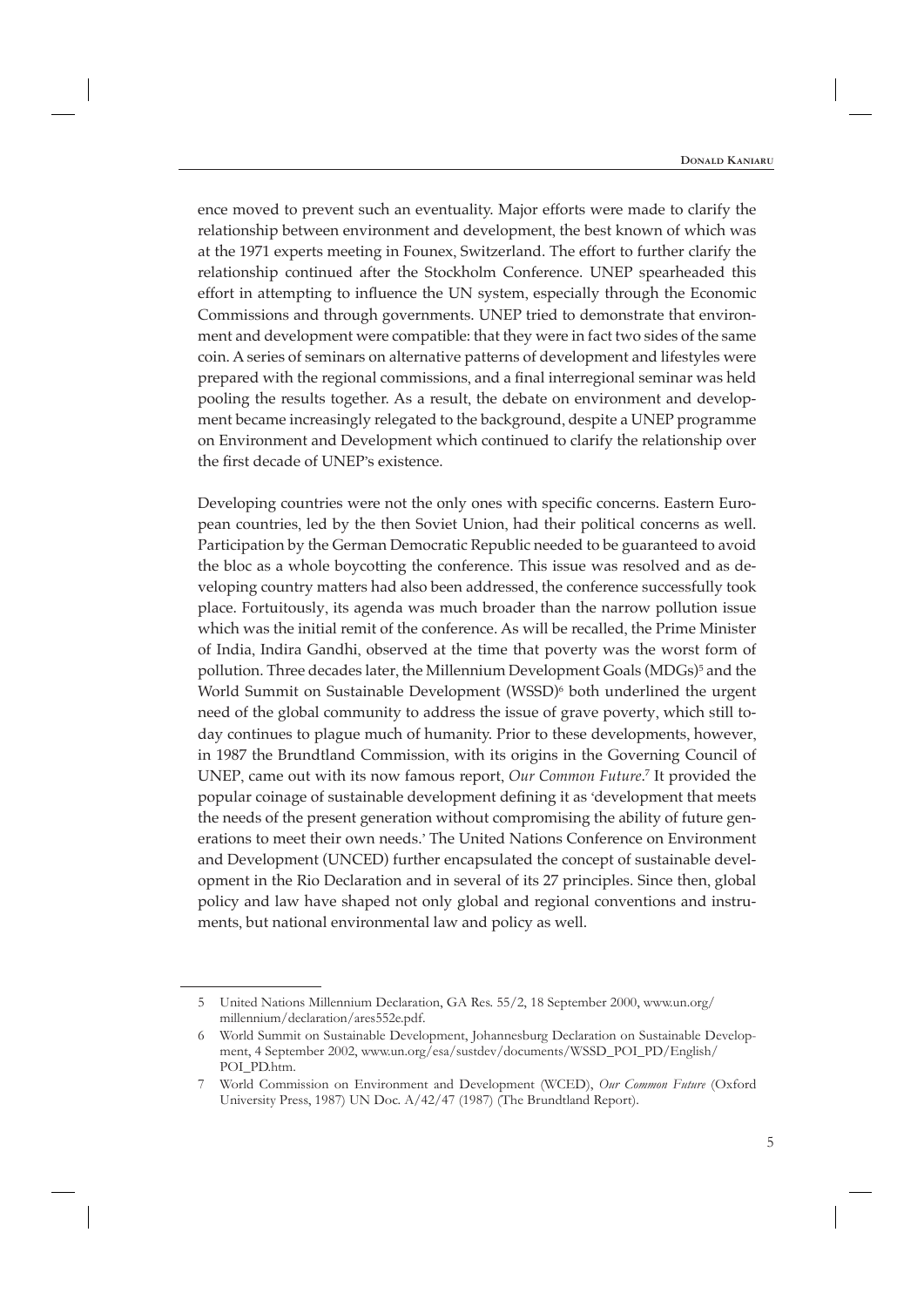ence moved to prevent such an eventuality. Major efforts were made to clarify the relationship between environment and development, the best known of which was at the 1971 experts meeting in Founex, Switzerland. The effort to further clarify the relationship continued after the Stockholm Conference. UNEP spearheaded this effort in attempting to influence the UN system, especially through the Economic Commissions and through governments. UNEP tried to demonstrate that environment and development were compatible: that they were in fact two sides of the same coin. A series of seminars on alternative patterns of development and lifestyles were prepared with the regional commissions, and a final interregional seminar was held pooling the results together. As a result, the debate on environment and development became increasingly relegated to the background, despite a UNEP programme on Environment and Development which continued to clarify the relationship over the first decade of UNEP's existence.

Developing countries were not the only ones with specific concerns. Eastern European countries, led by the then Soviet Union, had their political concerns as well. Participation by the German Democratic Republic needed to be guaranteed to avoid the bloc as a whole boycotting the conference. This issue was resolved and as developing country matters had also been addressed, the conference successfully took place. Fortuitously, its agenda was much broader than the narrow pollution issue which was the initial remit of the conference. As will be recalled, the Prime Minister of India, Indira Gandhi, observed at the time that poverty was the worst form of pollution. Three decades later, the Millennium Development Goals (MDGs)[5] and the World Summit on Sustainable Development (WSSD)[6] both underlined the urgent need of the global community to address the issue of grave poverty, which still today continues to plague much of humanity. Prior to these developments, however, in 1987 the Brundtland Commission, with its origins in the Governing Council of UNEP, came out with its now famous report, *Our Common Future*.[7] It provided the popular coinage of sustainable development defining it as 'development that meets the needs of the present generation without compromising the ability of future generations to meet their own needs.' The United Nations Conference on Environment and Development (UNCED) further encapsulated the concept of sustainable development in the Rio Declaration and in several of its 27 principles. Since then, global policy and law have shaped not only global and regional conventions and instruments, but national environmental law and policy as well.

---

5 United Nations Millennium Declaration, GA Res. 55/2, 18 September 2000, www.un.org/millennium/declaration/ares552e.pdf.

6 World Summit on Sustainable Development, Johannesburg Declaration on Sustainable Development, 4 September 2002, www.un.org/esa/sustdev/documents/WSSD_POI_PD/English/POI_PD.htm.

7 World Commission on Environment and Development (WCED), *Our Common Future* (Oxford University Press, 1987) UN Doc. A/42/47 (1987) (The Brundtland Report).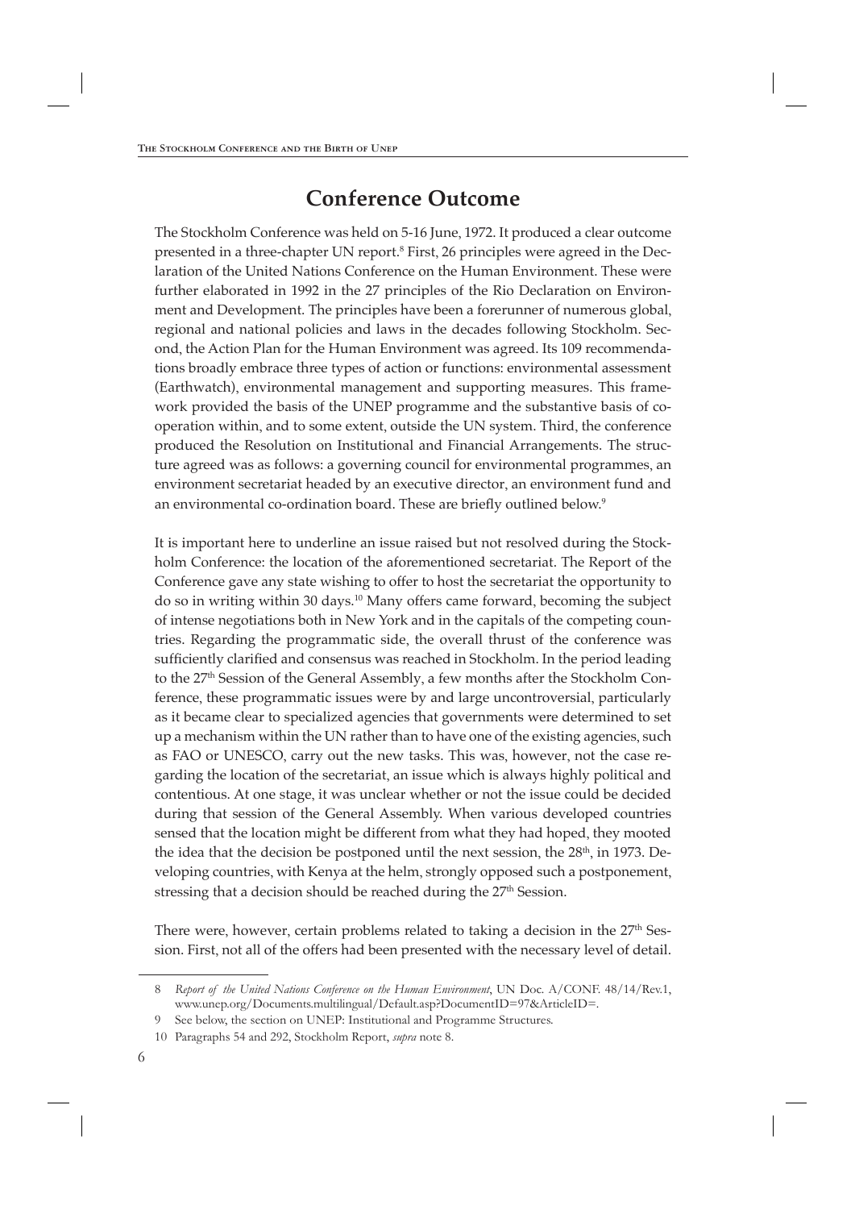## Conference Outcome

The Stockholm Conference was held on 5-16 June, 1972. It produced a clear outcome presented in a three-chapter UN report.[8] First, 26 principles were agreed in the Declaration of the United Nations Conference on the Human Environment. These were further elaborated in 1992 in the 27 principles of the Rio Declaration on Environment and Development. The principles have been a forerunner of numerous global, regional and national policies and laws in the decades following Stockholm. Second, the Action Plan for the Human Environment was agreed. Its 109 recommendations broadly embrace three types of action or functions: environmental assessment (Earthwatch), environmental management and supporting measures. This framework provided the basis of the UNEP programme and the substantive basis of co-operation within, and to some extent, outside the UN system. Third, the conference produced the Resolution on Institutional and Financial Arrangements. The structure agreed was as follows: a governing council for environmental programmes, an environment secretariat headed by an executive director, an environment fund and an environmental co-ordination board. These are briefly outlined below.[9]

It is important here to underline an issue raised but not resolved during the Stockholm Conference: the location of the aforementioned secretariat. The Report of the Conference gave any state wishing to offer to host the secretariat the opportunity to do so in writing within 30 days.[10] Many offers came forward, becoming the subject of intense negotiations both in New York and in the capitals of the competing countries. Regarding the programmatic side, the overall thrust of the conference was sufficiently clarified and consensus was reached in Stockholm. In the period leading to the 27th Session of the General Assembly, a few months after the Stockholm Conference, these programmatic issues were by and large uncontroversial, particularly as it became clear to specialized agencies that governments were determined to set up a mechanism within the UN rather than to have one of the existing agencies, such as FAO or UNESCO, carry out the new tasks. This was, however, not the case regarding the location of the secretariat, an issue which is always highly political and contentious. At one stage, it was unclear whether or not the issue could be decided during that session of the General Assembly. When various developed countries sensed that the location might be different from what they had hoped, they mooted the idea that the decision be postponed until the next session, the 28th, in 1973. Developing countries, with Kenya at the helm, strongly opposed such a postponement, stressing that a decision should be reached during the 27th Session.

There were, however, certain problems related to taking a decision in the 27th Session. First, not all of the offers had been presented with the necessary level of detail.

---

8 *Report of the United Nations Conference on the Human Environment*, UN Doc. A/CONF. 48/14/Rev.1, www.unep.org/Documents.multilingual/Default.asp?DocumentID=97&ArticleID=.

9 See below, the section on UNEP: Institutional and Programme Structures.

10 Paragraphs 54 and 292, Stockholm Report, *supra* note 8.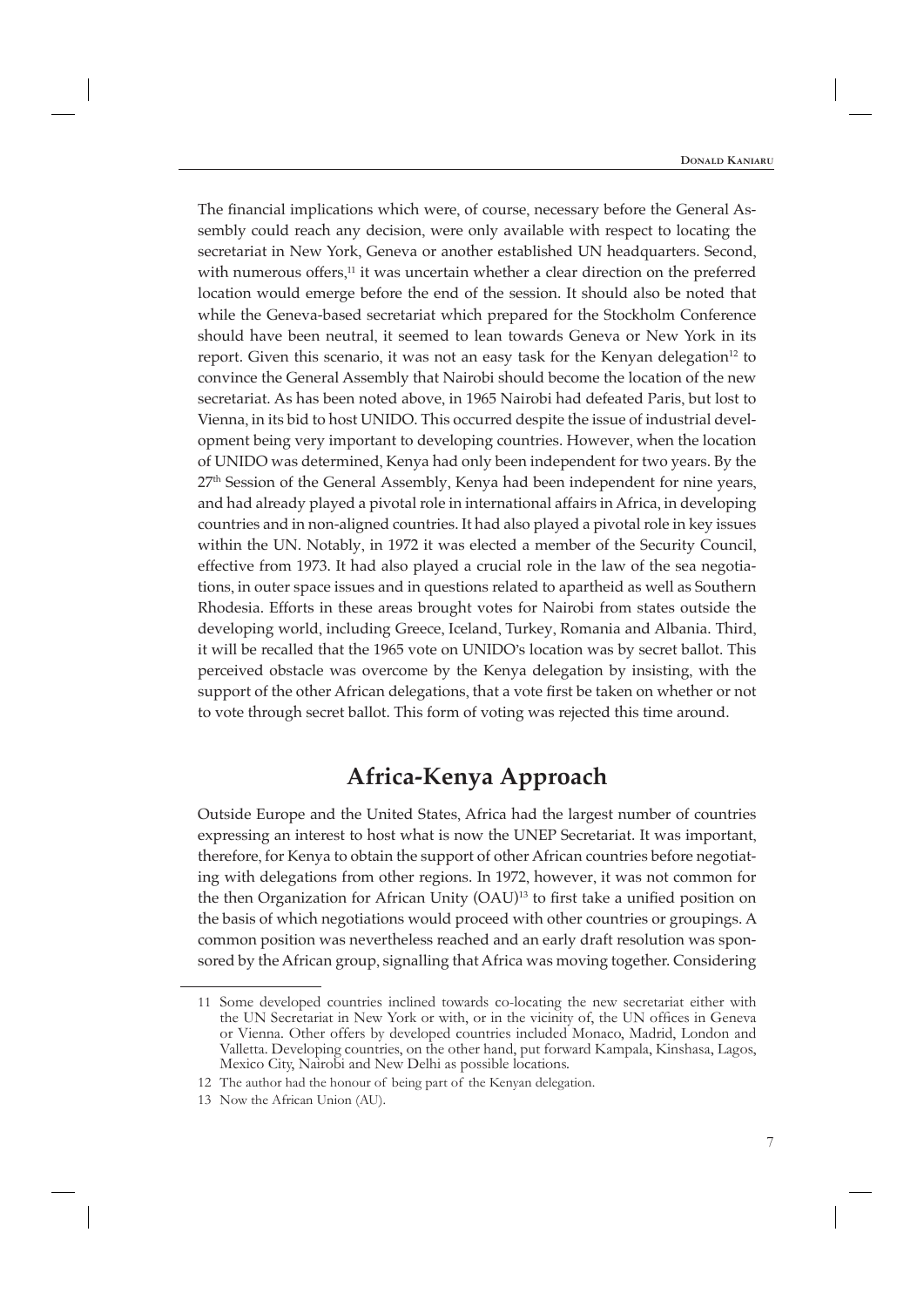The financial implications which were, of course, necessary before the General Assembly could reach any decision, were only available with respect to locating the secretariat in New York, Geneva or another established UN headquarters. Second, with numerous offers,[11] it was uncertain whether a clear direction on the preferred location would emerge before the end of the session. It should also be noted that while the Geneva-based secretariat which prepared for the Stockholm Conference should have been neutral, it seemed to lean towards Geneva or New York in its report. Given this scenario, it was not an easy task for the Kenyan delegation[12] to convince the General Assembly that Nairobi should become the location of the new secretariat. As has been noted above, in 1965 Nairobi had defeated Paris, but lost to Vienna, in its bid to host UNIDO. This occurred despite the issue of industrial development being very important to developing countries. However, when the location of UNIDO was determined, Kenya had only been independent for two years. By the 27th Session of the General Assembly, Kenya had been independent for nine years, and had already played a pivotal role in international affairs in Africa, in developing countries and in non-aligned countries. It had also played a pivotal role in key issues within the UN. Notably, in 1972 it was elected a member of the Security Council, effective from 1973. It had also played a crucial role in the law of the sea negotiations, in outer space issues and in questions related to apartheid as well as Southern Rhodesia. Efforts in these areas brought votes for Nairobi from states outside the developing world, including Greece, Iceland, Turkey, Romania and Albania. Third, it will be recalled that the 1965 vote on UNIDO's location was by secret ballot. This perceived obstacle was overcome by the Kenya delegation by insisting, with the support of the other African delegations, that a vote first be taken on whether or not to vote through secret ballot. This form of voting was rejected this time around.

## Africa-Kenya Approach

Outside Europe and the United States, Africa had the largest number of countries expressing an interest to host what is now the UNEP Secretariat. It was important, therefore, for Kenya to obtain the support of other African countries before negotiating with delegations from other regions. In 1972, however, it was not common for the then Organization for African Unity (OAU)[13] to first take a unified position on the basis of which negotiations would proceed with other countries or groupings. A common position was nevertheless reached and an early draft resolution was sponsored by the African group, signalling that Africa was moving together. Considering

---

11 Some developed countries inclined towards co-locating the new secretariat either with the UN Secretariat in New York or with, or in the vicinity of, the UN offices in Geneva or Vienna. Other offers by developed countries included Monaco, Madrid, London and Valletta. Developing countries, on the other hand, put forward Kampala, Kinshasa, Lagos, Mexico City, Nairobi and New Delhi as possible locations.

12 The author had the honour of being part of the Kenyan delegation.

13 Now the African Union (AU).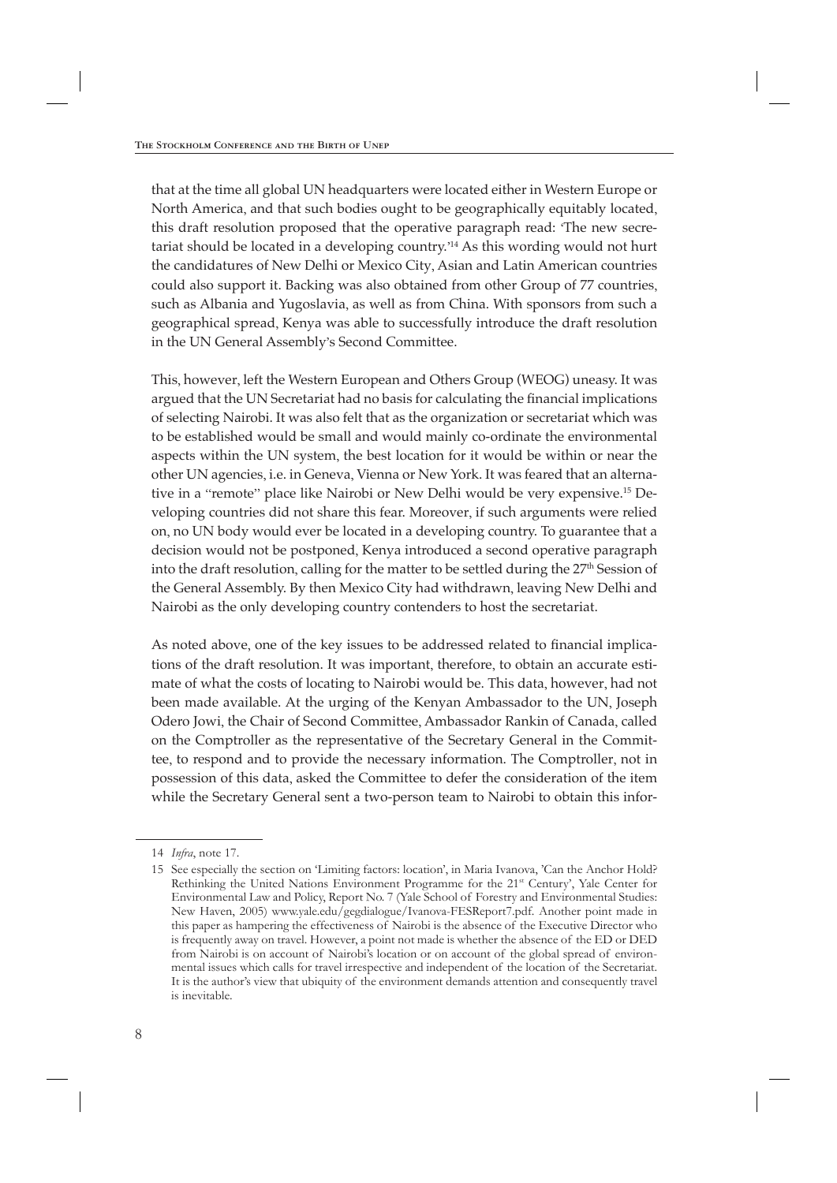that at the time all global UN headquarters were located either in Western Europe or North America, and that such bodies ought to be geographically equitably located, this draft resolution proposed that the operative paragraph read: 'The new secretariat should be located in a developing country.'[14] As this wording would not hurt the candidatures of New Delhi or Mexico City, Asian and Latin American countries could also support it. Backing was also obtained from other Group of 77 countries, such as Albania and Yugoslavia, as well as from China. With sponsors from such a geographical spread, Kenya was able to successfully introduce the draft resolution in the UN General Assembly's Second Committee.

This, however, left the Western European and Others Group (WEOG) uneasy. It was argued that the UN Secretariat had no basis for calculating the financial implications of selecting Nairobi. It was also felt that as the organization or secretariat which was to be established would be small and would mainly co-ordinate the environmental aspects within the UN system, the best location for it would be within or near the other UN agencies, i.e. in Geneva, Vienna or New York. It was feared that an alternative in a "remote" place like Nairobi or New Delhi would be very expensive.[15] Developing countries did not share this fear. Moreover, if such arguments were relied on, no UN body would ever be located in a developing country. To guarantee that a decision would not be postponed, Kenya introduced a second operative paragraph into the draft resolution, calling for the matter to be settled during the 27th Session of the General Assembly. By then Mexico City had withdrawn, leaving New Delhi and Nairobi as the only developing country contenders to host the secretariat.

As noted above, one of the key issues to be addressed related to financial implications of the draft resolution. It was important, therefore, to obtain an accurate estimate of what the costs of locating to Nairobi would be. This data, however, had not been made available. At the urging of the Kenyan Ambassador to the UN, Joseph Odero Jowi, the Chair of Second Committee, Ambassador Rankin of Canada, called on the Comptroller as the representative of the Secretary General in the Committee, to respond and to provide the necessary information. The Comptroller, not in possession of this data, asked the Committee to defer the consideration of the item while the Secretary General sent a two-person team to Nairobi to obtain this infor-

---

14 *Infra*, note 17.

15 See especially the section on 'Limiting factors: location', in Maria Ivanova, 'Can the Anchor Hold? Rethinking the United Nations Environment Programme for the 21st Century', Yale Center for Environmental Law and Policy, Report No. 7 (Yale School of Forestry and Environmental Studies: New Haven, 2005) www.yale.edu/gegdialogue/Ivanova-FESReport7.pdf. Another point made in this paper as hampering the effectiveness of Nairobi is the absence of the Executive Director who is frequently away on travel. However, a point not made is whether the absence of the ED or DED from Nairobi is on account of Nairobi's location or on account of the global spread of environmental issues which calls for travel irrespective and independent of the location of the Secretariat. It is the author's view that ubiquity of the environment demands attention and consequently travel is inevitable.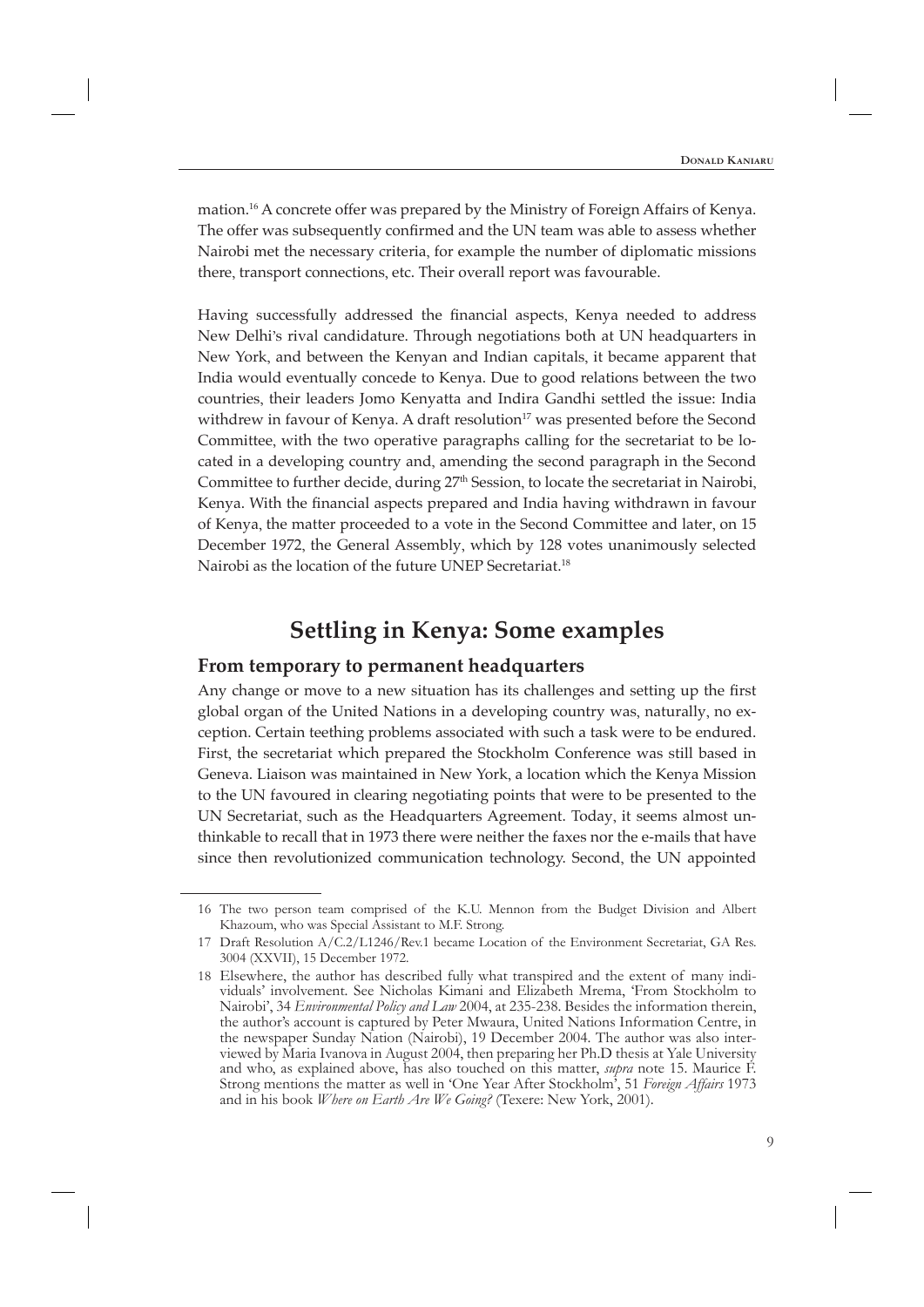mation.[16] A concrete offer was prepared by the Ministry of Foreign Affairs of Kenya. The offer was subsequently confirmed and the UN team was able to assess whether Nairobi met the necessary criteria, for example the number of diplomatic missions there, transport connections, etc. Their overall report was favourable.

Having successfully addressed the financial aspects, Kenya needed to address New Delhi's rival candidature. Through negotiations both at UN headquarters in New York, and between the Kenyan and Indian capitals, it became apparent that India would eventually concede to Kenya. Due to good relations between the two countries, their leaders Jomo Kenyatta and Indira Gandhi settled the issue: India withdrew in favour of Kenya. A draft resolution[17] was presented before the Second Committee, with the two operative paragraphs calling for the secretariat to be located in a developing country and, amending the second paragraph in the Second Committee to further decide, during 27th Session, to locate the secretariat in Nairobi, Kenya. With the financial aspects prepared and India having withdrawn in favour of Kenya, the matter proceeded to a vote in the Second Committee and later, on 15 December 1972, the General Assembly, which by 128 votes unanimously selected Nairobi as the location of the future UNEP Secretariat.[18]

## Settling in Kenya: Some examples

### From temporary to permanent headquarters

Any change or move to a new situation has its challenges and setting up the first global organ of the United Nations in a developing country was, naturally, no exception. Certain teething problems associated with such a task were to be endured. First, the secretariat which prepared the Stockholm Conference was still based in Geneva. Liaison was maintained in New York, a location which the Kenya Mission to the UN favoured in clearing negotiating points that were to be presented to the UN Secretariat, such as the Headquarters Agreement. Today, it seems almost unthinkable to recall that in 1973 there were neither the faxes nor the e-mails that have since then revolutionized communication technology. Second, the UN appointed

---

16 The two person team comprised of the K.U. Mennon from the Budget Division and Albert Khazoum, who was Special Assistant to M.F. Strong.

17 Draft Resolution A/C.2/L1246/Rev.1 became Location of the Environment Secretariat, GA Res. 3004 (XXVII), 15 December 1972.

18 Elsewhere, the author has described fully what transpired and the extent of many individuals' involvement. See Nicholas Kimani and Elizabeth Mrema, 'From Stockholm to Nairobi', 34 *Environmental Policy and Law* 2004, at 235-238. Besides the information therein, the author's account is captured by Peter Mwaura, United Nations Information Centre, in the newspaper Sunday Nation (Nairobi), 19 December 2004. The author was also interviewed by Maria Ivanova in August 2004, then preparing her Ph.D thesis at Yale University and who, as explained above, has also touched on this matter, *supra* note 15. Maurice F. Strong mentions the matter as well in 'One Year After Stockholm', 51 *Foreign Affairs* 1973 and in his book *Where on Earth Are We Going?* (Texere: New York, 2001).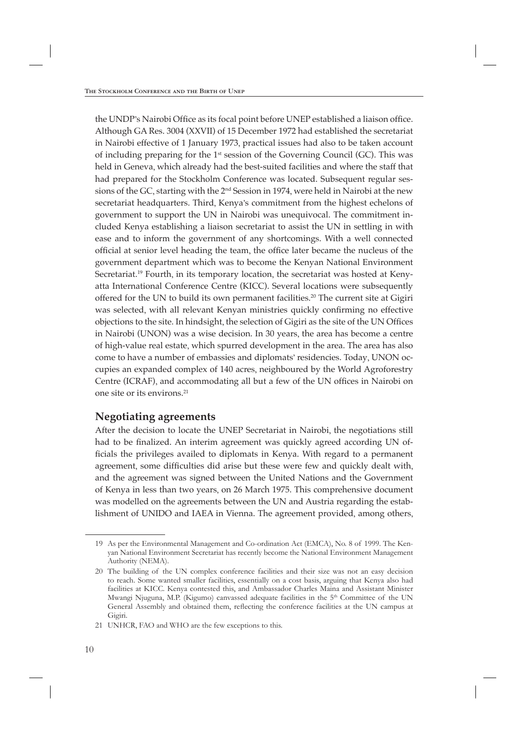the UNDP's Nairobi Office as its focal point before UNEP established a liaison office. Although GA Res. 3004 (XXVII) of 15 December 1972 had established the secretariat in Nairobi effective of 1 January 1973, practical issues had also to be taken account of including preparing for the 1st session of the Governing Council (GC). This was held in Geneva, which already had the best-suited facilities and where the staff that had prepared for the Stockholm Conference was located. Subsequent regular sessions of the GC, starting with the 2nd Session in 1974, were held in Nairobi at the new secretariat headquarters. Third, Kenya's commitment from the highest echelons of government to support the UN in Nairobi was unequivocal. The commitment included Kenya establishing a liaison secretariat to assist the UN in settling in with ease and to inform the government of any shortcomings. With a well connected official at senior level heading the team, the office later became the nucleus of the government department which was to become the Kenyan National Environment Secretariat.[19] Fourth, in its temporary location, the secretariat was hosted at Kenyatta International Conference Centre (KICC). Several locations were subsequently offered for the UN to build its own permanent facilities.[20] The current site at Gigiri was selected, with all relevant Kenyan ministries quickly confirming no effective objections to the site. In hindsight, the selection of Gigiri as the site of the UN Offices in Nairobi (UNON) was a wise decision. In 30 years, the area has become a centre of high-value real estate, which spurred development in the area. The area has also come to have a number of embassies and diplomats' residencies. Today, UNON occupies an expanded complex of 140 acres, neighboured by the World Agroforestry Centre (ICRAF), and accommodating all but a few of the UN offices in Nairobi on one site or its environs.[21]

## Negotiating agreements

After the decision to locate the UNEP Secretariat in Nairobi, the negotiations still had to be finalized. An interim agreement was quickly agreed according UN officials the privileges availed to diplomats in Kenya. With regard to a permanent agreement, some difficulties did arise but these were few and quickly dealt with, and the agreement was signed between the United Nations and the Government of Kenya in less than two years, on 26 March 1975. This comprehensive document was modelled on the agreements between the UN and Austria regarding the establishment of UNIDO and IAEA in Vienna. The agreement provided, among others,

---

19 As per the Environmental Management and Co-ordination Act (EMCA), No. 8 of 1999. The Kenyan National Environment Secretariat has recently become the National Environment Management Authority (NEMA).

20 The building of the UN complex conference facilities and their size was not an easy decision to reach. Some wanted smaller facilities, essentially on a cost basis, arguing that Kenya also had facilities at KICC. Kenya contested this, and Ambassador Charles Maina and Assistant Minister Mwangi Njuguna, M.P. (Kigumo) canvassed adequate facilities in the 5th Committee of the UN General Assembly and obtained them, reflecting the conference facilities at the UN campus at Gigiri.

21 UNHCR, FAO and WHO are the few exceptions to this.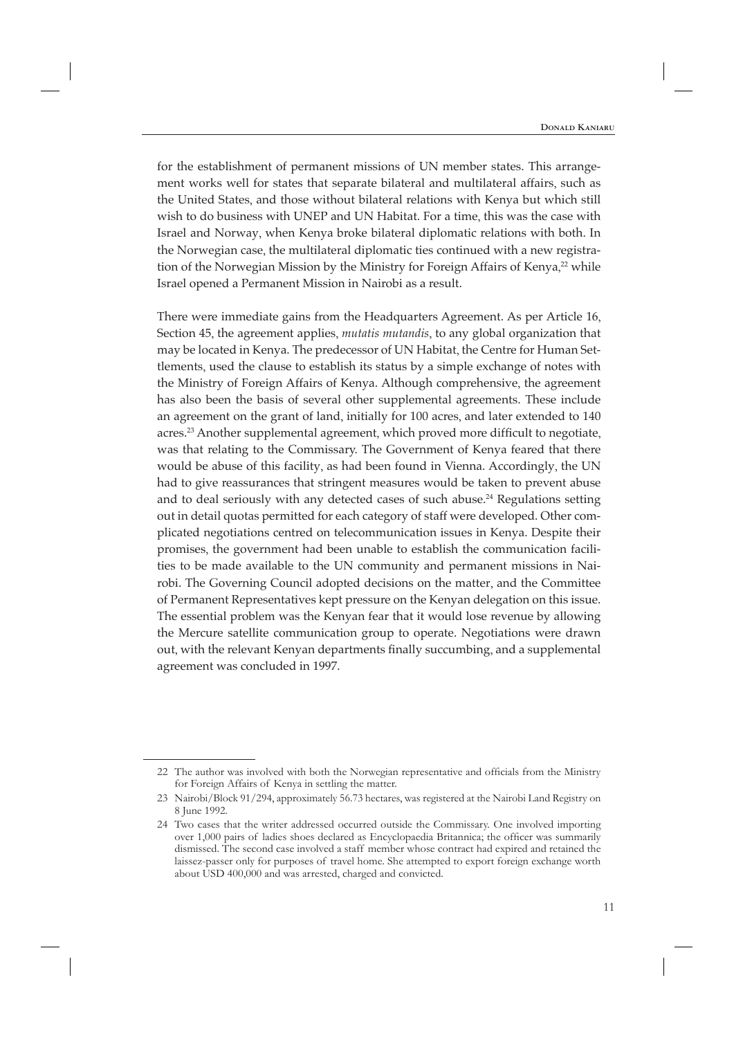for the establishment of permanent missions of UN member states. This arrangement works well for states that separate bilateral and multilateral affairs, such as the United States, and those without bilateral relations with Kenya but which still wish to do business with UNEP and UN Habitat. For a time, this was the case with Israel and Norway, when Kenya broke bilateral diplomatic relations with both. In the Norwegian case, the multilateral diplomatic ties continued with a new registration of the Norwegian Mission by the Ministry for Foreign Affairs of Kenya,[22] while Israel opened a Permanent Mission in Nairobi as a result.

There were immediate gains from the Headquarters Agreement. As per Article 16, Section 45, the agreement applies, *mutatis mutandis*, to any global organization that may be located in Kenya. The predecessor of UN Habitat, the Centre for Human Settlements, used the clause to establish its status by a simple exchange of notes with the Ministry of Foreign Affairs of Kenya. Although comprehensive, the agreement has also been the basis of several other supplemental agreements. These include an agreement on the grant of land, initially for 100 acres, and later extended to 140 acres.[23] Another supplemental agreement, which proved more difficult to negotiate, was that relating to the Commissary. The Government of Kenya feared that there would be abuse of this facility, as had been found in Vienna. Accordingly, the UN had to give reassurances that stringent measures would be taken to prevent abuse and to deal seriously with any detected cases of such abuse.[24] Regulations setting out in detail quotas permitted for each category of staff were developed. Other complicated negotiations centred on telecommunication issues in Kenya. Despite their promises, the government had been unable to establish the communication facilities to be made available to the UN community and permanent missions in Nairobi. The Governing Council adopted decisions on the matter, and the Committee of Permanent Representatives kept pressure on the Kenyan delegation on this issue. The essential problem was the Kenyan fear that it would lose revenue by allowing the Mercure satellite communication group to operate. Negotiations were drawn out, with the relevant Kenyan departments finally succumbing, and a supplemental agreement was concluded in 1997.

---

22 The author was involved with both the Norwegian representative and officials from the Ministry for Foreign Affairs of Kenya in settling the matter.

23 Nairobi/Block 91/294, approximately 56.73 hectares, was registered at the Nairobi Land Registry on 8 June 1992.

24 Two cases that the writer addressed occurred outside the Commissary. One involved importing over 1,000 pairs of ladies shoes declared as Encyclopaedia Britannica; the officer was summarily dismissed. The second case involved a staff member whose contract had expired and retained the laissez-passer only for purposes of travel home. She attempted to export foreign exchange worth about USD 400,000 and was arrested, charged and convicted.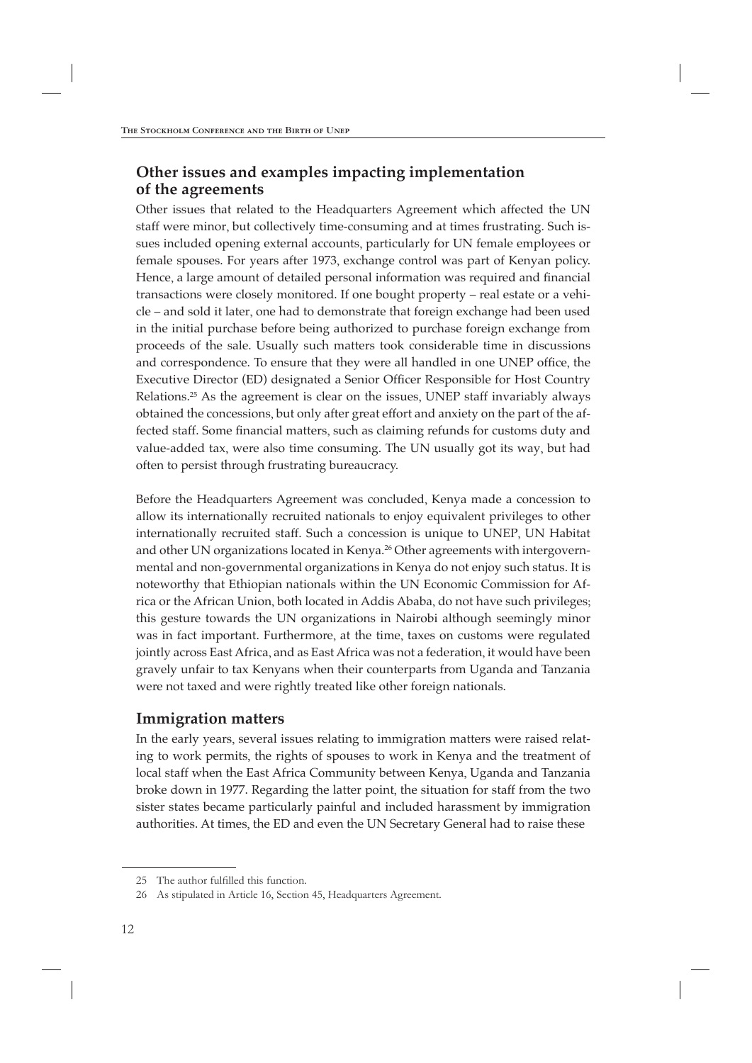## Other issues and examples impacting implementation of the agreements

Other issues that related to the Headquarters Agreement which affected the UN staff were minor, but collectively time-consuming and at times frustrating. Such issues included opening external accounts, particularly for UN female employees or female spouses. For years after 1973, exchange control was part of Kenyan policy. Hence, a large amount of detailed personal information was required and financial transactions were closely monitored. If one bought property – real estate or a vehicle – and sold it later, one had to demonstrate that foreign exchange had been used in the initial purchase before being authorized to purchase foreign exchange from proceeds of the sale. Usually such matters took considerable time in discussions and correspondence. To ensure that they were all handled in one UNEP office, the Executive Director (ED) designated a Senior Officer Responsible for Host Country Relations.[25] As the agreement is clear on the issues, UNEP staff invariably always obtained the concessions, but only after great effort and anxiety on the part of the affected staff. Some financial matters, such as claiming refunds for customs duty and value-added tax, were also time consuming. The UN usually got its way, but had often to persist through frustrating bureaucracy.

Before the Headquarters Agreement was concluded, Kenya made a concession to allow its internationally recruited nationals to enjoy equivalent privileges to other internationally recruited staff. Such a concession is unique to UNEP, UN Habitat and other UN organizations located in Kenya.[26] Other agreements with intergovernmental and non-governmental organizations in Kenya do not enjoy such status. It is noteworthy that Ethiopian nationals within the UN Economic Commission for Africa or the African Union, both located in Addis Ababa, do not have such privileges; this gesture towards the UN organizations in Nairobi although seemingly minor was in fact important. Furthermore, at the time, taxes on customs were regulated jointly across East Africa, and as East Africa was not a federation, it would have been gravely unfair to tax Kenyans when their counterparts from Uganda and Tanzania were not taxed and were rightly treated like other foreign nationals.

## Immigration matters

In the early years, several issues relating to immigration matters were raised relating to work permits, the rights of spouses to work in Kenya and the treatment of local staff when the East Africa Community between Kenya, Uganda and Tanzania broke down in 1977. Regarding the latter point, the situation for staff from the two sister states became particularly painful and included harassment by immigration authorities. At times, the ED and even the UN Secretary General had to raise these

---

25 The author fulfilled this function.

26 As stipulated in Article 16, Section 45, Headquarters Agreement.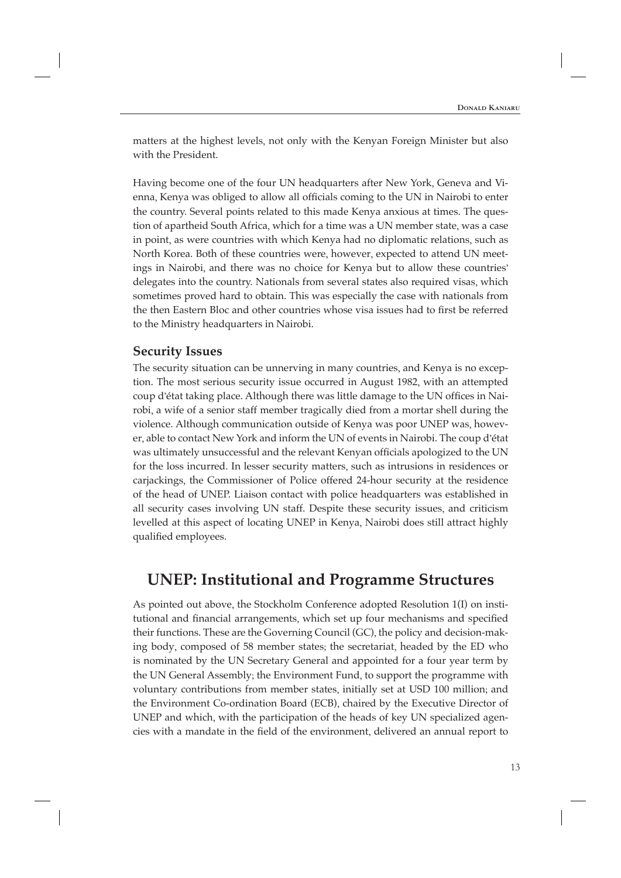matters at the highest levels, not only with the Kenyan Foreign Minister but also with the President.

Having become one of the four UN headquarters after New York, Geneva and Vienna, Kenya was obliged to allow all officials coming to the UN in Nairobi to enter the country. Several points related to this made Kenya anxious at times. The question of apartheid South Africa, which for a time was a UN member state, was a case in point, as were countries with which Kenya had no diplomatic relations, such as North Korea. Both of these countries were, however, expected to attend UN meetings in Nairobi, and there was no choice for Kenya but to allow these countries' delegates into the country. Nationals from several states also required visas, which sometimes proved hard to obtain. This was especially the case with nationals from the then Eastern Bloc and other countries whose visa issues had to first be referred to the Ministry headquarters in Nairobi.

### Security Issues

The security situation can be unnerving in many countries, and Kenya is no exception. The most serious security issue occurred in August 1982, with an attempted coup d'état taking place. Although there was little damage to the UN offices in Nairobi, a wife of a senior staff member tragically died from a mortar shell during the violence. Although communication outside of Kenya was poor UNEP was, however, able to contact New York and inform the UN of events in Nairobi. The coup d'état was ultimately unsuccessful and the relevant Kenyan officials apologized to the UN for the loss incurred. In lesser security matters, such as intrusions in residences or carjackings, the Commissioner of Police offered 24-hour security at the residence of the head of UNEP. Liaison contact with police headquarters was established in all security cases involving UN staff. Despite these security issues, and criticism levelled at this aspect of locating UNEP in Kenya, Nairobi does still attract highly qualified employees.

## UNEP: Institutional and Programme Structures

As pointed out above, the Stockholm Conference adopted Resolution 1(I) on institutional and financial arrangements, which set up four mechanisms and specified their functions. These are the Governing Council (GC), the policy and decision-making body, composed of 58 member states; the secretariat, headed by the ED who is nominated by the UN Secretary General and appointed for a four year term by the UN General Assembly; the Environment Fund, to support the programme with voluntary contributions from member states, initially set at USD 100 million; and the Environment Co-ordination Board (ECB), chaired by the Executive Director of UNEP and which, with the participation of the heads of key UN specialized agencies with a mandate in the field of the environment, delivered an annual report to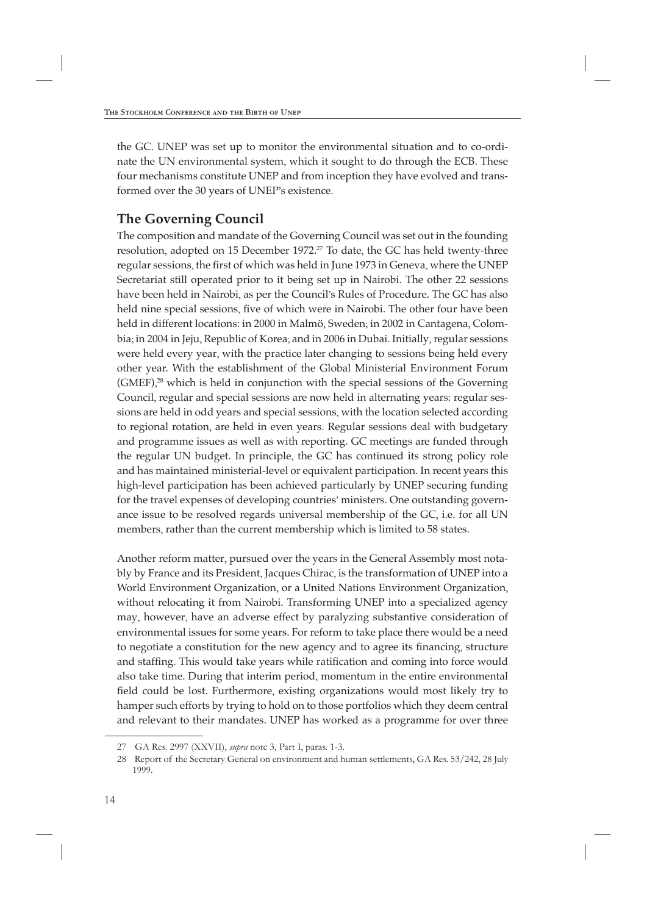the GC. UNEP was set up to monitor the environmental situation and to co-ordinate the UN environmental system, which it sought to do through the ECB. These four mechanisms constitute UNEP and from inception they have evolved and transformed over the 30 years of UNEP's existence.

## The Governing Council

The composition and mandate of the Governing Council was set out in the founding resolution, adopted on 15 December 1972.[27] To date, the GC has held twenty-three regular sessions, the first of which was held in June 1973 in Geneva, where the UNEP Secretariat still operated prior to it being set up in Nairobi. The other 22 sessions have been held in Nairobi, as per the Council's Rules of Procedure. The GC has also held nine special sessions, five of which were in Nairobi. The other four have been held in different locations: in 2000 in Malmö, Sweden; in 2002 in Cantagena, Colombia; in 2004 in Jeju, Republic of Korea; and in 2006 in Dubai. Initially, regular sessions were held every year, with the practice later changing to sessions being held every other year. With the establishment of the Global Ministerial Environment Forum (GMEF),[28] which is held in conjunction with the special sessions of the Governing Council, regular and special sessions are now held in alternating years: regular sessions are held in odd years and special sessions, with the location selected according to regional rotation, are held in even years. Regular sessions deal with budgetary and programme issues as well as with reporting. GC meetings are funded through the regular UN budget. In principle, the GC has continued its strong policy role and has maintained ministerial-level or equivalent participation. In recent years this high-level participation has been achieved particularly by UNEP securing funding for the travel expenses of developing countries' ministers. One outstanding governance issue to be resolved regards universal membership of the GC, i.e. for all UN members, rather than the current membership which is limited to 58 states.

Another reform matter, pursued over the years in the General Assembly most notably by France and its President, Jacques Chirac, is the transformation of UNEP into a World Environment Organization, or a United Nations Environment Organization, without relocating it from Nairobi. Transforming UNEP into a specialized agency may, however, have an adverse effect by paralyzing substantive consideration of environmental issues for some years. For reform to take place there would be a need to negotiate a constitution for the new agency and to agree its financing, structure and staffing. This would take years while ratification and coming into force would also take time. During that interim period, momentum in the entire environmental field could be lost. Furthermore, existing organizations would most likely try to hamper such efforts by trying to hold on to those portfolios which they deem central and relevant to their mandates. UNEP has worked as a programme for over three

---

27 GA Res. 2997 (XXVII), *supra* note 3, Part I, paras. 1-3.

28 Report of the Secretary General on environment and human settlements, GA Res. 53/242, 28 July 1999.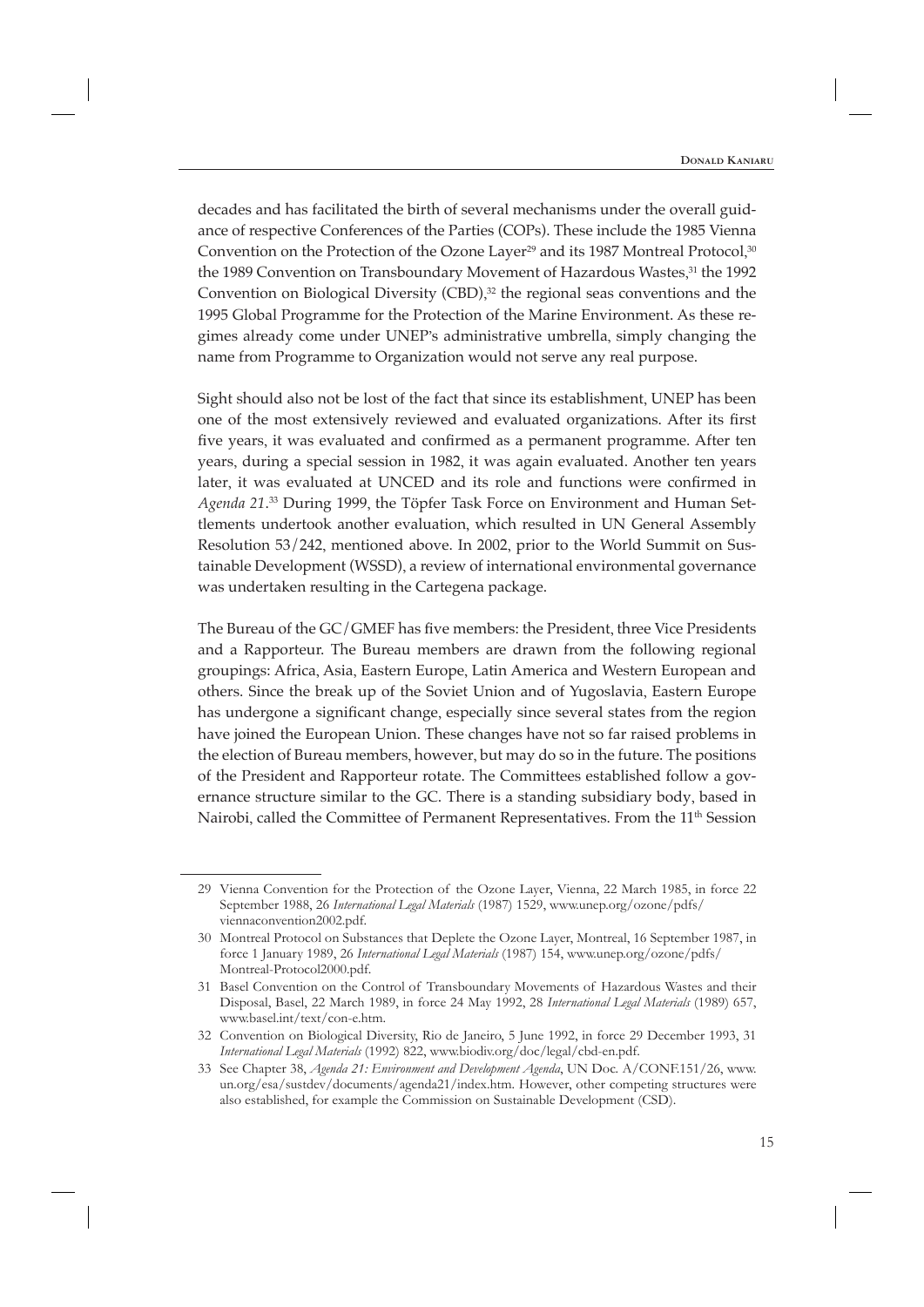decades and has facilitated the birth of several mechanisms under the overall guidance of respective Conferences of the Parties (COPs). These include the 1985 Vienna Convention on the Protection of the Ozone Layer[29] and its 1987 Montreal Protocol,[30] the 1989 Convention on Transboundary Movement of Hazardous Wastes,[31] the 1992 Convention on Biological Diversity (CBD),[32] the regional seas conventions and the 1995 Global Programme for the Protection of the Marine Environment. As these regimes already come under UNEP's administrative umbrella, simply changing the name from Programme to Organization would not serve any real purpose.

Sight should also not be lost of the fact that since its establishment, UNEP has been one of the most extensively reviewed and evaluated organizations. After its first five years, it was evaluated and confirmed as a permanent programme. After ten years, during a special session in 1982, it was again evaluated. Another ten years later, it was evaluated at UNCED and its role and functions were confirmed in *Agenda 21*.[33] During 1999, the Töpfer Task Force on Environment and Human Settlements undertook another evaluation, which resulted in UN General Assembly Resolution 53/242, mentioned above. In 2002, prior to the World Summit on Sustainable Development (WSSD), a review of international environmental governance was undertaken resulting in the Cartegena package.

The Bureau of the GC/GMEF has five members: the President, three Vice Presidents and a Rapporteur. The Bureau members are drawn from the following regional groupings: Africa, Asia, Eastern Europe, Latin America and Western European and others. Since the break up of the Soviet Union and of Yugoslavia, Eastern Europe has undergone a significant change, especially since several states from the region have joined the European Union. These changes have not so far raised problems in the election of Bureau members, however, but may do so in the future. The positions of the President and Rapporteur rotate. The Committees established follow a governance structure similar to the GC. There is a standing subsidiary body, based in Nairobi, called the Committee of Permanent Representatives. From the 11th Session

---

29 Vienna Convention for the Protection of the Ozone Layer, Vienna, 22 March 1985, in force 22 September 1988, 26 *International Legal Materials* (1987) 1529, www.unep.org/ozone/pdfs/viennaconvention2002.pdf.

30 Montreal Protocol on Substances that Deplete the Ozone Layer, Montreal, 16 September 1987, in force 1 January 1989, 26 *International Legal Materials* (1987) 154, www.unep.org/ozone/pdfs/Montreal-Protocol2000.pdf.

31 Basel Convention on the Control of Transboundary Movements of Hazardous Wastes and their Disposal, Basel, 22 March 1989, in force 24 May 1992, 28 *International Legal Materials* (1989) 657, www.basel.int/text/con-e.htm.

32 Convention on Biological Diversity, Rio de Janeiro, 5 June 1992, in force 29 December 1993, 31 *International Legal Materials* (1992) 822, www.biodiv.org/doc/legal/cbd-en.pdf.

33 See Chapter 38, *Agenda 21: Environment and Development Agenda*, UN Doc. A/CONF.151/26, www.un.org/esa/sustdev/documents/agenda21/index.htm. However, other competing structures were also established, for example the Commission on Sustainable Development (CSD).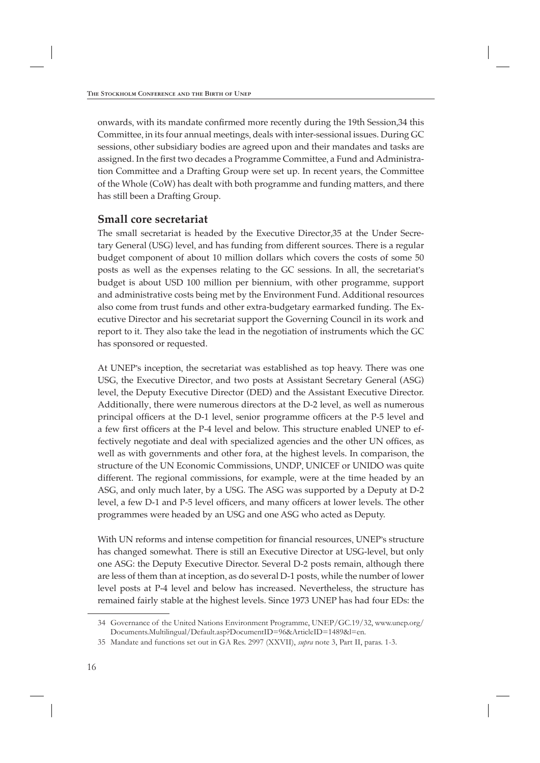onwards, with its mandate confirmed more recently during the 19th Session,[34] this Committee, in its four annual meetings, deals with inter-sessional issues. During GC sessions, other subsidiary bodies are agreed upon and their mandates and tasks are assigned. In the first two decades a Programme Committee, a Fund and Administration Committee and a Drafting Group were set up. In recent years, the Committee of the Whole (CoW) has dealt with both programme and funding matters, and there has still been a Drafting Group.

### Small core secretariat

The small secretariat is headed by the Executive Director,[35] at the Under Secretary General (USG) level, and has funding from different sources. There is a regular budget component of about 10 million dollars which covers the costs of some 50 posts as well as the expenses relating to the GC sessions. In all, the secretariat's budget is about USD 100 million per biennium, with other programme, support and administrative costs being met by the Environment Fund. Additional resources also come from trust funds and other extra-budgetary earmarked funding. The Executive Director and his secretariat support the Governing Council in its work and report to it. They also take the lead in the negotiation of instruments which the GC has sponsored or requested.

At UNEP's inception, the secretariat was established as top heavy. There was one USG, the Executive Director, and two posts at Assistant Secretary General (ASG) level, the Deputy Executive Director (DED) and the Assistant Executive Director. Additionally, there were numerous directors at the D-2 level, as well as numerous principal officers at the D-1 level, senior programme officers at the P-5 level and a few first officers at the P-4 level and below. This structure enabled UNEP to effectively negotiate and deal with specialized agencies and the other UN offices, as well as with governments and other fora, at the highest levels. In comparison, the structure of the UN Economic Commissions, UNDP, UNICEF or UNIDO was quite different. The regional commissions, for example, were at the time headed by an ASG, and only much later, by a USG. The ASG was supported by a Deputy at D-2 level, a few D-1 and P-5 level officers, and many officers at lower levels. The other programmes were headed by an USG and one ASG who acted as Deputy.

With UN reforms and intense competition for financial resources, UNEP's structure has changed somewhat. There is still an Executive Director at USG-level, but only one ASG: the Deputy Executive Director. Several D-2 posts remain, although there are less of them than at inception, as do several D-1 posts, while the number of lower level posts at P-4 level and below has increased. Nevertheless, the structure has remained fairly stable at the highest levels. Since 1973 UNEP has had four EDs: the

---

34 Governance of the United Nations Environment Programme, UNEP/GC.19/32, www.unep.org/Documents.Multilingual/Default.asp?DocumentID=96&ArticleID=1489&l=en.

35 Mandate and functions set out in GA Res. 2997 (XXVII), *supra* note 3, Part II, paras. 1-3.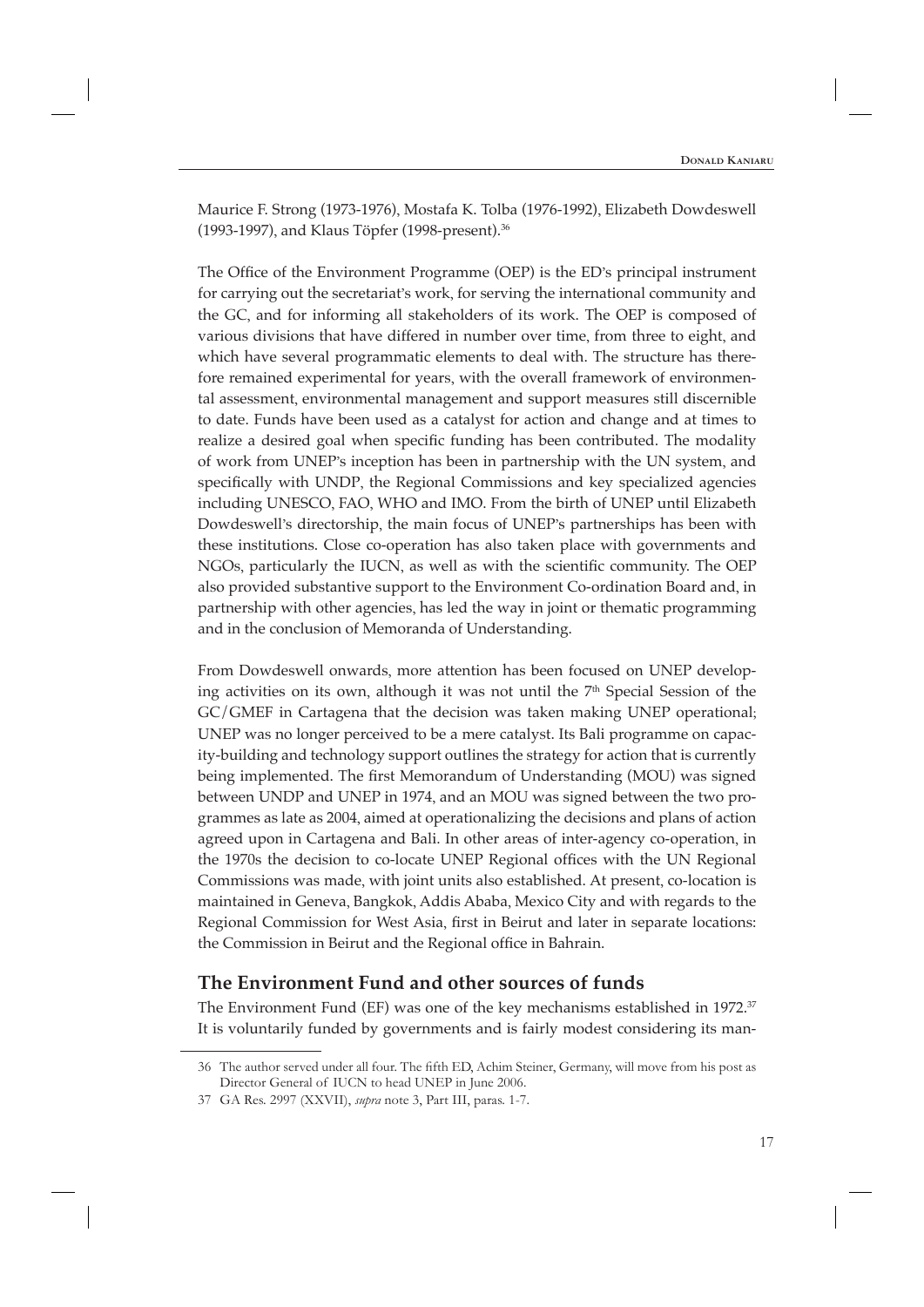Maurice F. Strong (1973-1976), Mostafa K. Tolba (1976-1992), Elizabeth Dowdeswell (1993-1997), and Klaus Töpfer (1998-present).[36]

The Office of the Environment Programme (OEP) is the ED's principal instrument for carrying out the secretariat's work, for serving the international community and the GC, and for informing all stakeholders of its work. The OEP is composed of various divisions that have differed in number over time, from three to eight, and which have several programmatic elements to deal with. The structure has therefore remained experimental for years, with the overall framework of environmental assessment, environmental management and support measures still discernible to date. Funds have been used as a catalyst for action and change and at times to realize a desired goal when specific funding has been contributed. The modality of work from UNEP's inception has been in partnership with the UN system, and specifically with UNDP, the Regional Commissions and key specialized agencies including UNESCO, FAO, WHO and IMO. From the birth of UNEP until Elizabeth Dowdeswell's directorship, the main focus of UNEP's partnerships has been with these institutions. Close co-operation has also taken place with governments and NGOs, particularly the IUCN, as well as with the scientific community. The OEP also provided substantive support to the Environment Co-ordination Board and, in partnership with other agencies, has led the way in joint or thematic programming and in the conclusion of Memoranda of Understanding.

From Dowdeswell onwards, more attention has been focused on UNEP developing activities on its own, although it was not until the 7th Special Session of the GC/GMEF in Cartagena that the decision was taken making UNEP operational; UNEP was no longer perceived to be a mere catalyst. Its Bali programme on capacity-building and technology support outlines the strategy for action that is currently being implemented. The first Memorandum of Understanding (MOU) was signed between UNDP and UNEP in 1974, and an MOU was signed between the two programmes as late as 2004, aimed at operationalizing the decisions and plans of action agreed upon in Cartagena and Bali. In other areas of inter-agency co-operation, in the 1970s the decision to co-locate UNEP Regional offices with the UN Regional Commissions was made, with joint units also established. At present, co-location is maintained in Geneva, Bangkok, Addis Ababa, Mexico City and with regards to the Regional Commission for West Asia, first in Beirut and later in separate locations: the Commission in Beirut and the Regional office in Bahrain.

## The Environment Fund and other sources of funds

The Environment Fund (EF) was one of the key mechanisms established in 1972.[37] It is voluntarily funded by governments and is fairly modest considering its man-

---

36 The author served under all four. The fifth ED, Achim Steiner, Germany, will move from his post as Director General of IUCN to head UNEP in June 2006.

37 GA Res. 2997 (XXVII), *supra* note 3, Part III, paras. 1-7.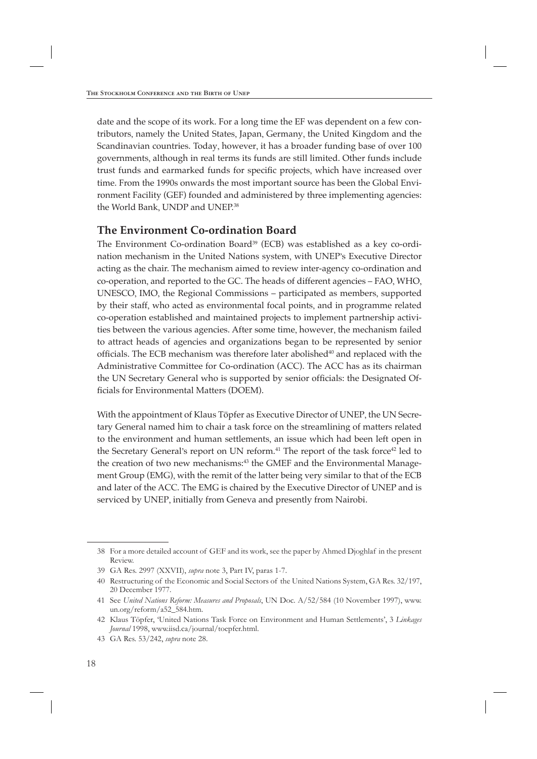date and the scope of its work. For a long time the EF was dependent on a few contributors, namely the United States, Japan, Germany, the United Kingdom and the Scandinavian countries. Today, however, it has a broader funding base of over 100 governments, although in real terms its funds are still limited. Other funds include trust funds and earmarked funds for specific projects, which have increased over time. From the 1990s onwards the most important source has been the Global Environment Facility (GEF) founded and administered by three implementing agencies: the World Bank, UNDP and UNEP.[38]

## The Environment Co-ordination Board

The Environment Co-ordination Board[39] (ECB) was established as a key co-ordination mechanism in the United Nations system, with UNEP's Executive Director acting as the chair. The mechanism aimed to review inter-agency co-ordination and co-operation, and reported to the GC. The heads of different agencies – FAO, WHO, UNESCO, IMO, the Regional Commissions – participated as members, supported by their staff, who acted as environmental focal points, and in programme related co-operation established and maintained projects to implement partnership activities between the various agencies. After some time, however, the mechanism failed to attract heads of agencies and organizations began to be represented by senior officials. The ECB mechanism was therefore later abolished[40] and replaced with the Administrative Committee for Co-ordination (ACC). The ACC has as its chairman the UN Secretary General who is supported by senior officials: the Designated Officials for Environmental Matters (DOEM).

With the appointment of Klaus Töpfer as Executive Director of UNEP, the UN Secretary General named him to chair a task force on the streamlining of matters related to the environment and human settlements, an issue which had been left open in the Secretary General's report on UN reform.[41] The report of the task force[42] led to the creation of two new mechanisms:[43] the GMEF and the Environmental Management Group (EMG), with the remit of the latter being very similar to that of the ECB and later of the ACC. The EMG is chaired by the Executive Director of UNEP and is serviced by UNEP, initially from Geneva and presently from Nairobi.

---

38 For a more detailed account of GEF and its work, see the paper by Ahmed Djoghlaf in the present Review.

39 GA Res. 2997 (XXVII), *supra* note 3, Part IV, paras 1-7.

40 Restructuring of the Economic and Social Sectors of the United Nations System, GA Res. 32/197, 20 December 1977.

41 See *United Nations Reform: Measures and Proposals*, UN Doc. A/52/584 (10 November 1997), www.un.org/reform/a52_584.htm.

42 Klaus Töpfer, 'United Nations Task Force on Environment and Human Settlements', 3 *Linkages Journal* 1998, www.iisd.ca/journal/toepfer.html.

43 GA Res. 53/242, *supra* note 28.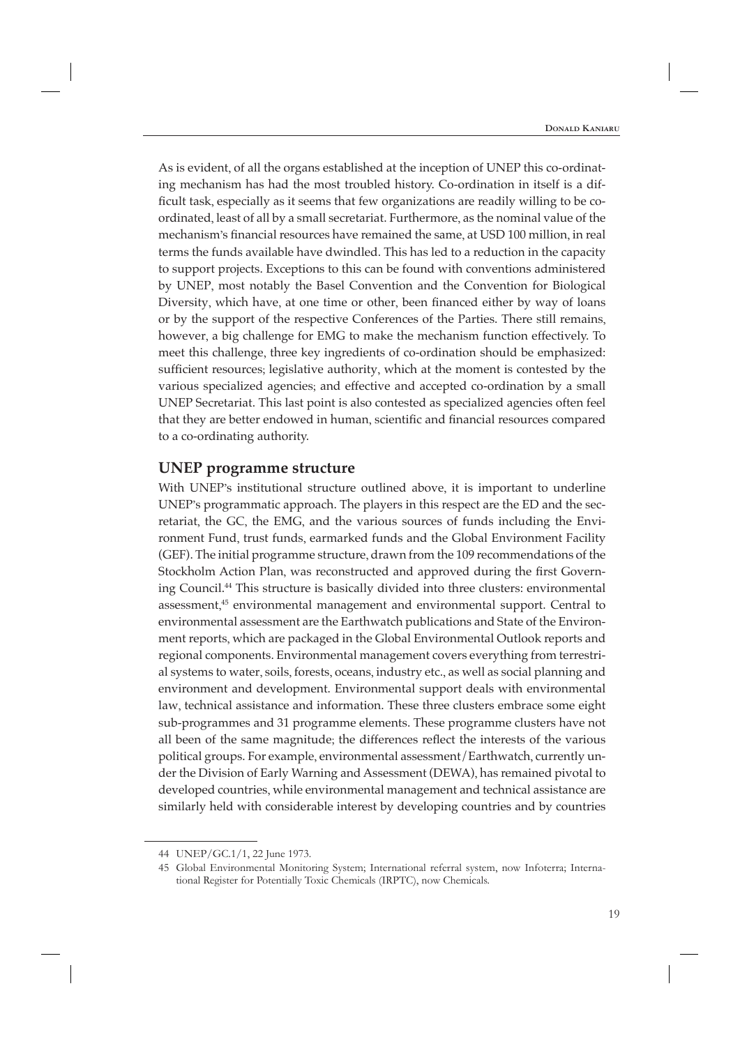As is evident, of all the organs established at the inception of UNEP this co-ordinating mechanism has had the most troubled history. Co-ordination in itself is a difficult task, especially as it seems that few organizations are readily willing to be co-ordinated, least of all by a small secretariat. Furthermore, as the nominal value of the mechanism's financial resources have remained the same, at USD 100 million, in real terms the funds available have dwindled. This has led to a reduction in the capacity to support projects. Exceptions to this can be found with conventions administered by UNEP, most notably the Basel Convention and the Convention for Biological Diversity, which have, at one time or other, been financed either by way of loans or by the support of the respective Conferences of the Parties. There still remains, however, a big challenge for EMG to make the mechanism function effectively. To meet this challenge, three key ingredients of co-ordination should be emphasized: sufficient resources; legislative authority, which at the moment is contested by the various specialized agencies; and effective and accepted co-ordination by a small UNEP Secretariat. This last point is also contested as specialized agencies often feel that they are better endowed in human, scientific and financial resources compared to a co-ordinating authority.

## UNEP programme structure

With UNEP's institutional structure outlined above, it is important to underline UNEP's programmatic approach. The players in this respect are the ED and the secretariat, the GC, the EMG, and the various sources of funds including the Environment Fund, trust funds, earmarked funds and the Global Environment Facility (GEF). The initial programme structure, drawn from the 109 recommendations of the Stockholm Action Plan, was reconstructed and approved during the first Governing Council.[44] This structure is basically divided into three clusters: environmental assessment,[45] environmental management and environmental support. Central to environmental assessment are the Earthwatch publications and State of the Environment reports, which are packaged in the Global Environmental Outlook reports and regional components. Environmental management covers everything from terrestrial systems to water, soils, forests, oceans, industry etc., as well as social planning and environment and development. Environmental support deals with environmental law, technical assistance and information. These three clusters embrace some eight sub-programmes and 31 programme elements. These programme clusters have not all been of the same magnitude; the differences reflect the interests of the various political groups. For example, environmental assessment/Earthwatch, currently under the Division of Early Warning and Assessment (DEWA), has remained pivotal to developed countries, while environmental management and technical assistance are similarly held with considerable interest by developing countries and by countries

---

44 UNEP/GC.1/1, 22 June 1973.

45 Global Environmental Monitoring System; International referral system, now Infoterra; International Register for Potentially Toxic Chemicals (IRPTC), now Chemicals.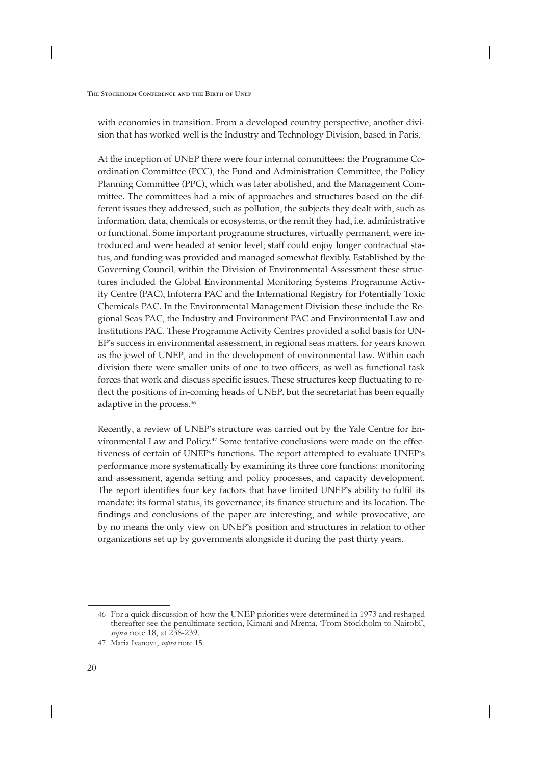with economies in transition. From a developed country perspective, another division that has worked well is the Industry and Technology Division, based in Paris.

At the inception of UNEP there were four internal committees: the Programme Coordination Committee (PCC), the Fund and Administration Committee, the Policy Planning Committee (PPC), which was later abolished, and the Management Committee. The committees had a mix of approaches and structures based on the different issues they addressed, such as pollution, the subjects they dealt with, such as information, data, chemicals or ecosystems, or the remit they had, i.e. administrative or functional. Some important programme structures, virtually permanent, were introduced and were headed at senior level; staff could enjoy longer contractual status, and funding was provided and managed somewhat flexibly. Established by the Governing Council, within the Division of Environmental Assessment these structures included the Global Environmental Monitoring Systems Programme Activity Centre (PAC), Infoterra PAC and the International Registry for Potentially Toxic Chemicals PAC. In the Environmental Management Division these include the Regional Seas PAC, the Industry and Environment PAC and Environmental Law and Institutions PAC. These Programme Activity Centres provided a solid basis for UNEP's success in environmental assessment, in regional seas matters, for years known as the jewel of UNEP, and in the development of environmental law. Within each division there were smaller units of one to two officers, as well as functional task forces that work and discuss specific issues. These structures keep fluctuating to reflect the positions of in-coming heads of UNEP, but the secretariat has been equally adaptive in the process.[46]

Recently, a review of UNEP's structure was carried out by the Yale Centre for Environmental Law and Policy.[47] Some tentative conclusions were made on the effectiveness of certain of UNEP's functions. The report attempted to evaluate UNEP's performance more systematically by examining its three core functions: monitoring and assessment, agenda setting and policy processes, and capacity development. The report identifies four key factors that have limited UNEP's ability to fulfil its mandate: its formal status, its governance, its finance structure and its location. The findings and conclusions of the paper are interesting, and while provocative, are by no means the only view on UNEP's position and structures in relation to other organizations set up by governments alongside it during the past thirty years.

---

46 For a quick discussion of how the UNEP priorities were determined in 1973 and reshaped thereafter see the penultimate section, Kimani and Mrema, 'From Stockholm to Nairobi', *supra* note 18, at 238-239.

47 Maria Ivanova, *supra* note 15.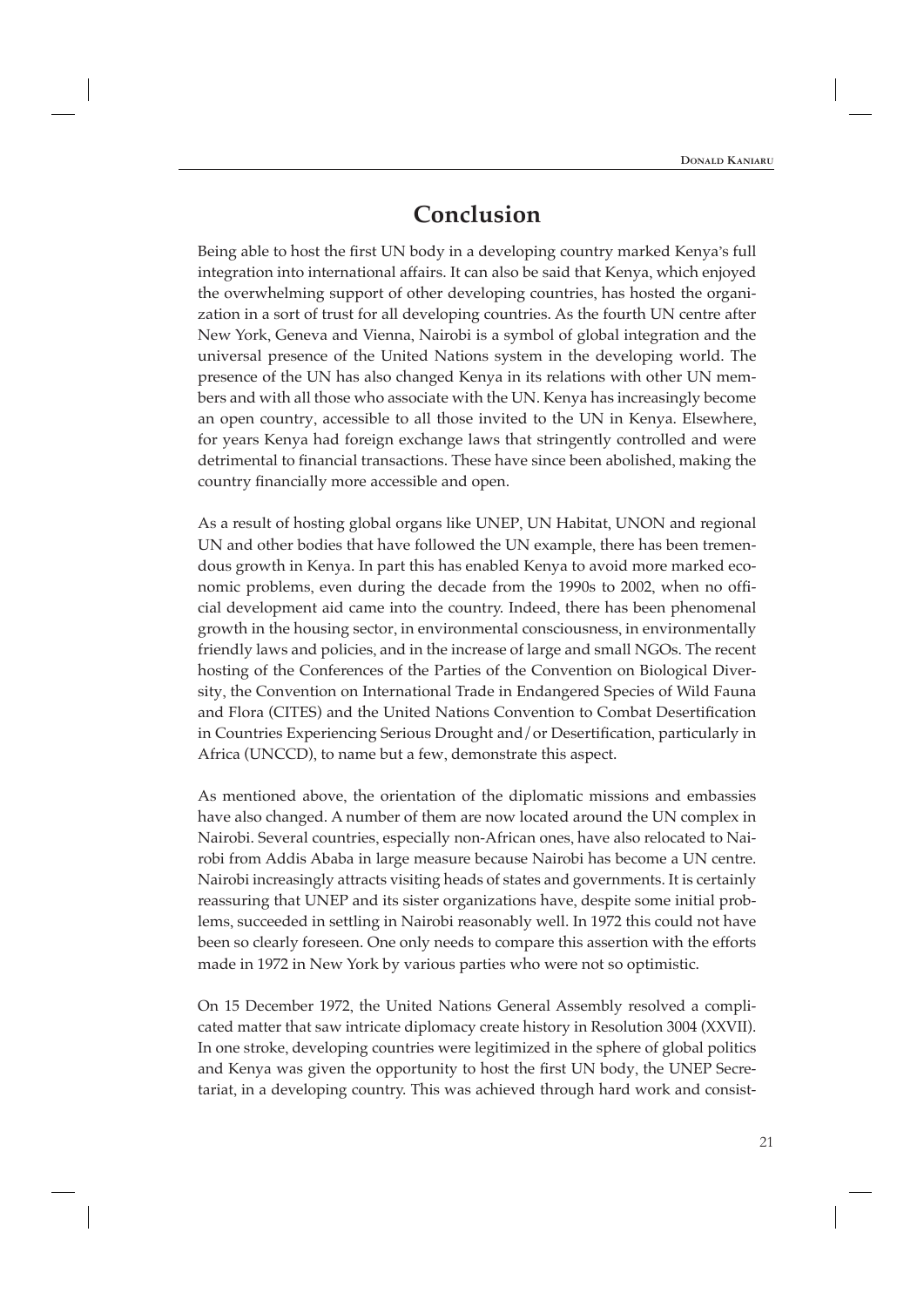# Conclusion

Being able to host the first UN body in a developing country marked Kenya's full integration into international affairs. It can also be said that Kenya, which enjoyed the overwhelming support of other developing countries, has hosted the organization in a sort of trust for all developing countries. As the fourth UN centre after New York, Geneva and Vienna, Nairobi is a symbol of global integration and the universal presence of the United Nations system in the developing world. The presence of the UN has also changed Kenya in its relations with other UN members and with all those who associate with the UN. Kenya has increasingly become an open country, accessible to all those invited to the UN in Kenya. Elsewhere, for years Kenya had foreign exchange laws that stringently controlled and were detrimental to financial transactions. These have since been abolished, making the country financially more accessible and open.

As a result of hosting global organs like UNEP, UN Habitat, UNON and regional UN and other bodies that have followed the UN example, there has been tremendous growth in Kenya. In part this has enabled Kenya to avoid more marked economic problems, even during the decade from the 1990s to 2002, when no official development aid came into the country. Indeed, there has been phenomenal growth in the housing sector, in environmental consciousness, in environmentally friendly laws and policies, and in the increase of large and small NGOs. The recent hosting of the Conferences of the Parties of the Convention on Biological Diversity, the Convention on International Trade in Endangered Species of Wild Fauna and Flora (CITES) and the United Nations Convention to Combat Desertification in Countries Experiencing Serious Drought and/or Desertification, particularly in Africa (UNCCD), to name but a few, demonstrate this aspect.

As mentioned above, the orientation of the diplomatic missions and embassies have also changed. A number of them are now located around the UN complex in Nairobi. Several countries, especially non-African ones, have also relocated to Nairobi from Addis Ababa in large measure because Nairobi has become a UN centre. Nairobi increasingly attracts visiting heads of states and governments. It is certainly reassuring that UNEP and its sister organizations have, despite some initial problems, succeeded in settling in Nairobi reasonably well. In 1972 this could not have been so clearly foreseen. One only needs to compare this assertion with the efforts made in 1972 in New York by various parties who were not so optimistic.

On 15 December 1972, the United Nations General Assembly resolved a complicated matter that saw intricate diplomacy create history in Resolution 3004 (XXVII). In one stroke, developing countries were legitimized in the sphere of global politics and Kenya was given the opportunity to host the first UN body, the UNEP Secretariat, in a developing country. This was achieved through hard work and consist-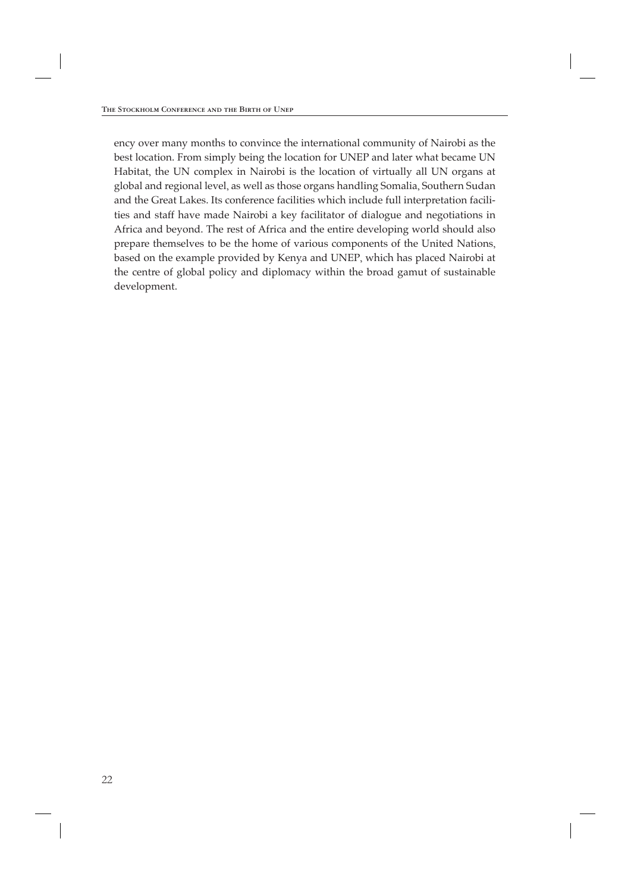ency over many months to convince the international community of Nairobi as the best location. From simply being the location for UNEP and later what became UN Habitat, the UN complex in Nairobi is the location of virtually all UN organs at global and regional level, as well as those organs handling Somalia, Southern Sudan and the Great Lakes. Its conference facilities which include full interpretation facilities and staff have made Nairobi a key facilitator of dialogue and negotiations in Africa and beyond. The rest of Africa and the entire developing world should also prepare themselves to be the home of various components of the United Nations, based on the example provided by Kenya and UNEP, which has placed Nairobi at the centre of global policy and diplomacy within the broad gamut of sustainable development.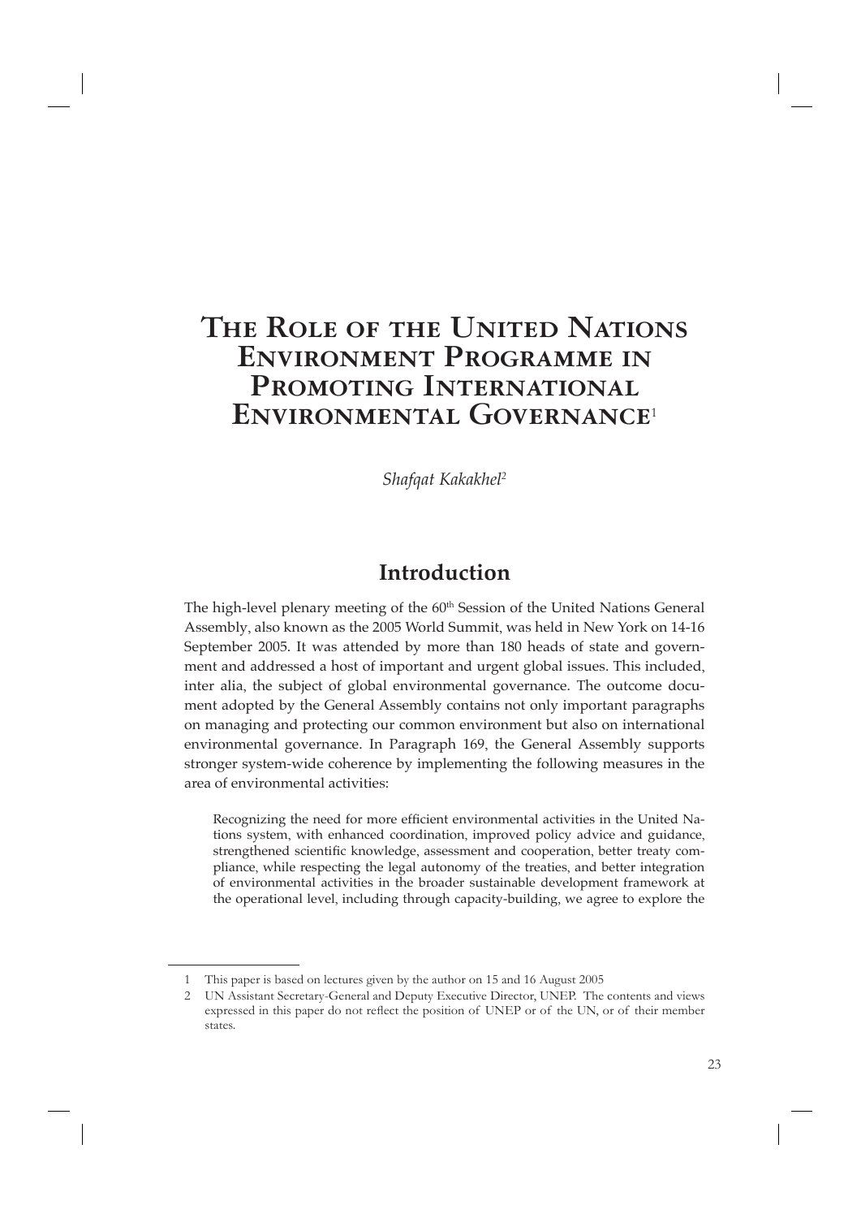# The Role of the United Nations Environment Programme in Promoting International Environmental Governance[1]

*Shafqat Kakakhel*[2]

## Introduction

The high-level plenary meeting of the 60th Session of the United Nations General Assembly, also known as the 2005 World Summit, was held in New York on 14-16 September 2005. It was attended by more than 180 heads of state and government and addressed a host of important and urgent global issues. This included, inter alia, the subject of global environmental governance. The outcome document adopted by the General Assembly contains not only important paragraphs on managing and protecting our common environment but also on international environmental governance. In Paragraph 169, the General Assembly supports stronger system-wide coherence by implementing the following measures in the area of environmental activities:

> Recognizing the need for more efficient environmental activities in the United Nations system, with enhanced coordination, improved policy advice and guidance, strengthened scientific knowledge, assessment and cooperation, better treaty compliance, while respecting the legal autonomy of the treaties, and better integration of environmental activities in the broader sustainable development framework at the operational level, including through capacity-building, we agree to explore the

---

1 This paper is based on lectures given by the author on 15 and 16 August 2005

2 UN Assistant Secretary-General and Deputy Executive Director, UNEP. The contents and views expressed in this paper do not reflect the position of UNEP or of the UN, or of their member states.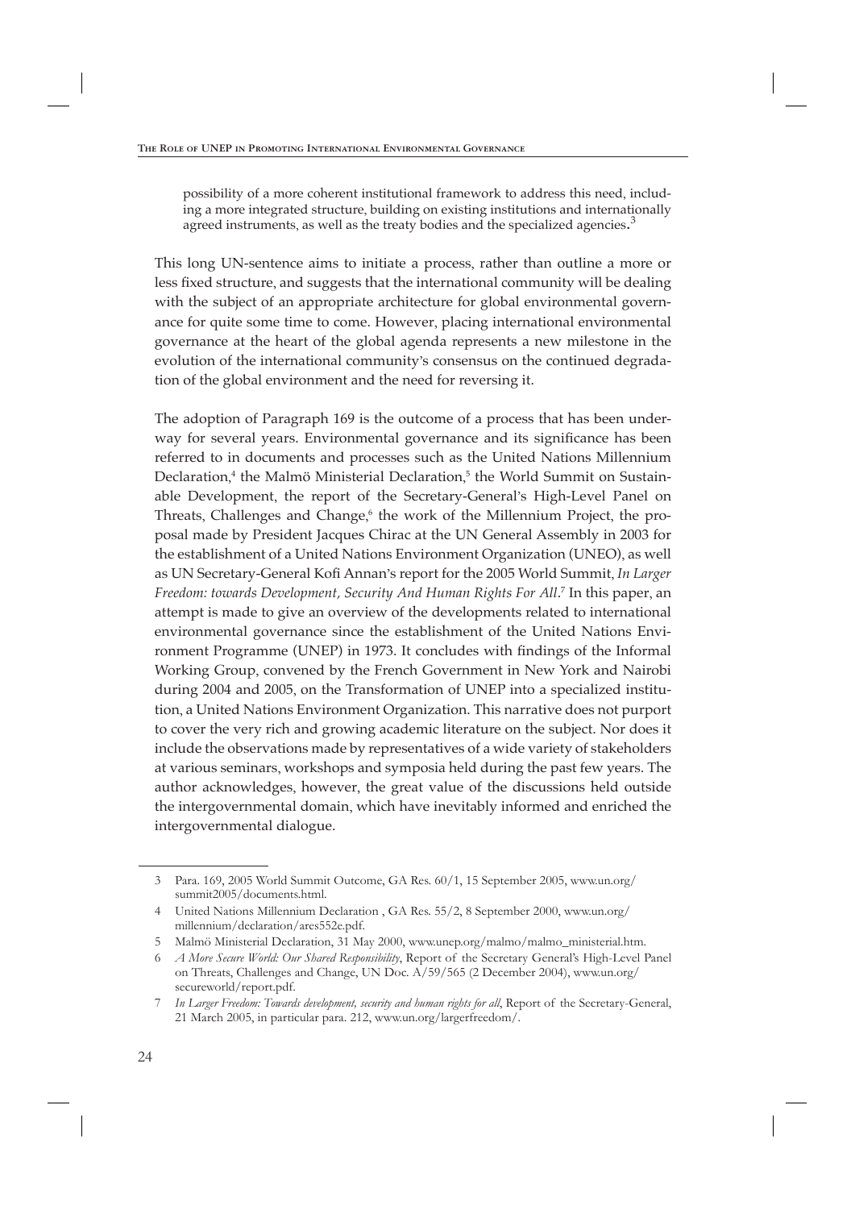> possibility of a more coherent institutional framework to address this need, including a more integrated structure, building on existing institutions and internationally agreed instruments, as well as the treaty bodies and the specialized agencies.[3]

This long UN-sentence aims to initiate a process, rather than outline a more or less fixed structure, and suggests that the international community will be dealing with the subject of an appropriate architecture for global environmental governance for quite some time to come. However, placing international environmental governance at the heart of the global agenda represents a new milestone in the evolution of the international community's consensus on the continued degradation of the global environment and the need for reversing it.

The adoption of Paragraph 169 is the outcome of a process that has been underway for several years. Environmental governance and its significance has been referred to in documents and processes such as the United Nations Millennium Declaration,[4] the Malmö Ministerial Declaration,[5] the World Summit on Sustainable Development, the report of the Secretary-General's High-Level Panel on Threats, Challenges and Change,[6] the work of the Millennium Project, the proposal made by President Jacques Chirac at the UN General Assembly in 2003 for the establishment of a United Nations Environment Organization (UNEO), as well as UN Secretary-General Kofi Annan's report for the 2005 World Summit, *In Larger Freedom: towards Development, Security And Human Rights For All*.[7] In this paper, an attempt is made to give an overview of the developments related to international environmental governance since the establishment of the United Nations Environment Programme (UNEP) in 1973. It concludes with findings of the Informal Working Group, convened by the French Government in New York and Nairobi during 2004 and 2005, on the Transformation of UNEP into a specialized institution, a United Nations Environment Organization. This narrative does not purport to cover the very rich and growing academic literature on the subject. Nor does it include the observations made by representatives of a wide variety of stakeholders at various seminars, workshops and symposia held during the past few years. The author acknowledges, however, the great value of the discussions held outside the intergovernmental domain, which have inevitably informed and enriched the intergovernmental dialogue.

---

3 Para. 169, 2005 World Summit Outcome, GA Res. 60/1, 15 September 2005, www.un.org/summit2005/documents.html.

4 United Nations Millennium Declaration , GA Res. 55/2, 8 September 2000, www.un.org/millennium/declaration/ares552e.pdf.

5 Malmö Ministerial Declaration, 31 May 2000, www.unep.org/malmo/malmo_ministerial.htm.

6 *A More Secure World: Our Shared Responsibility*, Report of the Secretary General's High-Level Panel on Threats, Challenges and Change, UN Doc. A/59/565 (2 December 2004), www.un.org/secureworld/report.pdf.

7 *In Larger Freedom: Towards development, security and human rights for all*, Report of the Secretary-General, 21 March 2005, in particular para. 212, www.un.org/largerfreedom/.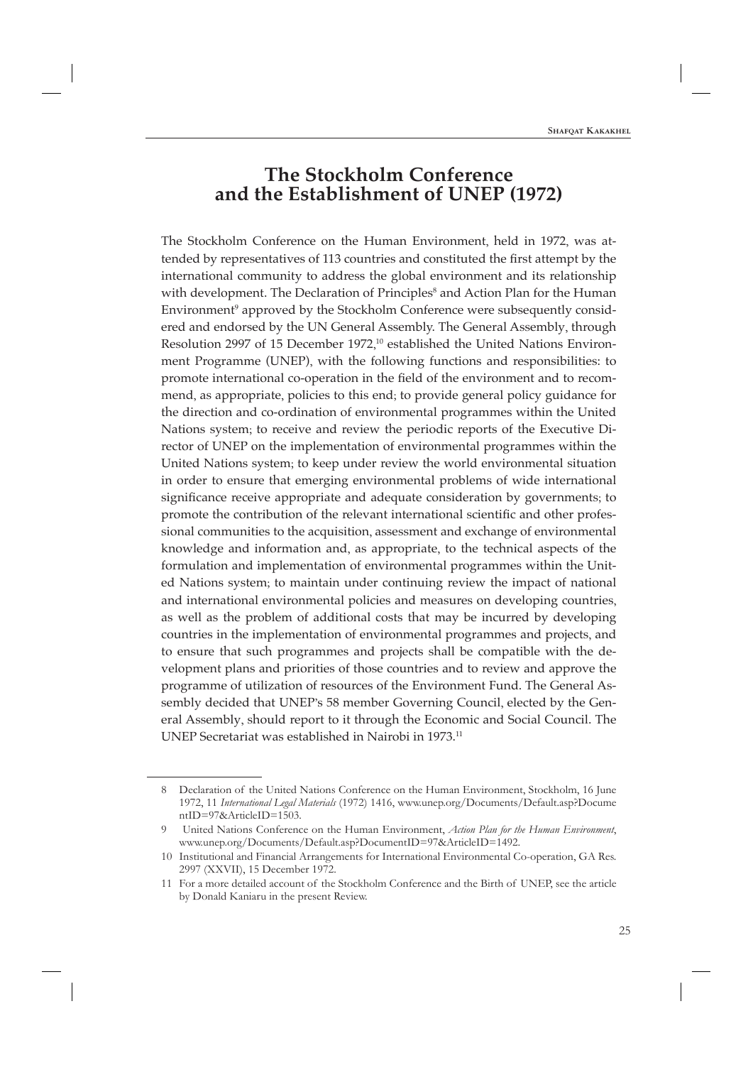## The Stockholm Conference and the Establishment of UNEP (1972)

The Stockholm Conference on the Human Environment, held in 1972, was attended by representatives of 113 countries and constituted the first attempt by the international community to address the global environment and its relationship with development. The Declaration of Principles[8] and Action Plan for the Human Environment[9] approved by the Stockholm Conference were subsequently considered and endorsed by the UN General Assembly. The General Assembly, through Resolution 2997 of 15 December 1972,[10] established the United Nations Environment Programme (UNEP), with the following functions and responsibilities: to promote international co-operation in the field of the environment and to recommend, as appropriate, policies to this end; to provide general policy guidance for the direction and co-ordination of environmental programmes within the United Nations system; to receive and review the periodic reports of the Executive Director of UNEP on the implementation of environmental programmes within the United Nations system; to keep under review the world environmental situation in order to ensure that emerging environmental problems of wide international significance receive appropriate and adequate consideration by governments; to promote the contribution of the relevant international scientific and other professional communities to the acquisition, assessment and exchange of environmental knowledge and information and, as appropriate, to the technical aspects of the formulation and implementation of environmental programmes within the United Nations system; to maintain under continuing review the impact of national and international environmental policies and measures on developing countries, as well as the problem of additional costs that may be incurred by developing countries in the implementation of environmental programmes and projects, and to ensure that such programmes and projects shall be compatible with the development plans and priorities of those countries and to review and approve the programme of utilization of resources of the Environment Fund. The General Assembly decided that UNEP's 58 member Governing Council, elected by the General Assembly, should report to it through the Economic and Social Council. The UNEP Secretariat was established in Nairobi in 1973.[11]

---

8 Declaration of the United Nations Conference on the Human Environment, Stockholm, 16 June 1972, 11 *International Legal Materials* (1972) 1416, www.unep.org/Documents/Default.asp?DocumentID=97&ArticleID=1503.

9 United Nations Conference on the Human Environment, *Action Plan for the Human Environment*, www.unep.org/Documents/Default.asp?DocumentID=97&ArticleID=1492.

10 Institutional and Financial Arrangements for International Environmental Co-operation, GA Res. 2997 (XXVII), 15 December 1972.

11 For a more detailed account of the Stockholm Conference and the Birth of UNEP, see the article by Donald Kaniaru in the present Review.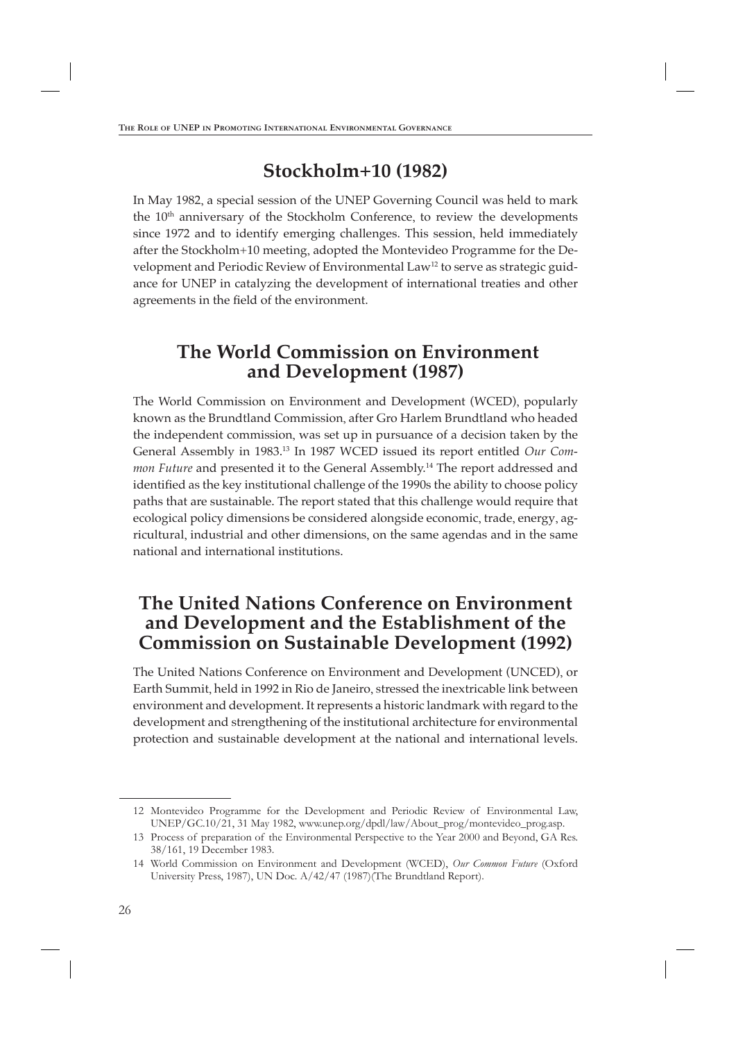## Stockholm+10 (1982)

In May 1982, a special session of the UNEP Governing Council was held to mark the 10th anniversary of the Stockholm Conference, to review the developments since 1972 and to identify emerging challenges. This session, held immediately after the Stockholm+10 meeting, adopted the Montevideo Programme for the Development and Periodic Review of Environmental Law[12] to serve as strategic guidance for UNEP in catalyzing the development of international treaties and other agreements in the field of the environment.

## The World Commission on Environment and Development (1987)

The World Commission on Environment and Development (WCED), popularly known as the Brundtland Commission, after Gro Harlem Brundtland who headed the independent commission, was set up in pursuance of a decision taken by the General Assembly in 1983.[13] In 1987 WCED issued its report entitled *Our Common Future* and presented it to the General Assembly.[14] The report addressed and identified as the key institutional challenge of the 1990s the ability to choose policy paths that are sustainable. The report stated that this challenge would require that ecological policy dimensions be considered alongside economic, trade, energy, agricultural, industrial and other dimensions, on the same agendas and in the same national and international institutions.

## The United Nations Conference on Environment and Development and the Establishment of the Commission on Sustainable Development (1992)

The United Nations Conference on Environment and Development (UNCED), or Earth Summit, held in 1992 in Rio de Janeiro, stressed the inextricable link between environment and development. It represents a historic landmark with regard to the development and strengthening of the institutional architecture for environmental protection and sustainable development at the national and international levels.

---

12 Montevideo Programme for the Development and Periodic Review of Environmental Law, UNEP/GC.10/21, 31 May 1982, www.unep.org/dpdl/law/About_prog/montevideo_prog.asp.

13 Process of preparation of the Environmental Perspective to the Year 2000 and Beyond, GA Res. 38/161, 19 December 1983.

14 World Commission on Environment and Development (WCED), *Our Common Future* (Oxford University Press, 1987), UN Doc. A/42/47 (1987)(The Brundtland Report).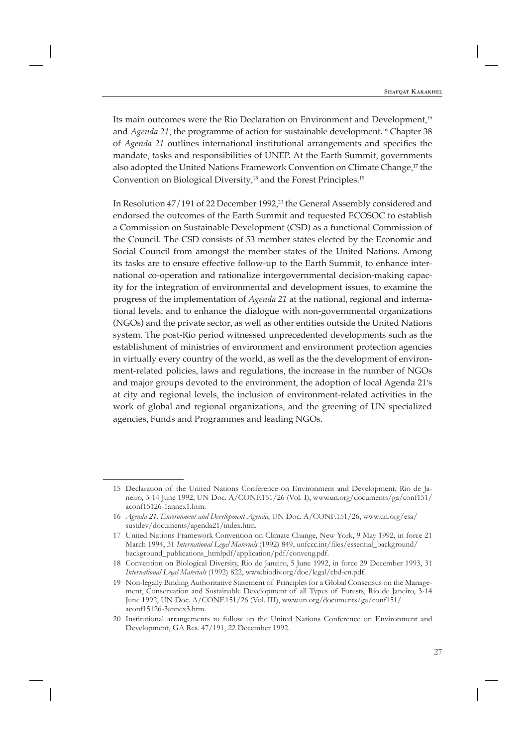Its main outcomes were the Rio Declaration on Environment and Development,[15] and *Agenda 21*, the programme of action for sustainable development.[16] Chapter 38 of *Agenda 21* outlines international institutional arrangements and specifies the mandate, tasks and responsibilities of UNEP. At the Earth Summit, governments also adopted the United Nations Framework Convention on Climate Change,[17] the Convention on Biological Diversity,[18] and the Forest Principles.[19]

In Resolution 47/191 of 22 December 1992,[20] the General Assembly considered and endorsed the outcomes of the Earth Summit and requested ECOSOC to establish a Commission on Sustainable Development (CSD) as a functional Commission of the Council. The CSD consists of 53 member states elected by the Economic and Social Council from amongst the member states of the United Nations. Among its tasks are to ensure effective follow-up to the Earth Summit, to enhance international co-operation and rationalize intergovernmental decision-making capacity for the integration of environmental and development issues, to examine the progress of the implementation of *Agenda 21* at the national, regional and international levels; and to enhance the dialogue with non-governmental organizations (NGOs) and the private sector, as well as other entities outside the United Nations system. The post-Rio period witnessed unprecedented developments such as the establishment of ministries of environment and environment protection agencies in virtually every country of the world, as well as the the development of environment-related policies, laws and regulations, the increase in the number of NGOs and major groups devoted to the environment, the adoption of local Agenda 21's at city and regional levels, the inclusion of environment-related activities in the work of global and regional organizations, and the greening of UN specialized agencies, Funds and Programmes and leading NGOs.

---

15 Declaration of the United Nations Conference on Environment and Development, Rio de Janeiro, 3-14 June 1992, UN Doc. A/CONF.151/26 (Vol. I), www.un.org/documents/ga/conf151/aconf15126-1annex1.htm.

16 *Agenda 21: Environment and Development Agenda*, UN Doc. A/CONF.151/26, www.un.org/esa/sustdev/documents/agenda21/index.htm.

17 United Nations Framework Convention on Climate Change, New York, 9 May 1992, in force 21 March 1994, 31 *International Legal Materials* (1992) 849, unfccc.int/files/essential_background/background_publications_htmlpdf/application/pdf/conveng.pdf.

18 Convention on Biological Diversity, Rio de Janeiro, 5 June 1992, in force 29 December 1993, 31 *International Legal Materials* (1992) 822, www.biodiv.org/doc/legal/cbd-en.pdf.

19 Non-legally Binding Authoritative Statement of Principles for a Global Consensus on the Management, Conservation and Sustainable Development of all Types of Forests, Rio de Janeiro, 3-14 June 1992, UN Doc. A/CONF.151/26 (Vol. III), www.un.org/documents/ga/conf151/aconf15126-3annex3.htm.

20 Institutional arrangements to follow up the United Nations Conference on Environment and Development, GA Res. 47/191, 22 December 1992.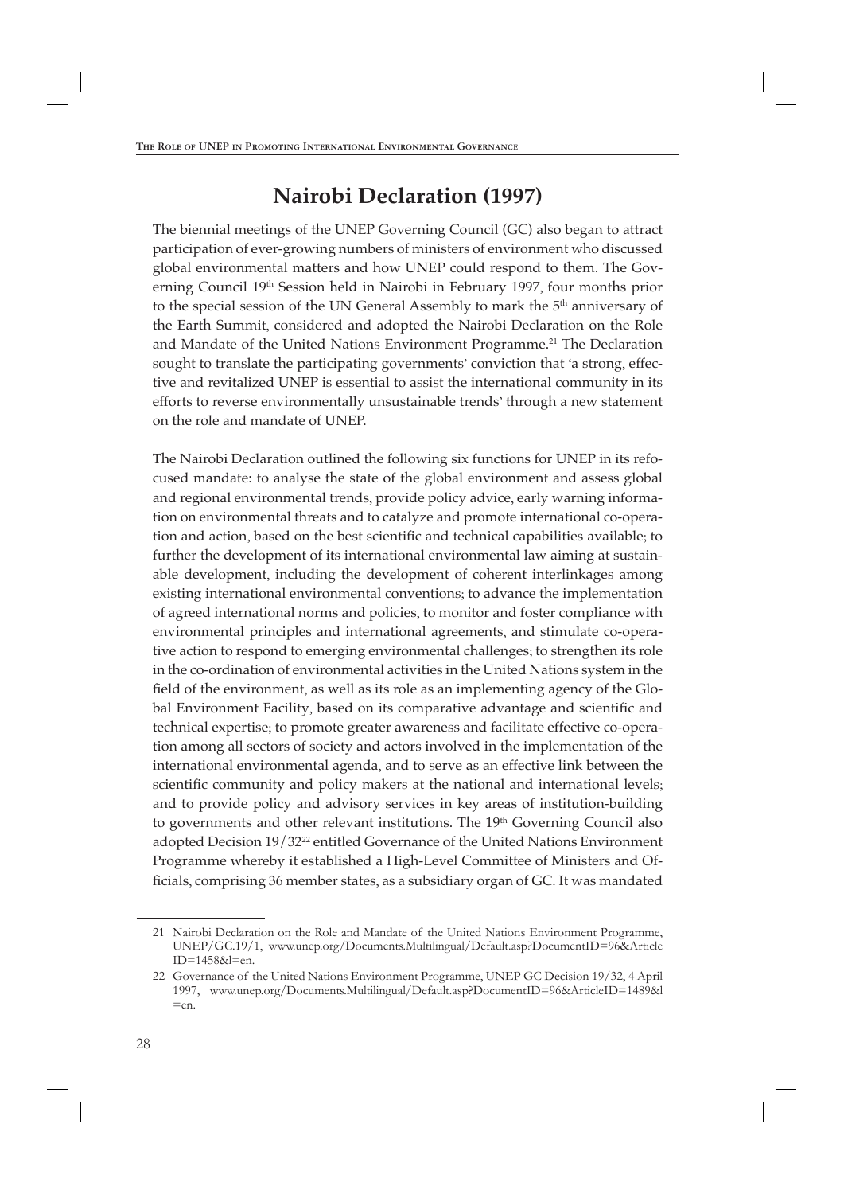## Nairobi Declaration (1997)

The biennial meetings of the UNEP Governing Council (GC) also began to attract participation of ever-growing numbers of ministers of environment who discussed global environmental matters and how UNEP could respond to them. The Governing Council 19th Session held in Nairobi in February 1997, four months prior to the special session of the UN General Assembly to mark the 5th anniversary of the Earth Summit, considered and adopted the Nairobi Declaration on the Role and Mandate of the United Nations Environment Programme.[21] The Declaration sought to translate the participating governments' conviction that 'a strong, effective and revitalized UNEP is essential to assist the international community in its efforts to reverse environmentally unsustainable trends' through a new statement on the role and mandate of UNEP.

The Nairobi Declaration outlined the following six functions for UNEP in its refocused mandate: to analyse the state of the global environment and assess global and regional environmental trends, provide policy advice, early warning information on environmental threats and to catalyze and promote international co-operation and action, based on the best scientific and technical capabilities available; to further the development of its international environmental law aiming at sustainable development, including the development of coherent interlinkages among existing international environmental conventions; to advance the implementation of agreed international norms and policies, to monitor and foster compliance with environmental principles and international agreements, and stimulate co-operative action to respond to emerging environmental challenges; to strengthen its role in the co-ordination of environmental activities in the United Nations system in the field of the environment, as well as its role as an implementing agency of the Global Environment Facility, based on its comparative advantage and scientific and technical expertise; to promote greater awareness and facilitate effective co-operation among all sectors of society and actors involved in the implementation of the international environmental agenda, and to serve as an effective link between the scientific community and policy makers at the national and international levels; and to provide policy and advisory services in key areas of institution-building to governments and other relevant institutions. The 19th Governing Council also adopted Decision 19/32[22] entitled Governance of the United Nations Environment Programme whereby it established a High-Level Committee of Ministers and Officials, comprising 36 member states, as a subsidiary organ of GC. It was mandated

---

21 Nairobi Declaration on the Role and Mandate of the United Nations Environment Programme, UNEP/GC.19/1, www.unep.org/Documents.Multilingual/Default.asp?DocumentID=96&ArticleID=1458&l=en.

22 Governance of the United Nations Environment Programme, UNEP GC Decision 19/32, 4 April 1997, www.unep.org/Documents.Multilingual/Default.asp?DocumentID=96&ArticleID=1489&l=en.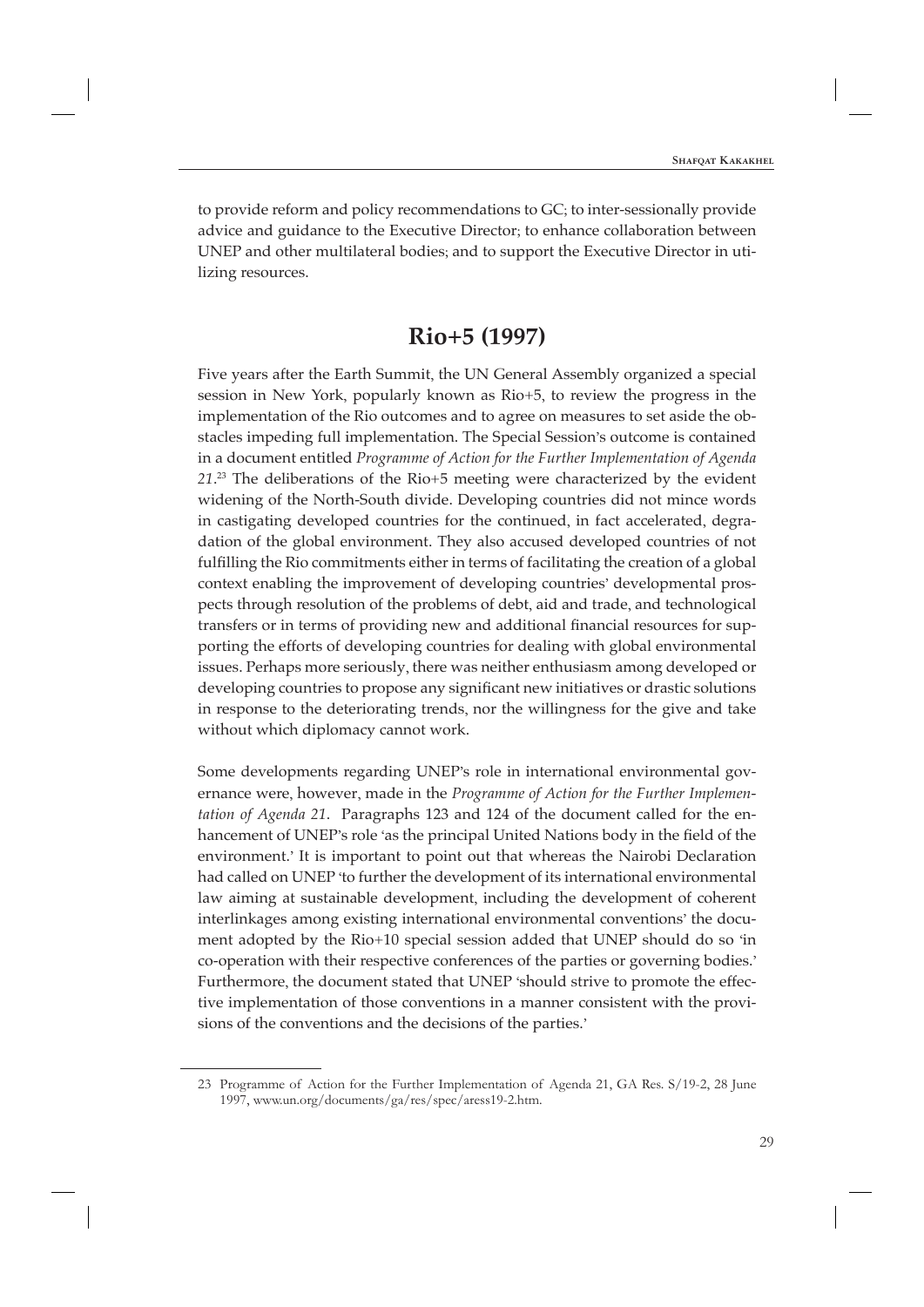to provide reform and policy recommendations to GC; to inter-sessionally provide advice and guidance to the Executive Director; to enhance collaboration between UNEP and other multilateral bodies; and to support the Executive Director in utilizing resources.

## Rio+5 (1997)

Five years after the Earth Summit, the UN General Assembly organized a special session in New York, popularly known as Rio+5, to review the progress in the implementation of the Rio outcomes and to agree on measures to set aside the obstacles impeding full implementation. The Special Session's outcome is contained in a document entitled *Programme of Action for the Further Implementation of Agenda 21*.[23] The deliberations of the Rio+5 meeting were characterized by the evident widening of the North-South divide. Developing countries did not mince words in castigating developed countries for the continued, in fact accelerated, degradation of the global environment. They also accused developed countries of not fulfilling the Rio commitments either in terms of facilitating the creation of a global context enabling the improvement of developing countries' developmental prospects through resolution of the problems of debt, aid and trade, and technological transfers or in terms of providing new and additional financial resources for supporting the efforts of developing countries for dealing with global environmental issues. Perhaps more seriously, there was neither enthusiasm among developed or developing countries to propose any significant new initiatives or drastic solutions in response to the deteriorating trends, nor the willingness for the give and take without which diplomacy cannot work.

Some developments regarding UNEP's role in international environmental governance were, however, made in the *Programme of Action for the Further Implementation of Agenda 21*. Paragraphs 123 and 124 of the document called for the enhancement of UNEP's role 'as the principal United Nations body in the field of the environment.' It is important to point out that whereas the Nairobi Declaration had called on UNEP 'to further the development of its international environmental law aiming at sustainable development, including the development of coherent interlinkages among existing international environmental conventions' the document adopted by the Rio+10 special session added that UNEP should do so 'in co-operation with their respective conferences of the parties or governing bodies.' Furthermore, the document stated that UNEP 'should strive to promote the effective implementation of those conventions in a manner consistent with the provisions of the conventions and the decisions of the parties.'

23 Programme of Action for the Further Implementation of Agenda 21, GA Res. S/19-2, 28 June 1997, www.un.org/documents/ga/res/spec/aress19-2.htm.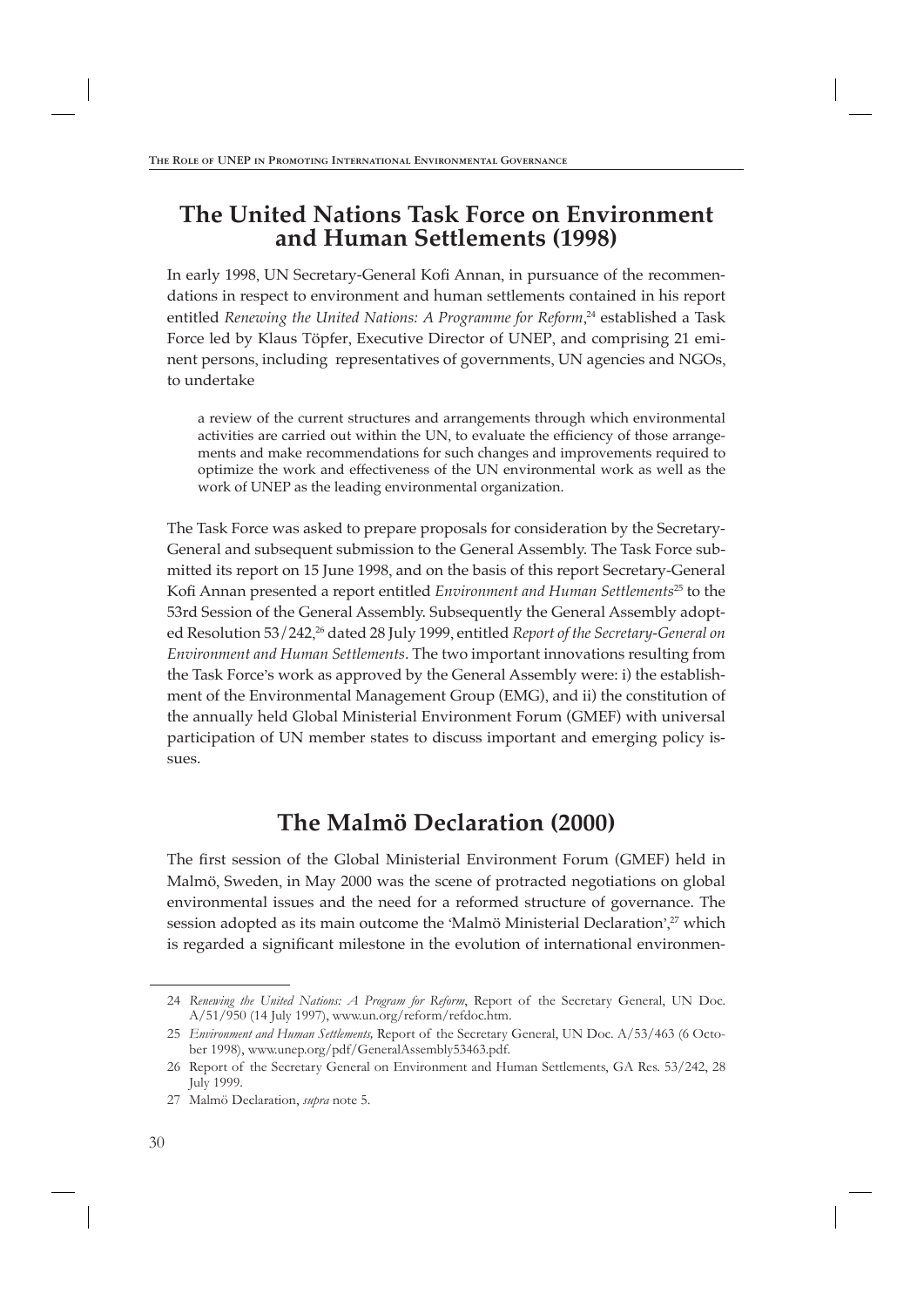## The United Nations Task Force on Environment and Human Settlements (1998)

In early 1998, UN Secretary-General Kofi Annan, in pursuance of the recommendations in respect to environment and human settlements contained in his report entitled *Renewing the United Nations: A Programme for Reform*,[24] established a Task Force led by Klaus Töpfer, Executive Director of UNEP, and comprising 21 eminent persons, including representatives of governments, UN agencies and NGOs, to undertake

> a review of the current structures and arrangements through which environmental activities are carried out within the UN, to evaluate the efficiency of those arrangements and make recommendations for such changes and improvements required to optimize the work and effectiveness of the UN environmental work as well as the work of UNEP as the leading environmental organization.

The Task Force was asked to prepare proposals for consideration by the Secretary-General and subsequent submission to the General Assembly. The Task Force submitted its report on 15 June 1998, and on the basis of this report Secretary-General Kofi Annan presented a report entitled *Environment and Human Settlements*[25] to the 53rd Session of the General Assembly. Subsequently the General Assembly adopted Resolution 53/242,[26] dated 28 July 1999, entitled *Report of the Secretary-General on Environment and Human Settlements*. The two important innovations resulting from the Task Force's work as approved by the General Assembly were: i) the establishment of the Environmental Management Group (EMG), and ii) the constitution of the annually held Global Ministerial Environment Forum (GMEF) with universal participation of UN member states to discuss important and emerging policy issues.

## The Malmö Declaration (2000)

The first session of the Global Ministerial Environment Forum (GMEF) held in Malmö, Sweden, in May 2000 was the scene of protracted negotiations on global environmental issues and the need for a reformed structure of governance. The session adopted as its main outcome the 'Malmö Ministerial Declaration',[27] which is regarded a significant milestone in the evolution of international environmen-

---

24 *Renewing the United Nations: A Program for Reform*, Report of the Secretary General, UN Doc. A/51/950 (14 July 1997), www.un.org/reform/refdoc.htm.

25 *Environment and Human Settlements,* Report of the Secretary General, UN Doc. A/53/463 (6 October 1998), www.unep.org/pdf/GeneralAssembly53463.pdf.

26 Report of the Secretary General on Environment and Human Settlements, GA Res. 53/242, 28 July 1999.

27 Malmö Declaration, *supra* note 5.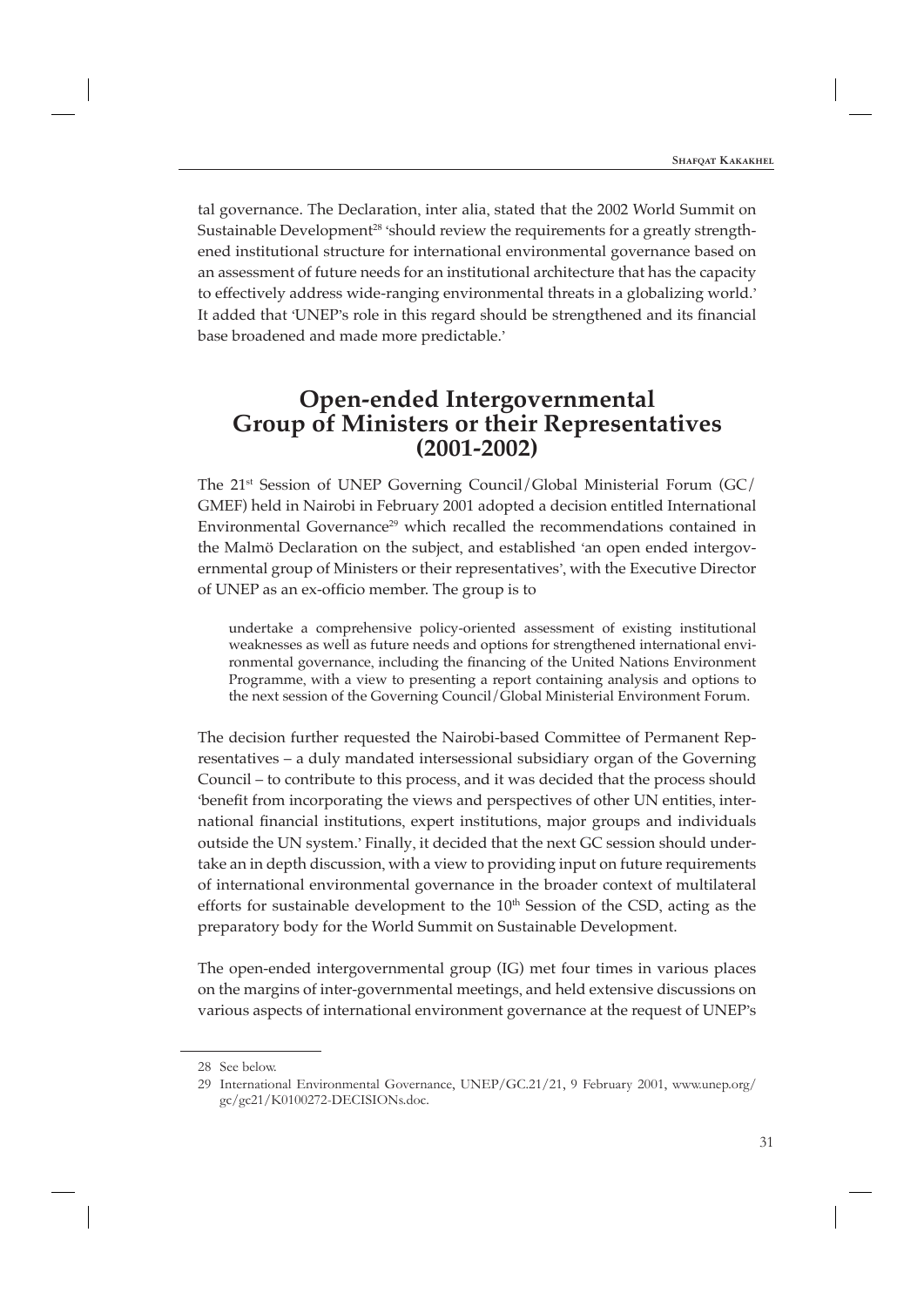tal governance. The Declaration, inter alia, stated that the 2002 World Summit on Sustainable Development[28] 'should review the requirements for a greatly strengthened institutional structure for international environmental governance based on an assessment of future needs for an institutional architecture that has the capacity to effectively address wide-ranging environmental threats in a globalizing world.' It added that 'UNEP's role in this regard should be strengthened and its financial base broadened and made more predictable.'

## Open-ended Intergovernmental Group of Ministers or their Representatives (2001-2002)

The 21st Session of UNEP Governing Council/Global Ministerial Forum (GC/GMEF) held in Nairobi in February 2001 adopted a decision entitled International Environmental Governance[29] which recalled the recommendations contained in the Malmö Declaration on the subject, and established 'an open ended intergovernmental group of Ministers or their representatives', with the Executive Director of UNEP as an ex-officio member. The group is to

> undertake a comprehensive policy-oriented assessment of existing institutional weaknesses as well as future needs and options for strengthened international environmental governance, including the financing of the United Nations Environment Programme, with a view to presenting a report containing analysis and options to the next session of the Governing Council/Global Ministerial Environment Forum.

The decision further requested the Nairobi-based Committee of Permanent Representatives – a duly mandated intersessional subsidiary organ of the Governing Council – to contribute to this process, and it was decided that the process should 'benefit from incorporating the views and perspectives of other UN entities, international financial institutions, expert institutions, major groups and individuals outside the UN system.' Finally, it decided that the next GC session should undertake an in depth discussion, with a view to providing input on future requirements of international environmental governance in the broader context of multilateral efforts for sustainable development to the 10th Session of the CSD, acting as the preparatory body for the World Summit on Sustainable Development.

The open-ended intergovernmental group (IG) met four times in various places on the margins of inter-governmental meetings, and held extensive discussions on various aspects of international environment governance at the request of UNEP's

---

28 See below.

29 International Environmental Governance, UNEP/GC.21/21, 9 February 2001, www.unep.org/gc/gc21/K0100272-DECISIONs.doc.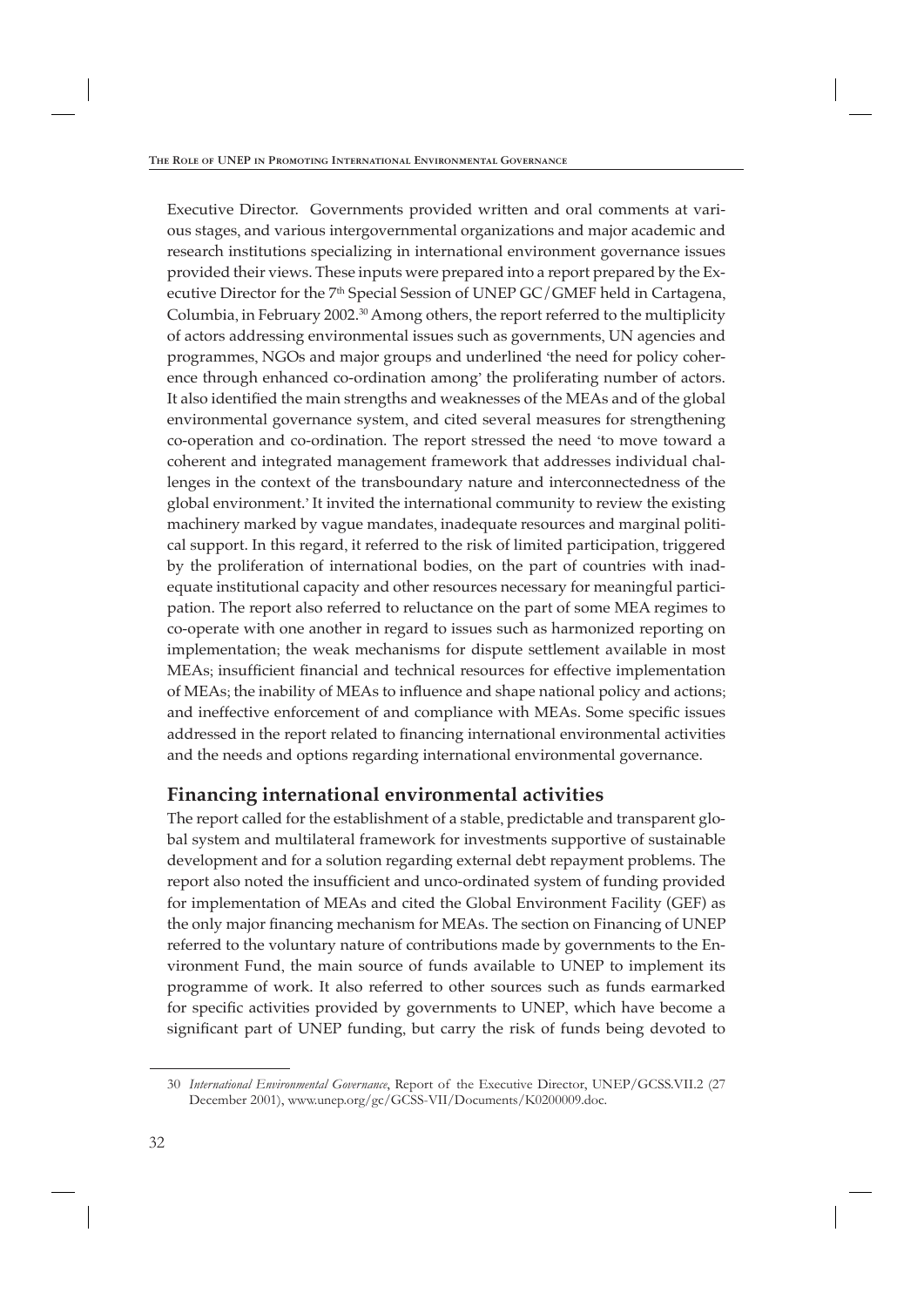Executive Director. Governments provided written and oral comments at various stages, and various intergovernmental organizations and major academic and research institutions specializing in international environment governance issues provided their views. These inputs were prepared into a report prepared by the Executive Director for the 7th Special Session of UNEP GC/GMEF held in Cartagena, Columbia, in February 2002.[30] Among others, the report referred to the multiplicity of actors addressing environmental issues such as governments, UN agencies and programmes, NGOs and major groups and underlined 'the need for policy coherence through enhanced co-ordination among' the proliferating number of actors. It also identified the main strengths and weaknesses of the MEAs and of the global environmental governance system, and cited several measures for strengthening co-operation and co-ordination. The report stressed the need 'to move toward a coherent and integrated management framework that addresses individual challenges in the context of the transboundary nature and interconnectedness of the global environment.' It invited the international community to review the existing machinery marked by vague mandates, inadequate resources and marginal political support. In this regard, it referred to the risk of limited participation, triggered by the proliferation of international bodies, on the part of countries with inadequate institutional capacity and other resources necessary for meaningful participation. The report also referred to reluctance on the part of some MEA regimes to co-operate with one another in regard to issues such as harmonized reporting on implementation; the weak mechanisms for dispute settlement available in most MEAs; insufficient financial and technical resources for effective implementation of MEAs; the inability of MEAs to influence and shape national policy and actions; and ineffective enforcement of and compliance with MEAs. Some specific issues addressed in the report related to financing international environmental activities and the needs and options regarding international environmental governance.

## Financing international environmental activities

The report called for the establishment of a stable, predictable and transparent global system and multilateral framework for investments supportive of sustainable development and for a solution regarding external debt repayment problems. The report also noted the insufficient and unco-ordinated system of funding provided for implementation of MEAs and cited the Global Environment Facility (GEF) as the only major financing mechanism for MEAs. The section on Financing of UNEP referred to the voluntary nature of contributions made by governments to the Environment Fund, the main source of funds available to UNEP to implement its programme of work. It also referred to other sources such as funds earmarked for specific activities provided by governments to UNEP, which have become a significant part of UNEP funding, but carry the risk of funds being devoted to

---

30 *International Environmental Governance*, Report of the Executive Director, UNEP/GCSS.VII.2 (27 December 2001), www.unep.org/gc/GCSS-VII/Documents/K0200009.doc.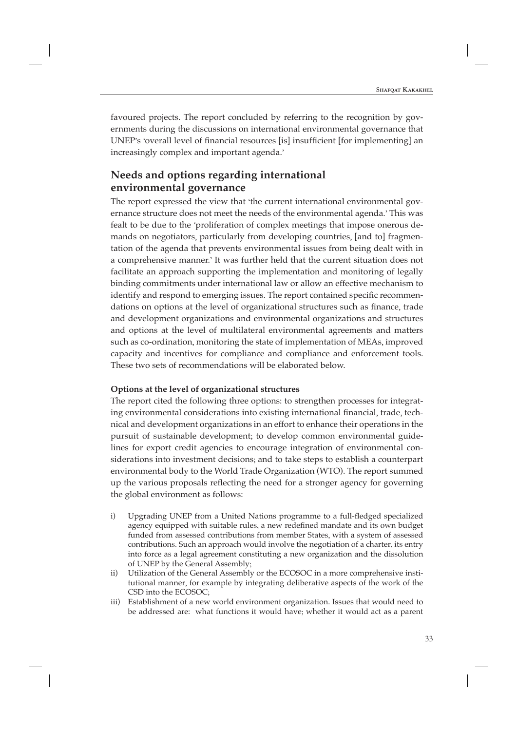favoured projects. The report concluded by referring to the recognition by governments during the discussions on international environmental governance that UNEP's 'overall level of financial resources [is] insufficient [for implementing] an increasingly complex and important agenda.'

## Needs and options regarding international environmental governance

The report expressed the view that 'the current international environmental governance structure does not meet the needs of the environmental agenda.' This was fealt to be due to the 'proliferation of complex meetings that impose onerous demands on negotiators, particularly from developing countries, [and to] fragmentation of the agenda that prevents environmental issues from being dealt with in a comprehensive manner.' It was further held that the current situation does not facilitate an approach supporting the implementation and monitoring of legally binding commitments under international law or allow an effective mechanism to identify and respond to emerging issues. The report contained specific recommendations on options at the level of organizational structures such as finance, trade and development organizations and environmental organizations and structures and options at the level of multilateral environmental agreements and matters such as co-ordination, monitoring the state of implementation of MEAs, improved capacity and incentives for compliance and compliance and enforcement tools. These two sets of recommendations will be elaborated below.

### Options at the level of organizational structures

The report cited the following three options: to strengthen processes for integrating environmental considerations into existing international financial, trade, technical and development organizations in an effort to enhance their operations in the pursuit of sustainable development; to develop common environmental guidelines for export credit agencies to encourage integration of environmental considerations into investment decisions; and to take steps to establish a counterpart environmental body to the World Trade Organization (WTO). The report summed up the various proposals reflecting the need for a stronger agency for governing the global environment as follows:

i) Upgrading UNEP from a United Nations programme to a full-fledged specialized agency equipped with suitable rules, a new redefined mandate and its own budget funded from assessed contributions from member States, with a system of assessed contributions. Such an approach would involve the negotiation of a charter, its entry into force as a legal agreement constituting a new organization and the dissolution of UNEP by the General Assembly;

ii) Utilization of the General Assembly or the ECOSOC in a more comprehensive institutional manner, for example by integrating deliberative aspects of the work of the CSD into the ECOSOC;

iii) Establishment of a new world environment organization. Issues that would need to be addressed are: what functions it would have; whether it would act as a parent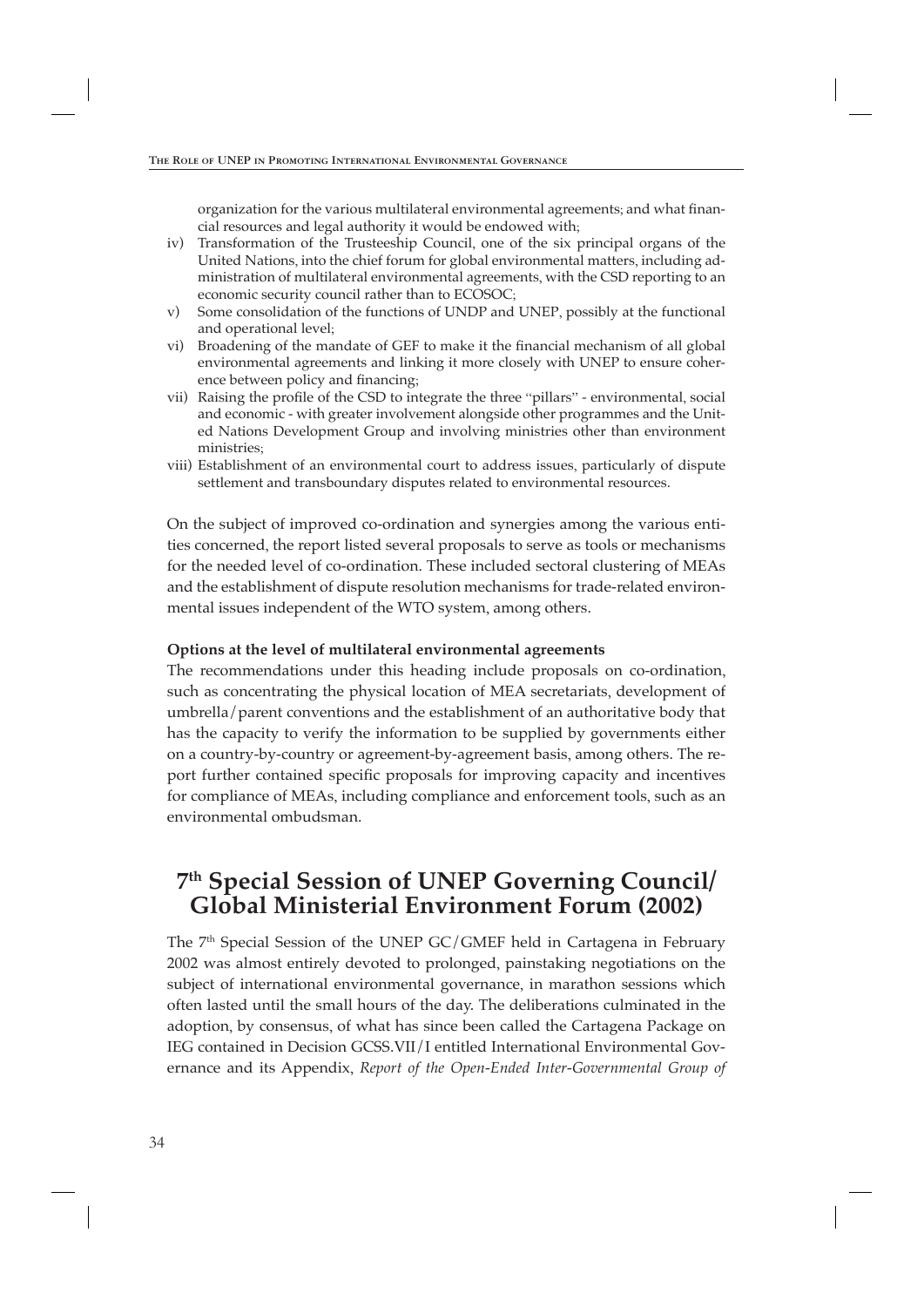organization for the various multilateral environmental agreements; and what financial resources and legal authority it would be endowed with;

iv) Transformation of the Trusteeship Council, one of the six principal organs of the United Nations, into the chief forum for global environmental matters, including administration of multilateral environmental agreements, with the CSD reporting to an economic security council rather than to ECOSOC;

v) Some consolidation of the functions of UNDP and UNEP, possibly at the functional and operational level;

vi) Broadening of the mandate of GEF to make it the financial mechanism of all global environmental agreements and linking it more closely with UNEP to ensure coherence between policy and financing;

vii) Raising the profile of the CSD to integrate the three "pillars" - environmental, social and economic - with greater involvement alongside other programmes and the United Nations Development Group and involving ministries other than environment ministries;

viii) Establishment of an environmental court to address issues, particularly of dispute settlement and transboundary disputes related to environmental resources.

On the subject of improved co-ordination and synergies among the various entities concerned, the report listed several proposals to serve as tools or mechanisms for the needed level of co-ordination. These included sectoral clustering of MEAs and the establishment of dispute resolution mechanisms for trade-related environmental issues independent of the WTO system, among others.

**Options at the level of multilateral environmental agreements**

The recommendations under this heading include proposals on co-ordination, such as concentrating the physical location of MEA secretariats, development of umbrella/parent conventions and the establishment of an authoritative body that has the capacity to verify the information to be supplied by governments either on a country-by-country or agreement-by-agreement basis, among others. The report further contained specific proposals for improving capacity and incentives for compliance of MEAs, including compliance and enforcement tools, such as an environmental ombudsman.

## 7th Special Session of UNEP Governing Council/ Global Ministerial Environment Forum (2002)

The 7th Special Session of the UNEP GC/GMEF held in Cartagena in February 2002 was almost entirely devoted to prolonged, painstaking negotiations on the subject of international environmental governance, in marathon sessions which often lasted until the small hours of the day. The deliberations culminated in the adoption, by consensus, of what has since been called the Cartagena Package on IEG contained in Decision GCSS.VII/I entitled International Environmental Governance and its Appendix, *Report of the Open-Ended Inter-Governmental Group of*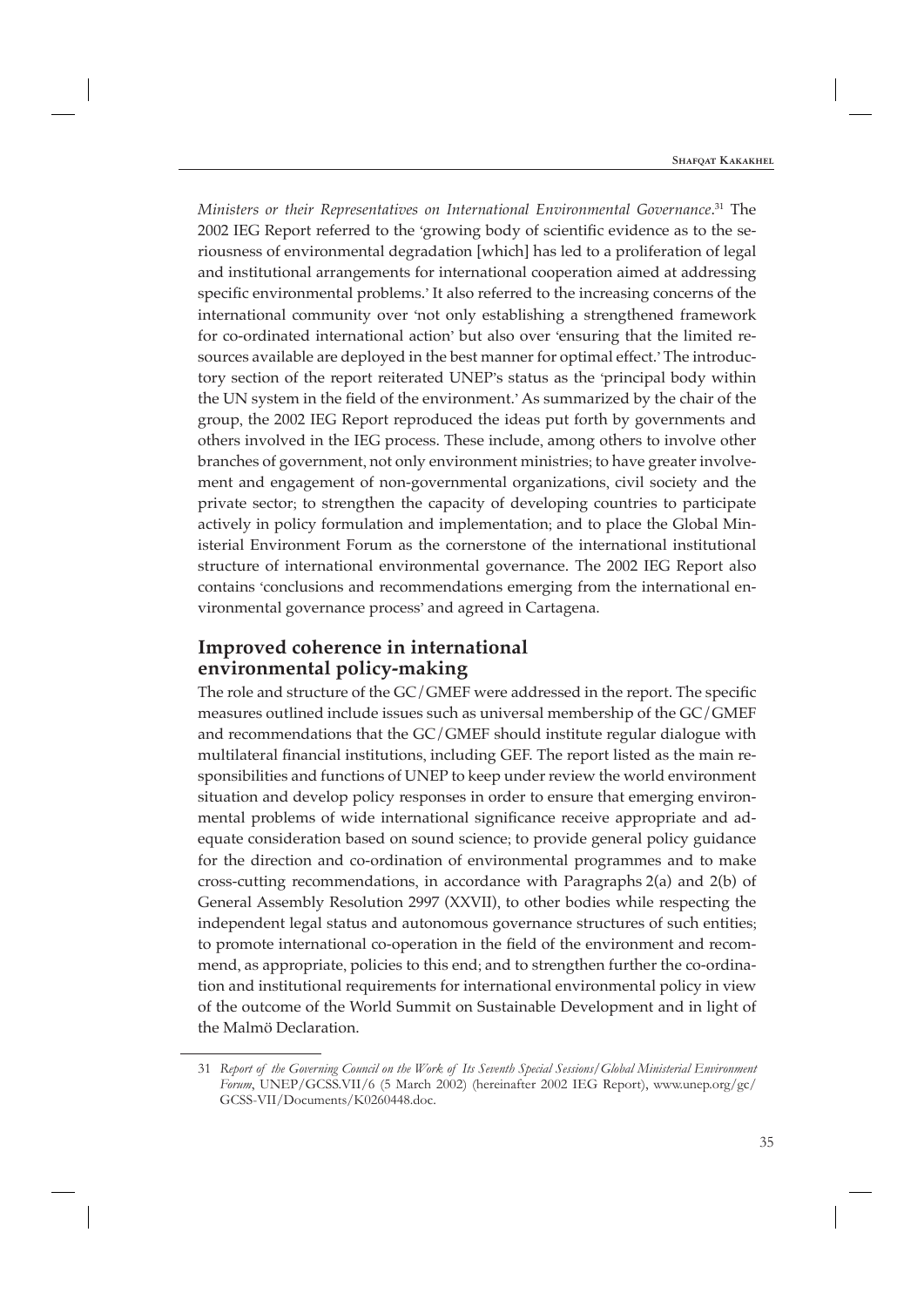*Ministers or their Representatives on International Environmental Governance*.[31] The 2002 IEG Report referred to the 'growing body of scientific evidence as to the seriousness of environmental degradation [which] has led to a proliferation of legal and institutional arrangements for international cooperation aimed at addressing specific environmental problems.' It also referred to the increasing concerns of the international community over 'not only establishing a strengthened framework for co-ordinated international action' but also over 'ensuring that the limited resources available are deployed in the best manner for optimal effect.' The introductory section of the report reiterated UNEP's status as the 'principal body within the UN system in the field of the environment.' As summarized by the chair of the group, the 2002 IEG Report reproduced the ideas put forth by governments and others involved in the IEG process. These include, among others to involve other branches of government, not only environment ministries; to have greater involvement and engagement of non-governmental organizations, civil society and the private sector; to strengthen the capacity of developing countries to participate actively in policy formulation and implementation; and to place the Global Ministerial Environment Forum as the cornerstone of the international institutional structure of international environmental governance. The 2002 IEG Report also contains 'conclusions and recommendations emerging from the international environmental governance process' and agreed in Cartagena.

## Improved coherence in international environmental policy-making

The role and structure of the GC/GMEF were addressed in the report. The specific measures outlined include issues such as universal membership of the GC/GMEF and recommendations that the GC/GMEF should institute regular dialogue with multilateral financial institutions, including GEF. The report listed as the main responsibilities and functions of UNEP to keep under review the world environment situation and develop policy responses in order to ensure that emerging environmental problems of wide international significance receive appropriate and adequate consideration based on sound science; to provide general policy guidance for the direction and co-ordination of environmental programmes and to make cross-cutting recommendations, in accordance with Paragraphs 2(a) and 2(b) of General Assembly Resolution 2997 (XXVII), to other bodies while respecting the independent legal status and autonomous governance structures of such entities; to promote international co-operation in the field of the environment and recommend, as appropriate, policies to this end; and to strengthen further the co-ordination and institutional requirements for international environmental policy in view of the outcome of the World Summit on Sustainable Development and in light of the Malmö Declaration.

---

31 *Report of the Governing Council on the Work of Its Seventh Special Sessions/Global Ministerial Environment Forum*, UNEP/GCSS.VII/6 (5 March 2002) (hereinafter 2002 IEG Report), www.unep.org/gc/GCSS-VII/Documents/K0260448.doc.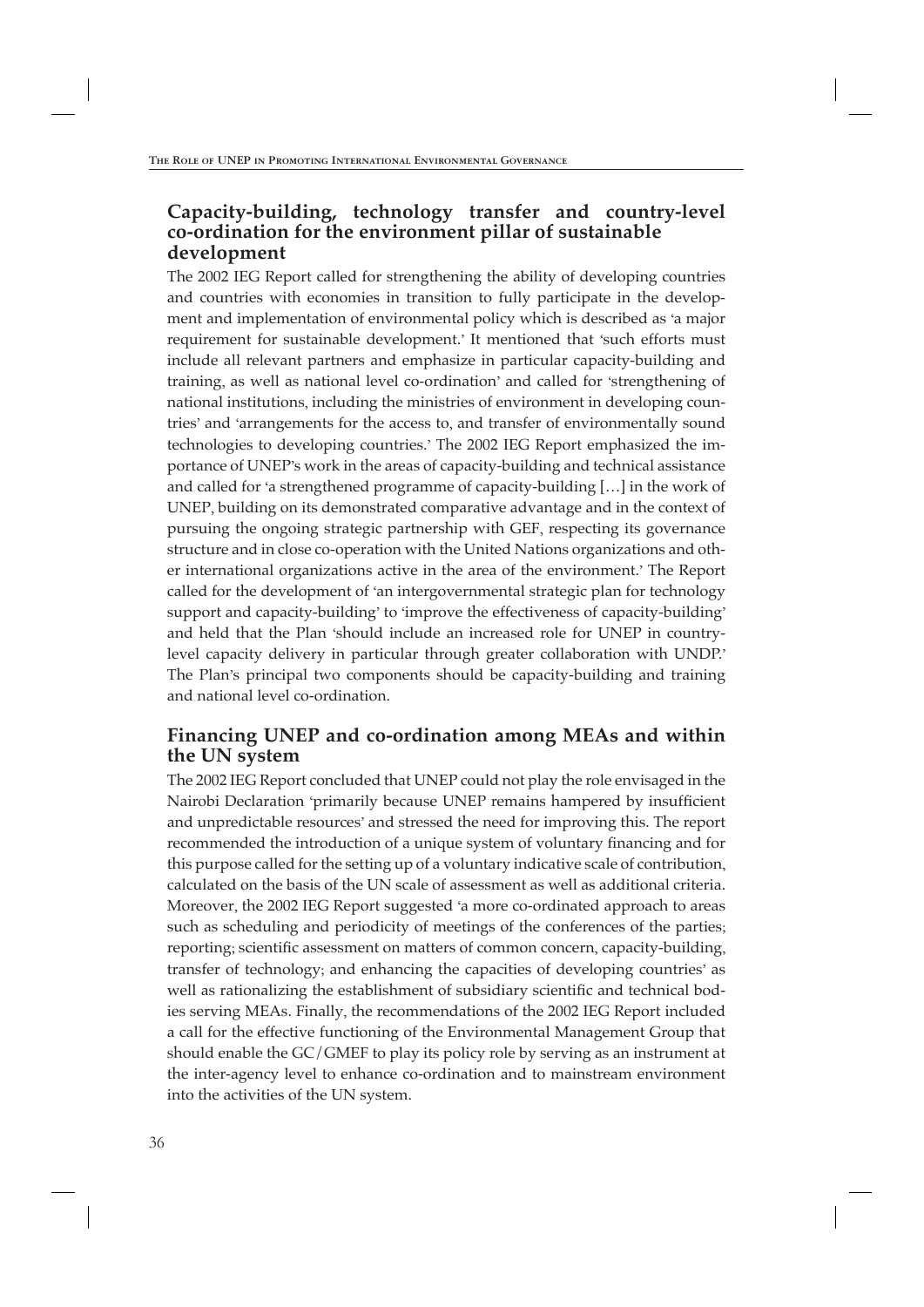## Capacity-building, technology transfer and country-level co-ordination for the environment pillar of sustainable development

The 2002 IEG Report called for strengthening the ability of developing countries and countries with economies in transition to fully participate in the development and implementation of environmental policy which is described as 'a major requirement for sustainable development.' It mentioned that 'such efforts must include all relevant partners and emphasize in particular capacity-building and training, as well as national level co-ordination' and called for 'strengthening of national institutions, including the ministries of environment in developing countries' and 'arrangements for the access to, and transfer of environmentally sound technologies to developing countries.' The 2002 IEG Report emphasized the importance of UNEP's work in the areas of capacity-building and technical assistance and called for 'a strengthened programme of capacity-building […] in the work of UNEP, building on its demonstrated comparative advantage and in the context of pursuing the ongoing strategic partnership with GEF, respecting its governance structure and in close co-operation with the United Nations organizations and other international organizations active in the area of the environment.' The Report called for the development of 'an intergovernmental strategic plan for technology support and capacity-building' to 'improve the effectiveness of capacity-building' and held that the Plan 'should include an increased role for UNEP in country-level capacity delivery in particular through greater collaboration with UNDP.' The Plan's principal two components should be capacity-building and training and national level co-ordination.

## Financing UNEP and co-ordination among MEAs and within the UN system

The 2002 IEG Report concluded that UNEP could not play the role envisaged in the Nairobi Declaration 'primarily because UNEP remains hampered by insufficient and unpredictable resources' and stressed the need for improving this. The report recommended the introduction of a unique system of voluntary financing and for this purpose called for the setting up of a voluntary indicative scale of contribution, calculated on the basis of the UN scale of assessment as well as additional criteria. Moreover, the 2002 IEG Report suggested 'a more co-ordinated approach to areas such as scheduling and periodicity of meetings of the conferences of the parties; reporting; scientific assessment on matters of common concern, capacity-building, transfer of technology; and enhancing the capacities of developing countries' as well as rationalizing the establishment of subsidiary scientific and technical bodies serving MEAs. Finally, the recommendations of the 2002 IEG Report included a call for the effective functioning of the Environmental Management Group that should enable the GC/GMEF to play its policy role by serving as an instrument at the inter-agency level to enhance co-ordination and to mainstream environment into the activities of the UN system.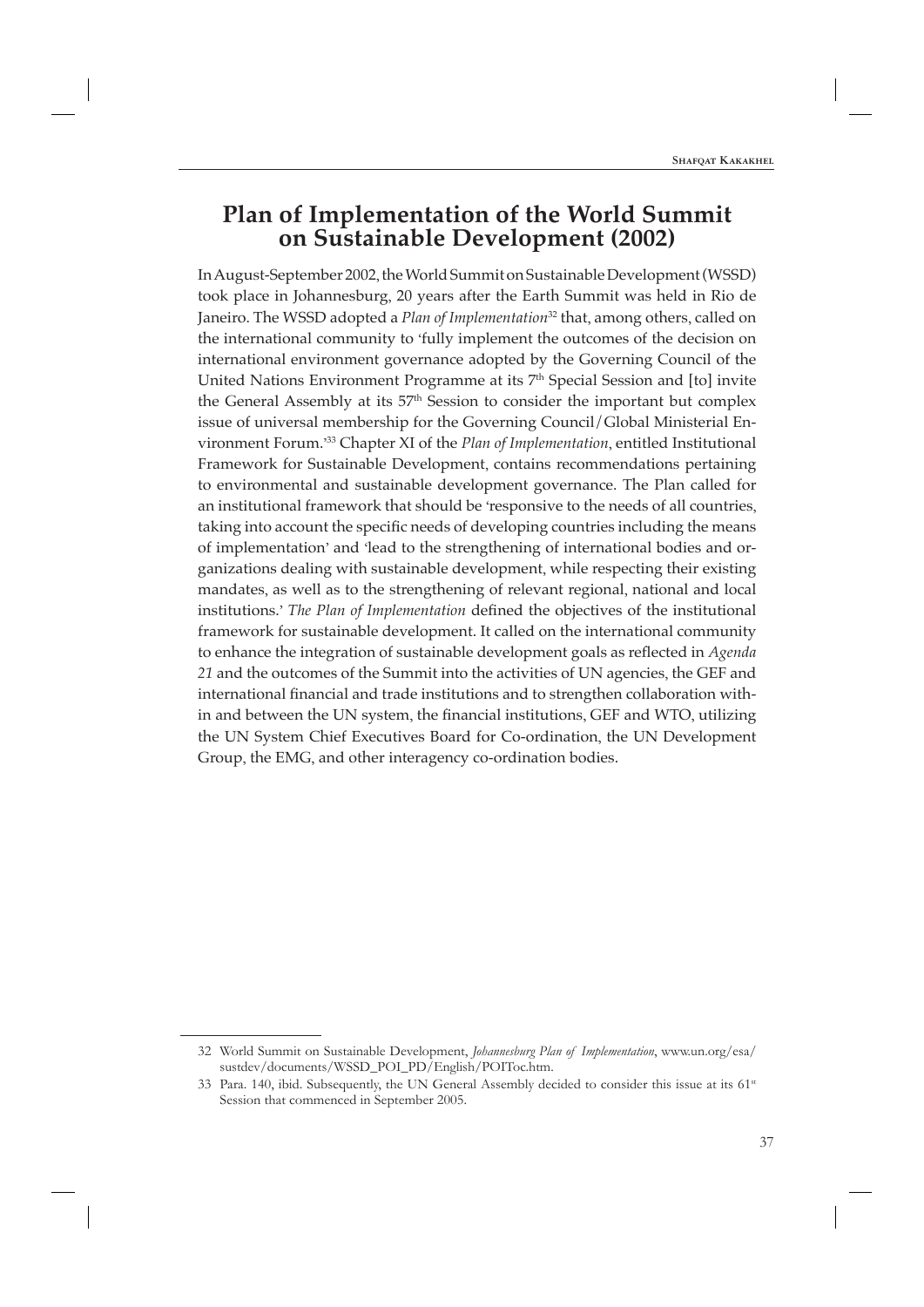## Plan of Implementation of the World Summit on Sustainable Development (2002)

In August-September 2002, the World Summit on Sustainable Development (WSSD) took place in Johannesburg, 20 years after the Earth Summit was held in Rio de Janeiro. The WSSD adopted a *Plan of Implementation*[32] that, among others, called on the international community to 'fully implement the outcomes of the decision on international environment governance adopted by the Governing Council of the United Nations Environment Programme at its 7th Special Session and [to] invite the General Assembly at its 57th Session to consider the important but complex issue of universal membership for the Governing Council/Global Ministerial Environment Forum.'[33] Chapter XI of the *Plan of Implementation*, entitled Institutional Framework for Sustainable Development, contains recommendations pertaining to environmental and sustainable development governance. The Plan called for an institutional framework that should be 'responsive to the needs of all countries, taking into account the specific needs of developing countries including the means of implementation' and 'lead to the strengthening of international bodies and organizations dealing with sustainable development, while respecting their existing mandates, as well as to the strengthening of relevant regional, national and local institutions.' *The Plan of Implementation* defined the objectives of the institutional framework for sustainable development. It called on the international community to enhance the integration of sustainable development goals as reflected in *Agenda 21* and the outcomes of the Summit into the activities of UN agencies, the GEF and international financial and trade institutions and to strengthen collaboration within and between the UN system, the financial institutions, GEF and WTO, utilizing the UN System Chief Executives Board for Co-ordination, the UN Development Group, the EMG, and other interagency co-ordination bodies.

---

32 World Summit on Sustainable Development, *Johannesburg Plan of Implementation*, www.un.org/esa/sustdev/documents/WSSD_POI_PD/English/POIToc.htm.

33 Para. 140, ibid. Subsequently, the UN General Assembly decided to consider this issue at its 61st Session that commenced in September 2005.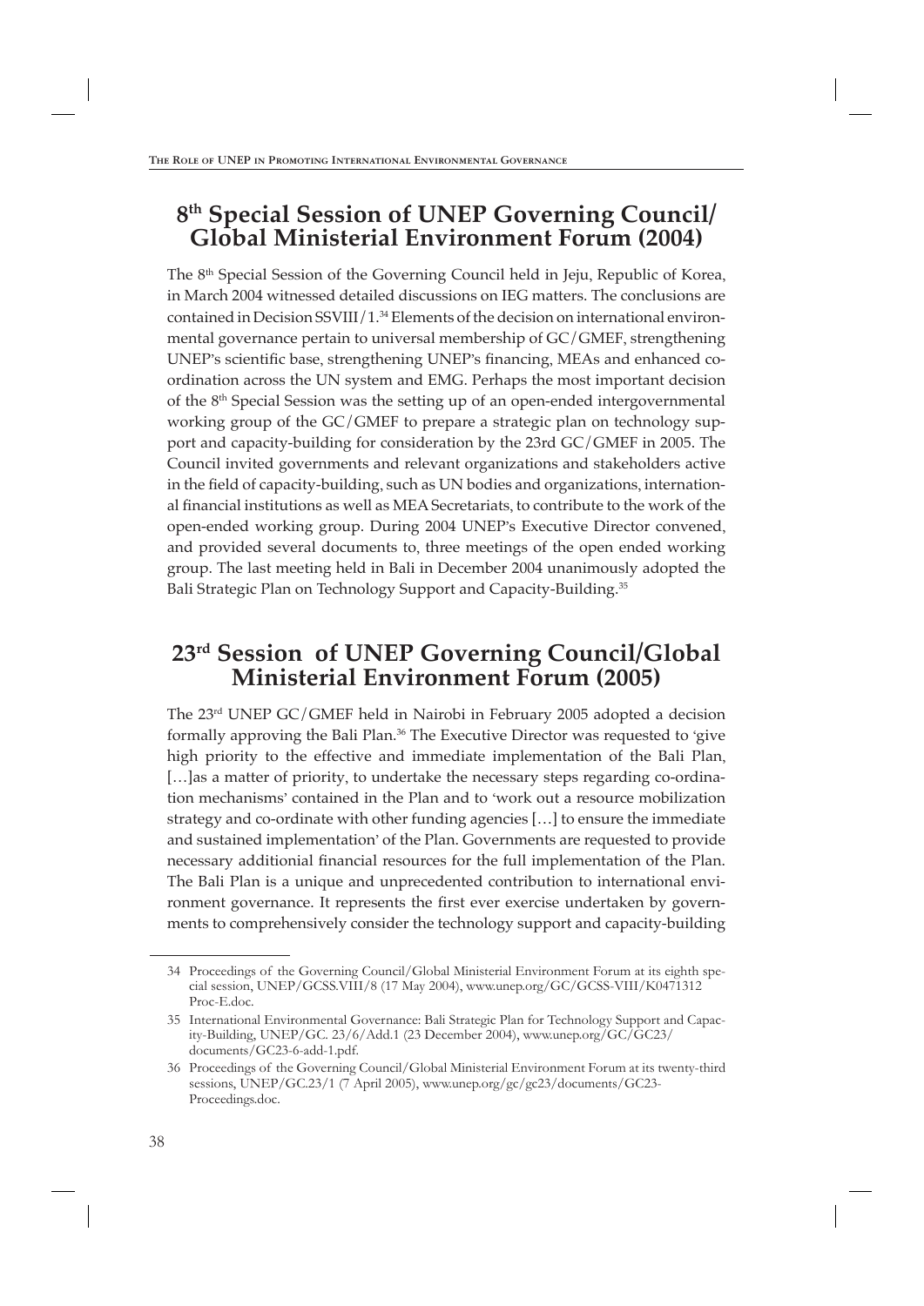## 8th Special Session of UNEP Governing Council/ Global Ministerial Environment Forum (2004)

The 8th Special Session of the Governing Council held in Jeju, Republic of Korea, in March 2004 witnessed detailed discussions on IEG matters. The conclusions are contained in Decision SSVIII/1.[34] Elements of the decision on international environmental governance pertain to universal membership of GC/GMEF, strengthening UNEP's scientific base, strengthening UNEP's financing, MEAs and enhanced co-ordination across the UN system and EMG. Perhaps the most important decision of the 8th Special Session was the setting up of an open-ended intergovernmental working group of the GC/GMEF to prepare a strategic plan on technology support and capacity-building for consideration by the 23rd GC/GMEF in 2005. The Council invited governments and relevant organizations and stakeholders active in the field of capacity-building, such as UN bodies and organizations, international financial institutions as well as MEA Secretariats, to contribute to the work of the open-ended working group. During 2004 UNEP's Executive Director convened, and provided several documents to, three meetings of the open ended working group. The last meeting held in Bali in December 2004 unanimously adopted the Bali Strategic Plan on Technology Support and Capacity-Building.[35]

## 23rd Session of UNEP Governing Council/Global Ministerial Environment Forum (2005)

The 23rd UNEP GC/GMEF held in Nairobi in February 2005 adopted a decision formally approving the Bali Plan.[36] The Executive Director was requested to 'give high priority to the effective and immediate implementation of the Bali Plan, […]as a matter of priority, to undertake the necessary steps regarding co-ordination mechanisms' contained in the Plan and to 'work out a resource mobilization strategy and co-ordinate with other funding agencies […] to ensure the immediate and sustained implementation' of the Plan. Governments are requested to provide necessary additional financial resources for the full implementation of the Plan. The Bali Plan is a unique and unprecedented contribution to international environment governance. It represents the first ever exercise undertaken by governments to comprehensively consider the technology support and capacity-building

---

34 Proceedings of the Governing Council/Global Ministerial Environment Forum at its eighth special session, UNEP/GCSS.VIII/8 (17 May 2004), www.unep.org/GC/GCSS-VIII/K0471312 Proc-E.doc.

35 International Environmental Governance: Bali Strategic Plan for Technology Support and Capacity-Building, UNEP/GC. 23/6/Add.1 (23 December 2004), www.unep.org/GC/GC23/documents/GC23-6-add-1.pdf.

36 Proceedings of the Governing Council/Global Ministerial Environment Forum at its twenty-third sessions, UNEP/GC.23/1 (7 April 2005), www.unep.org/gc/gc23/documents/GC23-Proceedings.doc.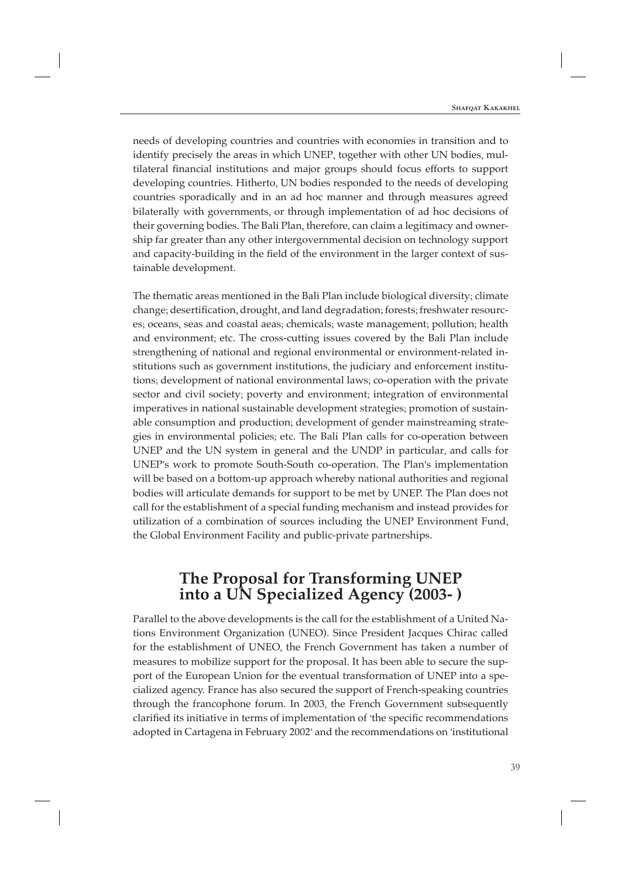needs of developing countries and countries with economies in transition and to identify precisely the areas in which UNEP, together with other UN bodies, multilateral financial institutions and major groups should focus efforts to support developing countries. Hitherto, UN bodies responded to the needs of developing countries sporadically and in an ad hoc manner and through measures agreed bilaterally with governments, or through implementation of ad hoc decisions of their governing bodies. The Bali Plan, therefore, can claim a legitimacy and ownership far greater than any other intergovernmental decision on technology support and capacity-building in the field of the environment in the larger context of sustainable development.

The thematic areas mentioned in the Bali Plan include biological diversity; climate change; desertification, drought, and land degradation; forests; freshwater resources; oceans, seas and coastal aeas; chemicals; waste management; pollution; health and environment; etc. The cross-cutting issues covered by the Bali Plan include strengthening of national and regional environmental or environment-related institutions such as government institutions, the judiciary and enforcement institutions; development of national environmental laws; co-operation with the private sector and civil society; poverty and environment; integration of environmental imperatives in national sustainable development strategies; promotion of sustainable consumption and production; development of gender mainstreaming strategies in environmental policies; etc. The Bali Plan calls for co-operation between UNEP and the UN system in general and the UNDP in particular, and calls for UNEP's work to promote South-South co-operation. The Plan's implementation will be based on a bottom-up approach whereby national authorities and regional bodies will articulate demands for support to be met by UNEP. The Plan does not call for the establishment of a special funding mechanism and instead provides for utilization of a combination of sources including the UNEP Environment Fund, the Global Environment Facility and public-private partnerships.

## The Proposal for Transforming UNEP into a UN Specialized Agency (2003- )

Parallel to the above developments is the call for the establishment of a United Nations Environment Organization (UNEO). Since President Jacques Chirac called for the establishment of UNEO, the French Government has taken a number of measures to mobilize support for the proposal. It has been able to secure the support of the European Union for the eventual transformation of UNEP into a specialized agency. France has also secured the support of French-speaking countries through the francophone forum. In 2003, the French Government subsequently clarified its initiative in terms of implementation of 'the specific recommendations adopted in Cartagena in February 2002' and the recommendations on 'institutional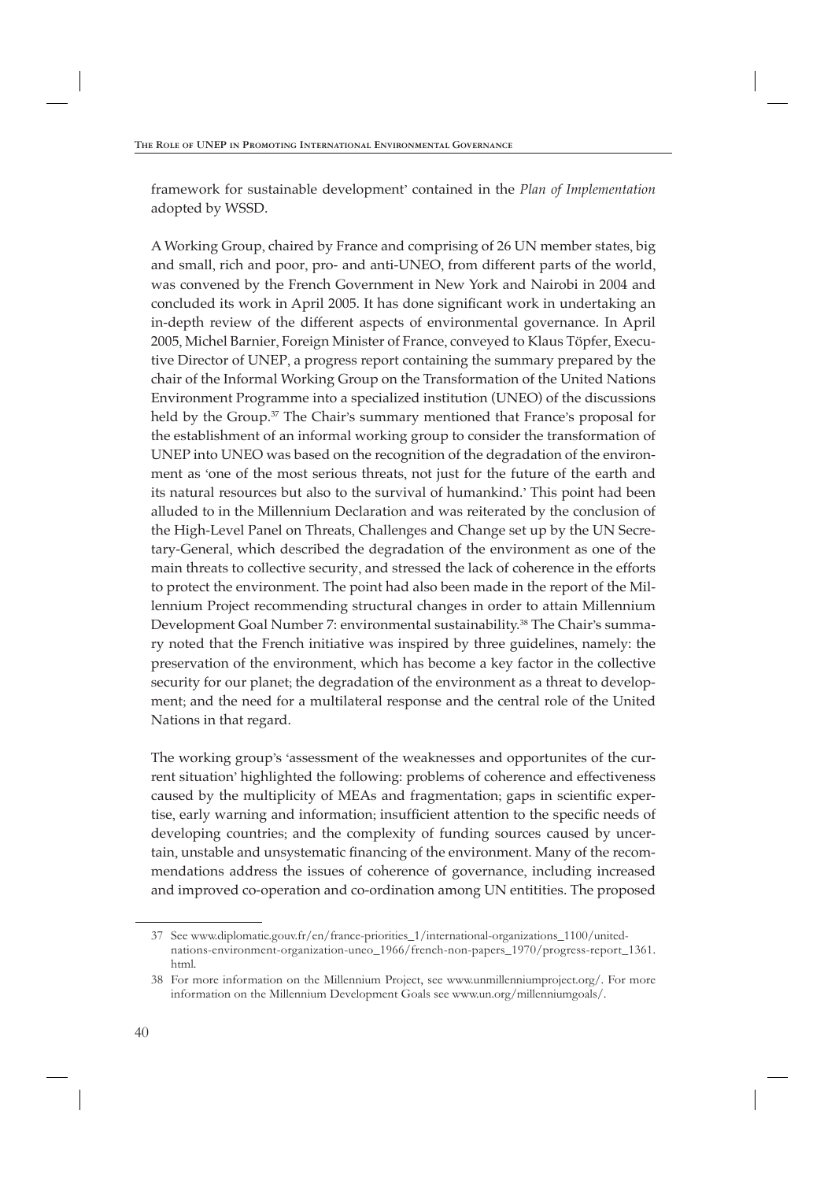framework for sustainable development' contained in the *Plan of Implementation* adopted by WSSD.

A Working Group, chaired by France and comprising of 26 UN member states, big and small, rich and poor, pro- and anti-UNEO, from different parts of the world, was convened by the French Government in New York and Nairobi in 2004 and concluded its work in April 2005. It has done significant work in undertaking an in-depth review of the different aspects of environmental governance. In April 2005, Michel Barnier, Foreign Minister of France, conveyed to Klaus Töpfer, Executive Director of UNEP, a progress report containing the summary prepared by the chair of the Informal Working Group on the Transformation of the United Nations Environment Programme into a specialized institution (UNEO) of the discussions held by the Group.[37] The Chair's summary mentioned that France's proposal for the establishment of an informal working group to consider the transformation of UNEP into UNEO was based on the recognition of the degradation of the environment as 'one of the most serious threats, not just for the future of the earth and its natural resources but also to the survival of humankind.' This point had been alluded to in the Millennium Declaration and was reiterated by the conclusion of the High-Level Panel on Threats, Challenges and Change set up by the UN Secretary-General, which described the degradation of the environment as one of the main threats to collective security, and stressed the lack of coherence in the efforts to protect the environment. The point had also been made in the report of the Millennium Project recommending structural changes in order to attain Millennium Development Goal Number 7: environmental sustainability.[38] The Chair's summary noted that the French initiative was inspired by three guidelines, namely: the preservation of the environment, which has become a key factor in the collective security for our planet; the degradation of the environment as a threat to development; and the need for a multilateral response and the central role of the United Nations in that regard.

The working group's 'assessment of the weaknesses and opportunites of the current situation' highlighted the following: problems of coherence and effectiveness caused by the multiplicity of MEAs and fragmentation; gaps in scientific expertise, early warning and information; insufficient attention to the specific needs of developing countries; and the complexity of funding sources caused by uncertain, unstable and unsystematic financing of the environment. Many of the recommendations address the issues of coherence of governance, including increased and improved co-operation and co-ordination among UN entitities. The proposed

---

37 See www.diplomatie.gouv.fr/en/france-priorities_1/international-organizations_1100/united-nations-environment-organization-uneo_1966/french-non-papers_1970/progress-report_1361.html.

38 For more information on the Millennium Project, see www.unmillenniumproject.org/. For more information on the Millennium Development Goals see www.un.org/millenniumgoals/.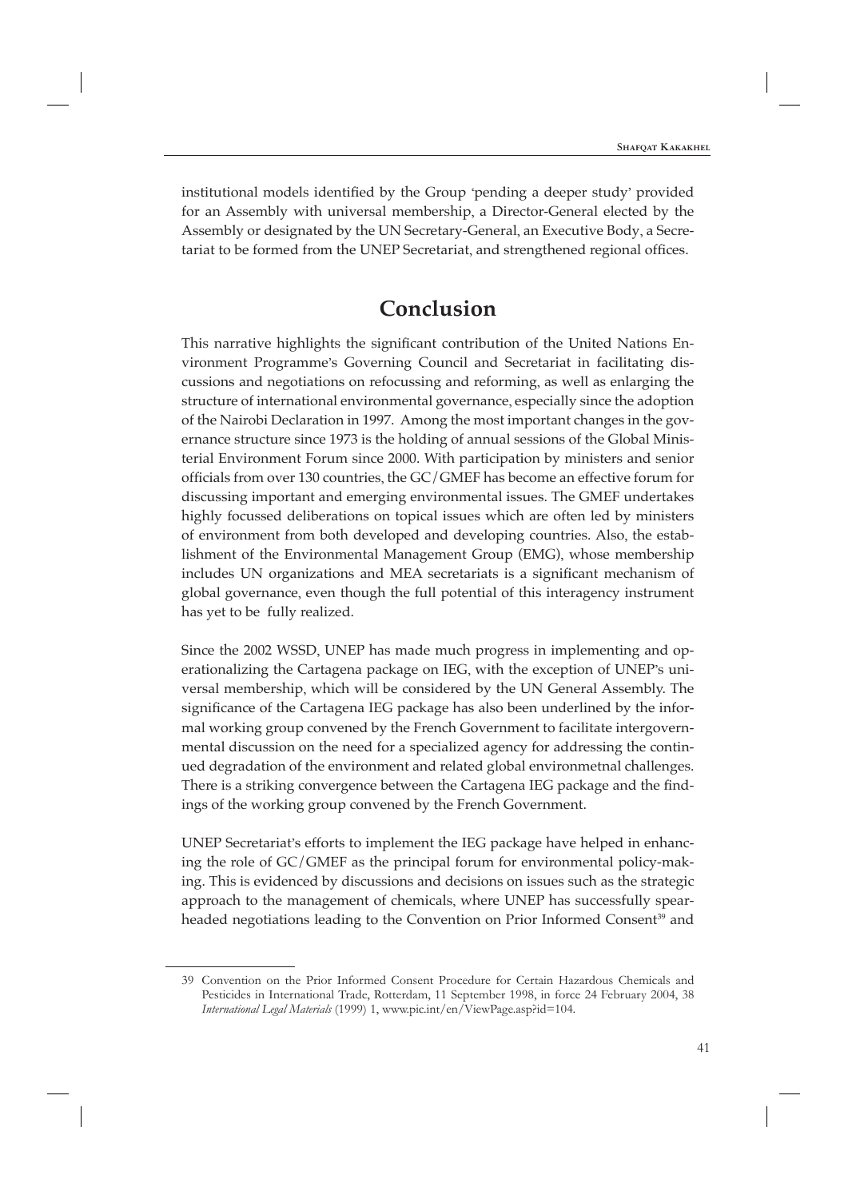institutional models identified by the Group 'pending a deeper study' provided for an Assembly with universal membership, a Director-General elected by the Assembly or designated by the UN Secretary-General, an Executive Body, a Secretariat to be formed from the UNEP Secretariat, and strengthened regional offices.

## Conclusion

This narrative highlights the significant contribution of the United Nations Environment Programme's Governing Council and Secretariat in facilitating discussions and negotiations on refocussing and reforming, as well as enlarging the structure of international environmental governance, especially since the adoption of the Nairobi Declaration in 1997. Among the most important changes in the governance structure since 1973 is the holding of annual sessions of the Global Ministerial Environment Forum since 2000. With participation by ministers and senior officials from over 130 countries, the GC/GMEF has become an effective forum for discussing important and emerging environmental issues. The GMEF undertakes highly focussed deliberations on topical issues which are often led by ministers of environment from both developed and developing countries. Also, the establishment of the Environmental Management Group (EMG), whose membership includes UN organizations and MEA secretariats is a significant mechanism of global governance, even though the full potential of this interagency instrument has yet to be fully realized.

Since the 2002 WSSD, UNEP has made much progress in implementing and operationalizing the Cartagena package on IEG, with the exception of UNEP's universal membership, which will be considered by the UN General Assembly. The significance of the Cartagena IEG package has also been underlined by the informal working group convened by the French Government to facilitate intergovernmental discussion on the need for a specialized agency for addressing the continued degradation of the environment and related global environmetnal challenges. There is a striking convergence between the Cartagena IEG package and the findings of the working group convened by the French Government.

UNEP Secretariat's efforts to implement the IEG package have helped in enhancing the role of GC/GMEF as the principal forum for environmental policy-making. This is evidenced by discussions and decisions on issues such as the strategic approach to the management of chemicals, where UNEP has successfully spearheaded negotiations leading to the Convention on Prior Informed Consent[39] and

---

39 Convention on the Prior Informed Consent Procedure for Certain Hazardous Chemicals and Pesticides in International Trade, Rotterdam, 11 September 1998, in force 24 February 2004, 38 *International Legal Materials* (1999) 1, www.pic.int/en/ViewPage.asp?id=104.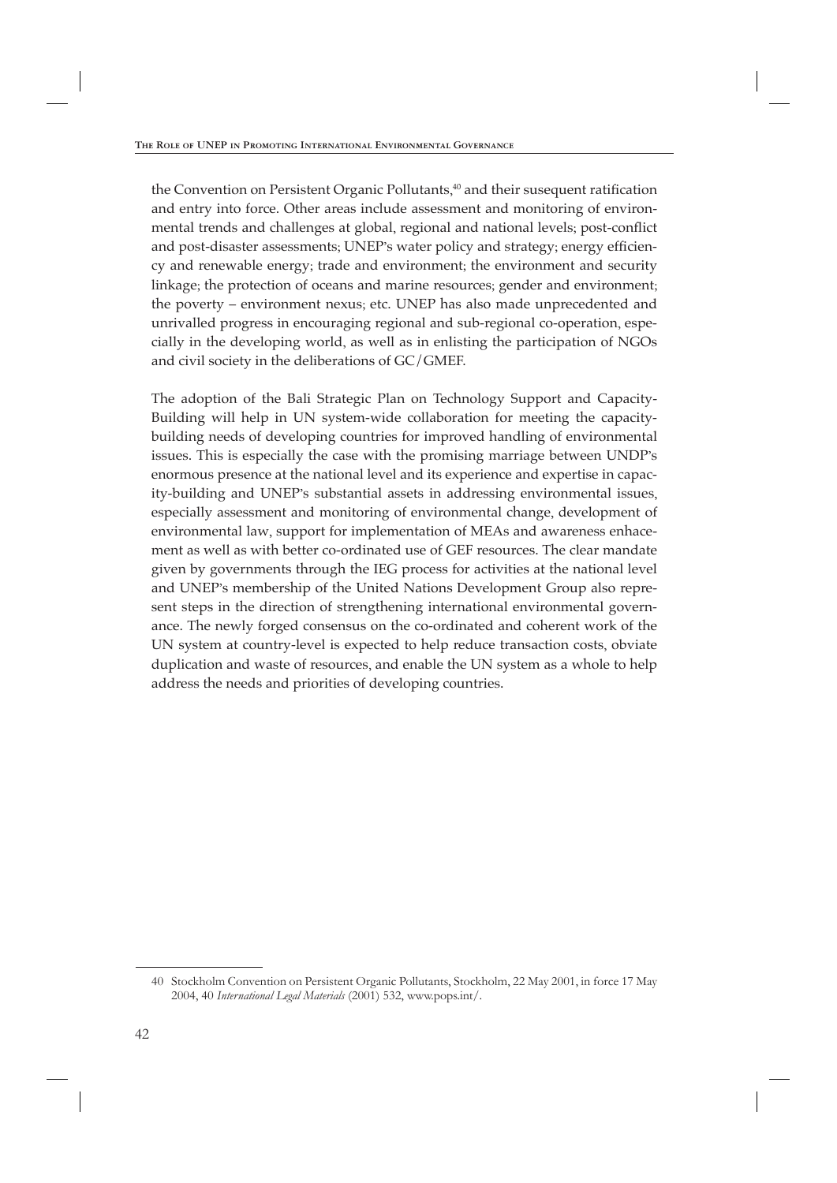the Convention on Persistent Organic Pollutants,[40] and their susequent ratification and entry into force. Other areas include assessment and monitoring of environmental trends and challenges at global, regional and national levels; post-conflict and post-disaster assessments; UNEP's water policy and strategy; energy efficiency and renewable energy; trade and environment; the environment and security linkage; the protection of oceans and marine resources; gender and environment; the poverty – environment nexus; etc. UNEP has also made unprecedented and unrivalled progress in encouraging regional and sub-regional co-operation, especially in the developing world, as well as in enlisting the participation of NGOs and civil society in the deliberations of GC/GMEF.

The adoption of the Bali Strategic Plan on Technology Support and Capacity-Building will help in UN system-wide collaboration for meeting the capacity-building needs of developing countries for improved handling of environmental issues. This is especially the case with the promising marriage between UNDP's enormous presence at the national level and its experience and expertise in capacity-building and UNEP's substantial assets in addressing environmental issues, especially assessment and monitoring of environmental change, development of environmental law, support for implementation of MEAs and awareness enhacement as well as with better co-ordinated use of GEF resources. The clear mandate given by governments through the IEG process for activities at the national level and UNEP's membership of the United Nations Development Group also represent steps in the direction of strengthening international environmental governance. The newly forged consensus on the co-ordinated and coherent work of the UN system at country-level is expected to help reduce transaction costs, obviate duplication and waste of resources, and enable the UN system as a whole to help address the needs and priorities of developing countries.

---

40 Stockholm Convention on Persistent Organic Pollutants, Stockholm, 22 May 2001, in force 17 May 2004, 40 *International Legal Materials* (2001) 532, www.pops.int/.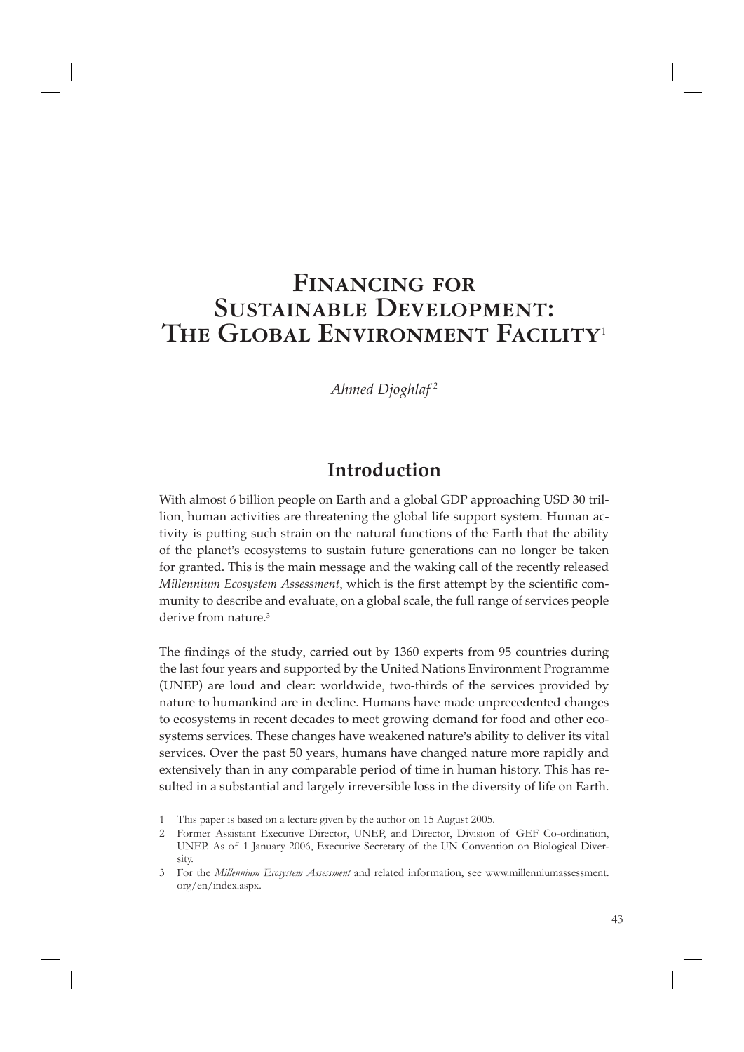# Financing for Sustainable Development: The Global Environment Facility[1]

*Ahmed Djoghlaf [2]*

## Introduction

With almost 6 billion people on Earth and a global GDP approaching USD 30 trillion, human activities are threatening the global life support system. Human activity is putting such strain on the natural functions of the Earth that the ability of the planet's ecosystems to sustain future generations can no longer be taken for granted. This is the main message and the waking call of the recently released *Millennium Ecosystem Assessment*, which is the first attempt by the scientific community to describe and evaluate, on a global scale, the full range of services people derive from nature.[3]

The findings of the study, carried out by 1360 experts from 95 countries during the last four years and supported by the United Nations Environment Programme (UNEP) are loud and clear: worldwide, two-thirds of the services provided by nature to humankind are in decline. Humans have made unprecedented changes to ecosystems in recent decades to meet growing demand for food and other ecosystems services. These changes have weakened nature's ability to deliver its vital services. Over the past 50 years, humans have changed nature more rapidly and extensively than in any comparable period of time in human history. This has resulted in a substantial and largely irreversible loss in the diversity of life on Earth.

---

1 This paper is based on a lecture given by the author on 15 August 2005.

2 Former Assistant Executive Director, UNEP, and Director, Division of GEF Co-ordination, UNEP. As of 1 January 2006, Executive Secretary of the UN Convention on Biological Diversity.

3 For the *Millennium Ecosystem Assessment* and related information, see www.millenniumassessment.org/en/index.aspx.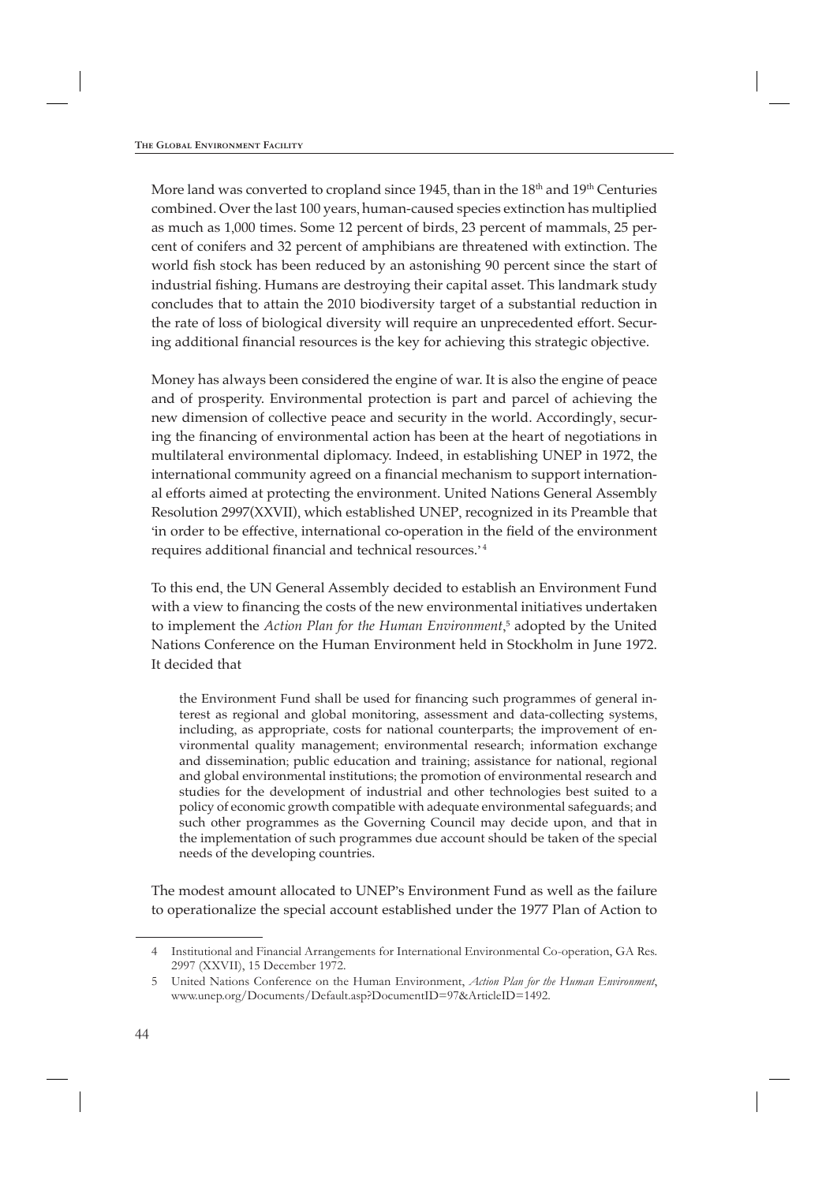More land was converted to cropland since 1945, than in the 18th and 19th Centuries combined. Over the last 100 years, human-caused species extinction has multiplied as much as 1,000 times. Some 12 percent of birds, 23 percent of mammals, 25 percent of conifers and 32 percent of amphibians are threatened with extinction. The world fish stock has been reduced by an astonishing 90 percent since the start of industrial fishing. Humans are destroying their capital asset. This landmark study concludes that to attain the 2010 biodiversity target of a substantial reduction in the rate of loss of biological diversity will require an unprecedented effort. Securing additional financial resources is the key for achieving this strategic objective.

Money has always been considered the engine of war. It is also the engine of peace and of prosperity. Environmental protection is part and parcel of achieving the new dimension of collective peace and security in the world. Accordingly, securing the financing of environmental action has been at the heart of negotiations in multilateral environmental diplomacy. Indeed, in establishing UNEP in 1972, the international community agreed on a financial mechanism to support international efforts aimed at protecting the environment. United Nations General Assembly Resolution 2997(XXVII), which established UNEP, recognized in its Preamble that 'in order to be effective, international co-operation in the field of the environment requires additional financial and technical resources.'[4]

To this end, the UN General Assembly decided to establish an Environment Fund with a view to financing the costs of the new environmental initiatives undertaken to implement the *Action Plan for the Human Environment*,[5] adopted by the United Nations Conference on the Human Environment held in Stockholm in June 1972. It decided that

> the Environment Fund shall be used for financing such programmes of general interest as regional and global monitoring, assessment and data-collecting systems, including, as appropriate, costs for national counterparts; the improvement of environmental quality management; environmental research; information exchange and dissemination; public education and training; assistance for national, regional and global environmental institutions; the promotion of environmental research and studies for the development of industrial and other technologies best suited to a policy of economic growth compatible with adequate environmental safeguards; and such other programmes as the Governing Council may decide upon, and that in the implementation of such programmes due account should be taken of the special needs of the developing countries.

The modest amount allocated to UNEP's Environment Fund as well as the failure to operationalize the special account established under the 1977 Plan of Action to

---

4 Institutional and Financial Arrangements for International Environmental Co-operation, GA Res. 2997 (XXVII), 15 December 1972.

5 United Nations Conference on the Human Environment, *Action Plan for the Human Environment*, www.unep.org/Documents/Default.asp?DocumentID=97&ArticleID=1492.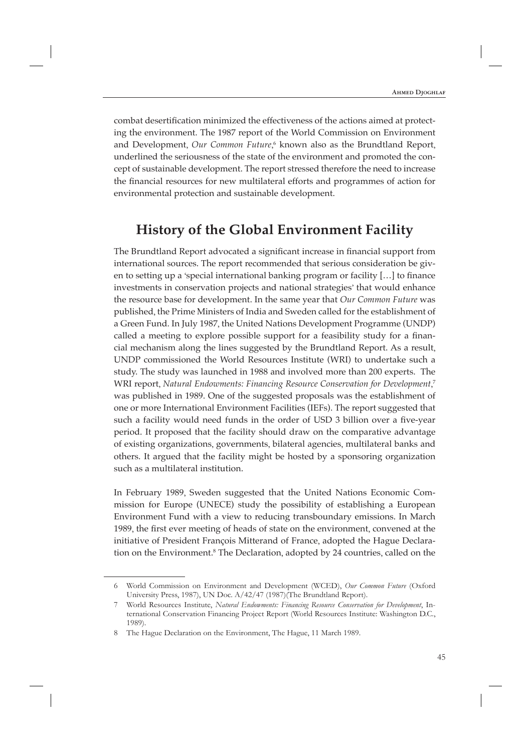combat desertification minimized the effectiveness of the actions aimed at protecting the environment. The 1987 report of the World Commission on Environment and Development, *Our Common Future*,[6] known also as the Brundtland Report, underlined the seriousness of the state of the environment and promoted the concept of sustainable development. The report stressed therefore the need to increase the financial resources for new multilateral efforts and programmes of action for environmental protection and sustainable development.

## History of the Global Environment Facility

The Brundtland Report advocated a significant increase in financial support from international sources. The report recommended that serious consideration be given to setting up a 'special international banking program or facility […] to finance investments in conservation projects and national strategies' that would enhance the resource base for development. In the same year that *Our Common Future* was published, the Prime Ministers of India and Sweden called for the establishment of a Green Fund. In July 1987, the United Nations Development Programme (UNDP) called a meeting to explore possible support for a feasibility study for a financial mechanism along the lines suggested by the Brundtland Report. As a result, UNDP commissioned the World Resources Institute (WRI) to undertake such a study. The study was launched in 1988 and involved more than 200 experts. The WRI report, *Natural Endowments: Financing Resource Conservation for Development*,[7] was published in 1989. One of the suggested proposals was the establishment of one or more International Environment Facilities (IEFs). The report suggested that such a facility would need funds in the order of USD 3 billion over a five-year period. It proposed that the facility should draw on the comparative advantage of existing organizations, governments, bilateral agencies, multilateral banks and others. It argued that the facility might be hosted by a sponsoring organization such as a multilateral institution.

In February 1989, Sweden suggested that the United Nations Economic Commission for Europe (UNECE) study the possibility of establishing a European Environment Fund with a view to reducing transboundary emissions. In March 1989, the first ever meeting of heads of state on the environment, convened at the initiative of President François Mitterand of France, adopted the Hague Declaration on the Environment.[8] The Declaration, adopted by 24 countries, called on the

---

6 World Commission on Environment and Development (WCED), *Our Common Future* (Oxford University Press, 1987), UN Doc. A/42/47 (1987)(The Brundtland Report).

7 World Resources Institute, *Natural Endowments: Financing Resource Conservation for Development*, International Conservation Financing Project Report (World Resources Institute: Washington D.C., 1989).

8 The Hague Declaration on the Environment, The Hague, 11 March 1989.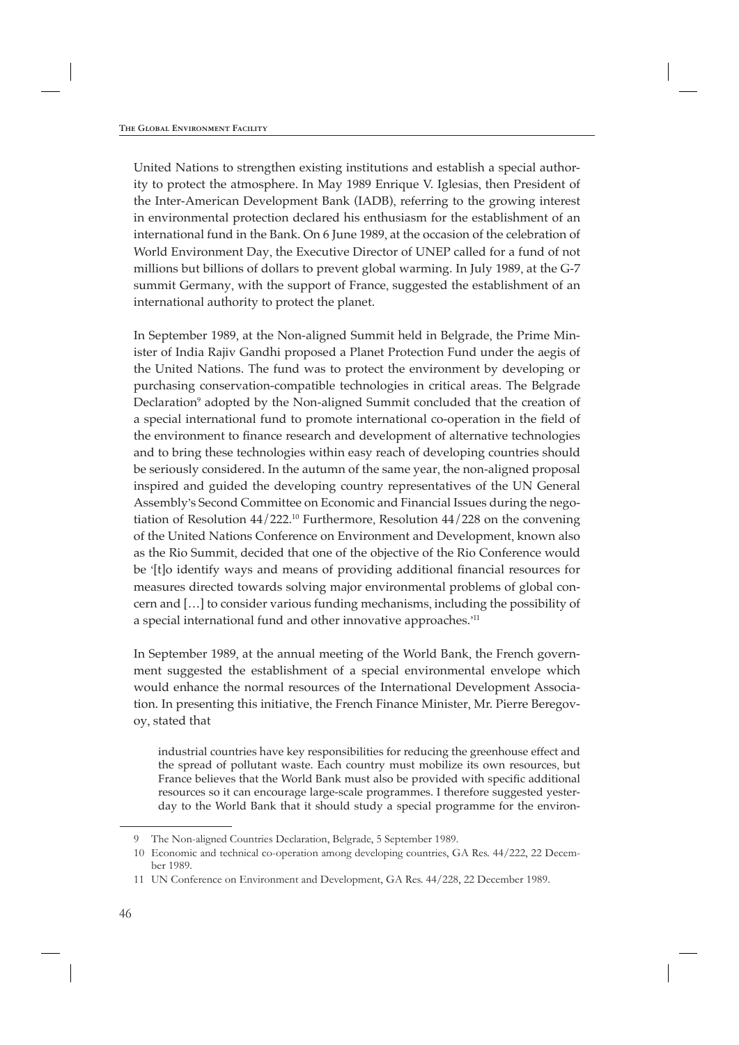United Nations to strengthen existing institutions and establish a special authority to protect the atmosphere. In May 1989 Enrique V. Iglesias, then President of the Inter-American Development Bank (IADB), referring to the growing interest in environmental protection declared his enthusiasm for the establishment of an international fund in the Bank. On 6 June 1989, at the occasion of the celebration of World Environment Day, the Executive Director of UNEP called for a fund of not millions but billions of dollars to prevent global warming. In July 1989, at the G-7 summit Germany, with the support of France, suggested the establishment of an international authority to protect the planet.

In September 1989, at the Non-aligned Summit held in Belgrade, the Prime Minister of India Rajiv Gandhi proposed a Planet Protection Fund under the aegis of the United Nations. The fund was to protect the environment by developing or purchasing conservation-compatible technologies in critical areas. The Belgrade Declaration[9] adopted by the Non-aligned Summit concluded that the creation of a special international fund to promote international co-operation in the field of the environment to finance research and development of alternative technologies and to bring these technologies within easy reach of developing countries should be seriously considered. In the autumn of the same year, the non-aligned proposal inspired and guided the developing country representatives of the UN General Assembly's Second Committee on Economic and Financial Issues during the negotiation of Resolution 44/222.[10] Furthermore, Resolution 44/228 on the convening of the United Nations Conference on Environment and Development, known also as the Rio Summit, decided that one of the objective of the Rio Conference would be '[t]o identify ways and means of providing additional financial resources for measures directed towards solving major environmental problems of global concern and […] to consider various funding mechanisms, including the possibility of a special international fund and other innovative approaches.'[11]

In September 1989, at the annual meeting of the World Bank, the French government suggested the establishment of a special environmental envelope which would enhance the normal resources of the International Development Association. In presenting this initiative, the French Finance Minister, Mr. Pierre Beregovoy, stated that

> industrial countries have key responsibilities for reducing the greenhouse effect and the spread of pollutant waste. Each country must mobilize its own resources, but France believes that the World Bank must also be provided with specific additional resources so it can encourage large-scale programmes. I therefore suggested yesterday to the World Bank that it should study a special programme for the environ-

---

9 The Non-aligned Countries Declaration, Belgrade, 5 September 1989.

10 Economic and technical co-operation among developing countries, GA Res. 44/222, 22 December 1989.

11 UN Conference on Environment and Development, GA Res. 44/228, 22 December 1989.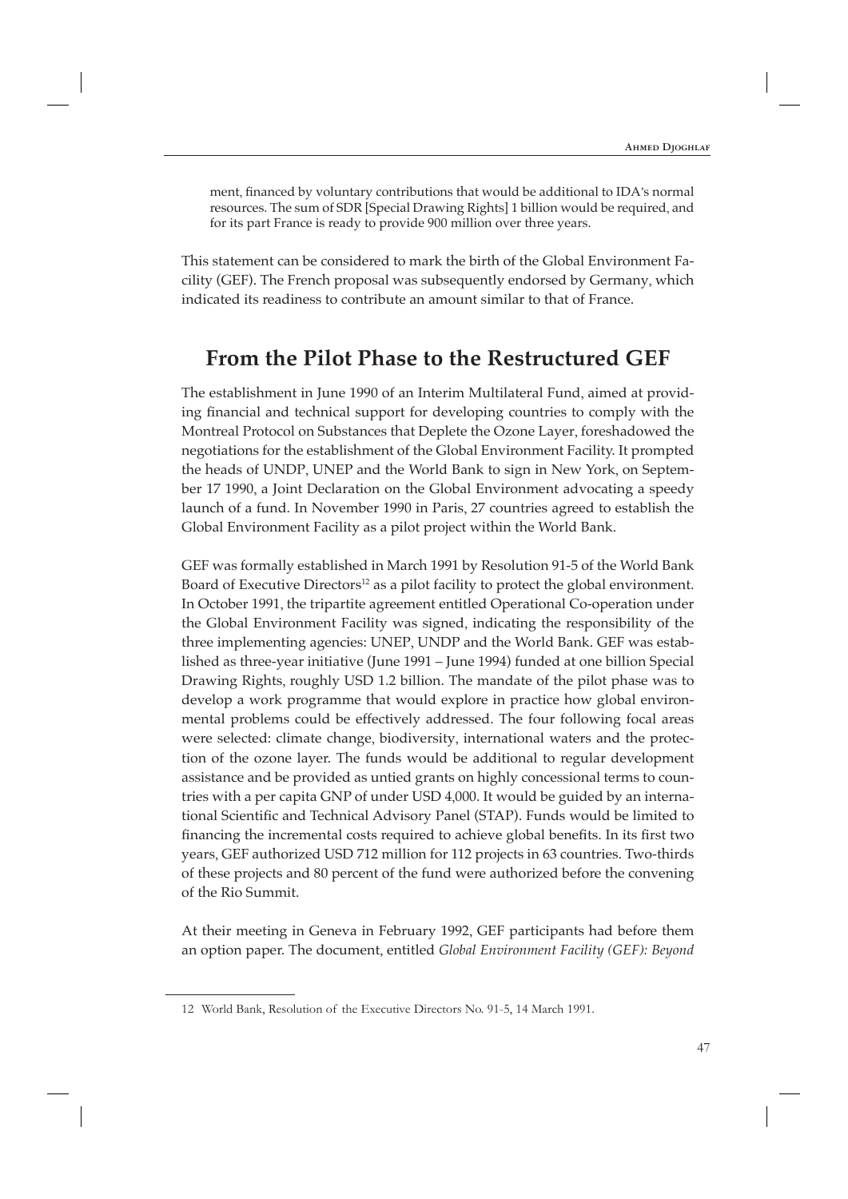ment, financed by voluntary contributions that would be additional to IDA's normal resources. The sum of SDR [Special Drawing Rights] 1 billion would be required, and for its part France is ready to provide 900 million over three years.

This statement can be considered to mark the birth of the Global Environment Facility (GEF). The French proposal was subsequently endorsed by Germany, which indicated its readiness to contribute an amount similar to that of France.

## From the Pilot Phase to the Restructured GEF

The establishment in June 1990 of an Interim Multilateral Fund, aimed at providing financial and technical support for developing countries to comply with the Montreal Protocol on Substances that Deplete the Ozone Layer, foreshadowed the negotiations for the establishment of the Global Environment Facility. It prompted the heads of UNDP, UNEP and the World Bank to sign in New York, on September 17 1990, a Joint Declaration on the Global Environment advocating a speedy launch of a fund. In November 1990 in Paris, 27 countries agreed to establish the Global Environment Facility as a pilot project within the World Bank.

GEF was formally established in March 1991 by Resolution 91-5 of the World Bank Board of Executive Directors[12] as a pilot facility to protect the global environment. In October 1991, the tripartite agreement entitled Operational Co-operation under the Global Environment Facility was signed, indicating the responsibility of the three implementing agencies: UNEP, UNDP and the World Bank. GEF was established as three-year initiative (June 1991 – June 1994) funded at one billion Special Drawing Rights, roughly USD 1.2 billion. The mandate of the pilot phase was to develop a work programme that would explore in practice how global environmental problems could be effectively addressed. The four following focal areas were selected: climate change, biodiversity, international waters and the protection of the ozone layer. The funds would be additional to regular development assistance and be provided as untied grants on highly concessional terms to countries with a per capita GNP of under USD 4,000. It would be guided by an international Scientific and Technical Advisory Panel (STAP). Funds would be limited to financing the incremental costs required to achieve global benefits. In its first two years, GEF authorized USD 712 million for 112 projects in 63 countries. Two-thirds of these projects and 80 percent of the fund were authorized before the convening of the Rio Summit.

At their meeting in Geneva in February 1992, GEF participants had before them an option paper. The document, entitled *Global Environment Facility (GEF): Beyond*

---

12 World Bank, Resolution of the Executive Directors No. 91-5, 14 March 1991.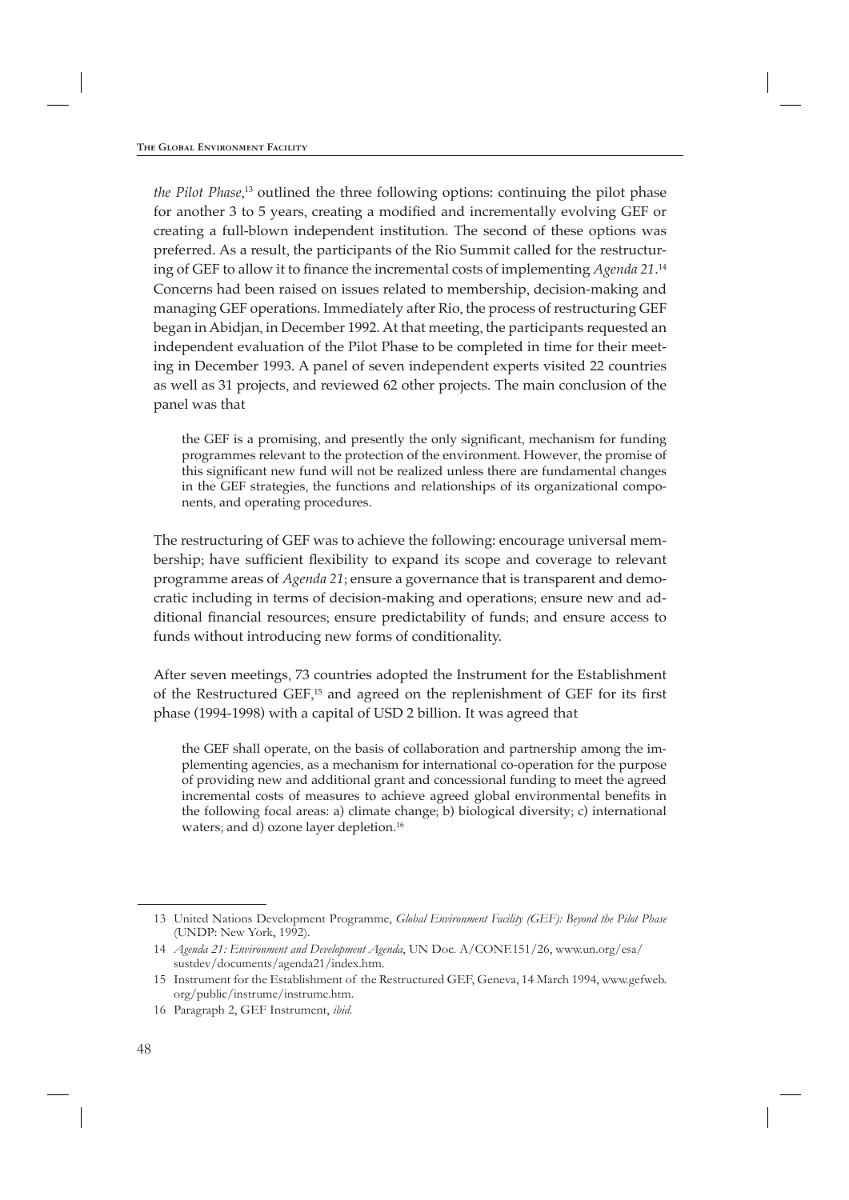*the Pilot Phase*,[13] outlined the three following options: continuing the pilot phase for another 3 to 5 years, creating a modified and incrementally evolving GEF or creating a full-blown independent institution. The second of these options was preferred. As a result, the participants of the Rio Summit called for the restructuring of GEF to allow it to finance the incremental costs of implementing *Agenda 21*.[14] Concerns had been raised on issues related to membership, decision-making and managing GEF operations. Immediately after Rio, the process of restructuring GEF began in Abidjan, in December 1992. At that meeting, the participants requested an independent evaluation of the Pilot Phase to be completed in time for their meeting in December 1993. A panel of seven independent experts visited 22 countries as well as 31 projects, and reviewed 62 other projects. The main conclusion of the panel was that

> the GEF is a promising, and presently the only significant, mechanism for funding programmes relevant to the protection of the environment. However, the promise of this significant new fund will not be realized unless there are fundamental changes in the GEF strategies, the functions and relationships of its organizational components, and operating procedures.

The restructuring of GEF was to achieve the following: encourage universal membership; have sufficient flexibility to expand its scope and coverage to relevant programme areas of *Agenda 21*; ensure a governance that is transparent and democratic including in terms of decision-making and operations; ensure new and additional financial resources; ensure predictability of funds; and ensure access to funds without introducing new forms of conditionality.

After seven meetings, 73 countries adopted the Instrument for the Establishment of the Restructured GEF,[15] and agreed on the replenishment of GEF for its first phase (1994-1998) with a capital of USD 2 billion. It was agreed that

> the GEF shall operate, on the basis of collaboration and partnership among the implementing agencies, as a mechanism for international co-operation for the purpose of providing new and additional grant and concessional funding to meet the agreed incremental costs of measures to achieve agreed global environmental benefits in the following focal areas: a) climate change; b) biological diversity; c) international waters; and d) ozone layer depletion.[16]

---

13 United Nations Development Programme, *Global Environment Facility (GEF): Beyond the Pilot Phase* (UNDP: New York, 1992).

14 *Agenda 21: Environment and Development Agenda*, UN Doc. A/CONF.151/26, www.un.org/esa/sustdev/documents/agenda21/index.htm.

15 Instrument for the Establishment of the Restructured GEF, Geneva, 14 March 1994, www.gefweb.org/public/instrume/instrume.htm.

16 Paragraph 2, GEF Instrument, *ibid*.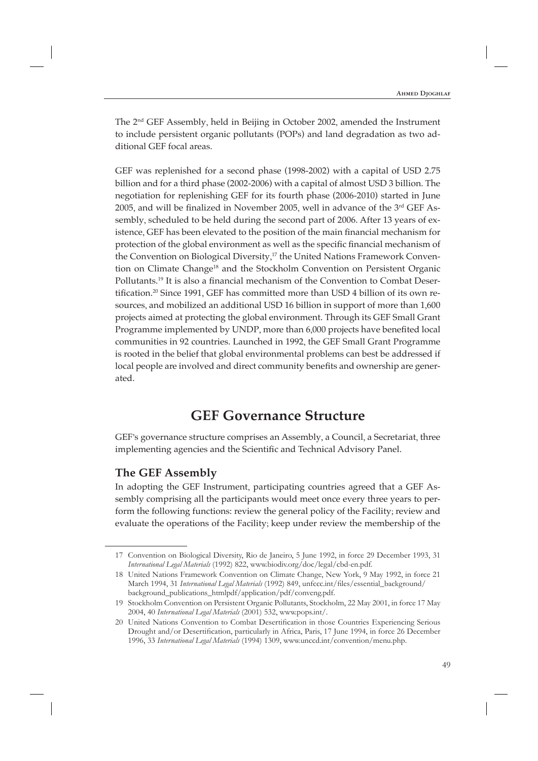The 2nd GEF Assembly, held in Beijing in October 2002, amended the Instrument to include persistent organic pollutants (POPs) and land degradation as two additional GEF focal areas.

GEF was replenished for a second phase (1998-2002) with a capital of USD 2.75 billion and for a third phase (2002-2006) with a capital of almost USD 3 billion. The negotiation for replenishing GEF for its fourth phase (2006-2010) started in June 2005, and will be finalized in November 2005, well in advance of the 3rd GEF Assembly, scheduled to be held during the second part of 2006. After 13 years of existence, GEF has been elevated to the position of the main financial mechanism for protection of the global environment as well as the specific financial mechanism of the Convention on Biological Diversity,[17] the United Nations Framework Convention on Climate Change[18] and the Stockholm Convention on Persistent Organic Pollutants.[19] It is also a financial mechanism of the Convention to Combat Desertification.[20] Since 1991, GEF has committed more than USD 4 billion of its own resources, and mobilized an additional USD 16 billion in support of more than 1,600 projects aimed at protecting the global environment. Through its GEF Small Grant Programme implemented by UNDP, more than 6,000 projects have benefited local communities in 92 countries. Launched in 1992, the GEF Small Grant Programme is rooted in the belief that global environmental problems can best be addressed if local people are involved and direct community benefits and ownership are generated.

## GEF Governance Structure

GEF's governance structure comprises an Assembly, a Council, a Secretariat, three implementing agencies and the Scientific and Technical Advisory Panel.

### The GEF Assembly

In adopting the GEF Instrument, participating countries agreed that a GEF Assembly comprising all the participants would meet once every three years to perform the following functions: review the general policy of the Facility; review and evaluate the operations of the Facility; keep under review the membership of the

---

17 Convention on Biological Diversity, Rio de Janeiro, 5 June 1992, in force 29 December 1993, 31 *International Legal Materials* (1992) 822, www.biodiv.org/doc/legal/cbd-en.pdf.

18 United Nations Framework Convention on Climate Change, New York, 9 May 1992, in force 21 March 1994, 31 *International Legal Materials* (1992) 849, unfccc.int/files/essential_background/background_publications_htmlpdf/application/pdf/conveng.pdf.

19 Stockholm Convention on Persistent Organic Pollutants, Stockholm, 22 May 2001, in force 17 May 2004, 40 *International Legal Materials* (2001) 532, www.pops.int/.

20 United Nations Convention to Combat Desertification in those Countries Experiencing Serious Drought and/or Desertification, particularly in Africa, Paris, 17 June 1994, in force 26 December 1996, 33 *International Legal Materials* (1994) 1309, www.unccd.int/convention/menu.php.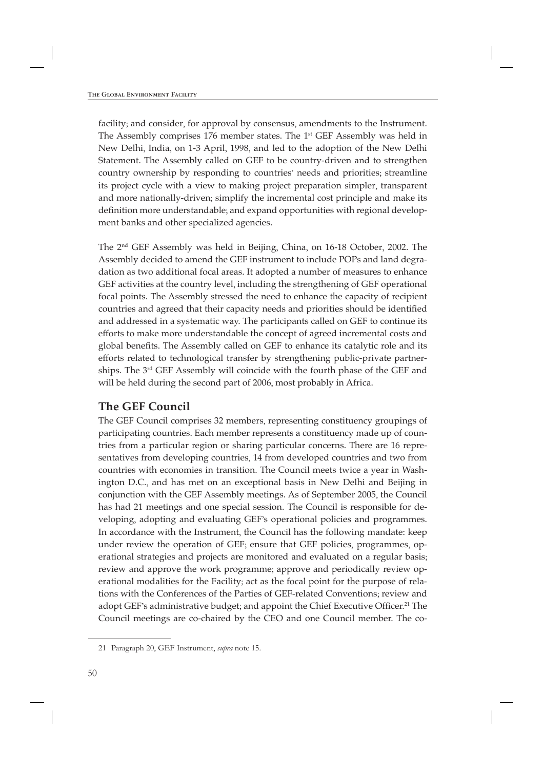facility; and consider, for approval by consensus, amendments to the Instrument. The Assembly comprises 176 member states. The 1st GEF Assembly was held in New Delhi, India, on 1-3 April, 1998, and led to the adoption of the New Delhi Statement. The Assembly called on GEF to be country-driven and to strengthen country ownership by responding to countries' needs and priorities; streamline its project cycle with a view to making project preparation simpler, transparent and more nationally-driven; simplify the incremental cost principle and make its definition more understandable; and expand opportunities with regional development banks and other specialized agencies.

The 2nd GEF Assembly was held in Beijing, China, on 16-18 October, 2002. The Assembly decided to amend the GEF instrument to include POPs and land degradation as two additional focal areas. It adopted a number of measures to enhance GEF activities at the country level, including the strengthening of GEF operational focal points. The Assembly stressed the need to enhance the capacity of recipient countries and agreed that their capacity needs and priorities should be identified and addressed in a systematic way. The participants called on GEF to continue its efforts to make more understandable the concept of agreed incremental costs and global benefits. The Assembly called on GEF to enhance its catalytic role and its efforts related to technological transfer by strengthening public-private partnerships. The 3rd GEF Assembly will coincide with the fourth phase of the GEF and will be held during the second part of 2006, most probably in Africa.

## The GEF Council

The GEF Council comprises 32 members, representing constituency groupings of participating countries. Each member represents a constituency made up of countries from a particular region or sharing particular concerns. There are 16 representatives from developing countries, 14 from developed countries and two from countries with economies in transition. The Council meets twice a year in Washington D.C., and has met on an exceptional basis in New Delhi and Beijing in conjunction with the GEF Assembly meetings. As of September 2005, the Council has had 21 meetings and one special session. The Council is responsible for developing, adopting and evaluating GEF's operational policies and programmes. In accordance with the Instrument, the Council has the following mandate: keep under review the operation of GEF; ensure that GEF policies, programmes, operational strategies and projects are monitored and evaluated on a regular basis; review and approve the work programme; approve and periodically review operational modalities for the Facility; act as the focal point for the purpose of relations with the Conferences of the Parties of GEF-related Conventions; review and adopt GEF's administrative budget; and appoint the Chief Executive Officer.[21] The Council meetings are co-chaired by the CEO and one Council member. The co-

21 Paragraph 20, GEF Instrument, *supra* note 15.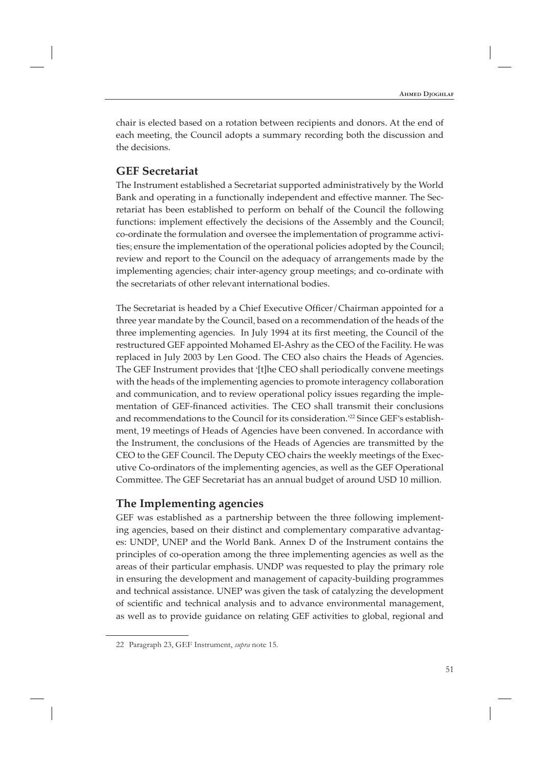chair is elected based on a rotation between recipients and donors. At the end of each meeting, the Council adopts a summary recording both the discussion and the decisions.

## GEF Secretariat

The Instrument established a Secretariat supported administratively by the World Bank and operating in a functionally independent and effective manner. The Secretariat has been established to perform on behalf of the Council the following functions: implement effectively the decisions of the Assembly and the Council; co-ordinate the formulation and oversee the implementation of programme activities; ensure the implementation of the operational policies adopted by the Council; review and report to the Council on the adequacy of arrangements made by the implementing agencies; chair inter-agency group meetings; and co-ordinate with the secretariats of other relevant international bodies.

The Secretariat is headed by a Chief Executive Officer/Chairman appointed for a three year mandate by the Council, based on a recommendation of the heads of the three implementing agencies. In July 1994 at its first meeting, the Council of the restructured GEF appointed Mohamed El-Ashry as the CEO of the Facility. He was replaced in July 2003 by Len Good. The CEO also chairs the Heads of Agencies. The GEF Instrument provides that '[t]he CEO shall periodically convene meetings with the heads of the implementing agencies to promote interagency collaboration and communication, and to review operational policy issues regarding the implementation of GEF-financed activities. The CEO shall transmit their conclusions and recommendations to the Council for its consideration.'[22] Since GEF's establishment, 19 meetings of Heads of Agencies have been convened. In accordance with the Instrument, the conclusions of the Heads of Agencies are transmitted by the CEO to the GEF Council. The Deputy CEO chairs the weekly meetings of the Executive Co-ordinators of the implementing agencies, as well as the GEF Operational Committee. The GEF Secretariat has an annual budget of around USD 10 million.

## The Implementing agencies

GEF was established as a partnership between the three following implementing agencies, based on their distinct and complementary comparative advantages: UNDP, UNEP and the World Bank. Annex D of the Instrument contains the principles of co-operation among the three implementing agencies as well as the areas of their particular emphasis. UNDP was requested to play the primary role in ensuring the development and management of capacity-building programmes and technical assistance. UNEP was given the task of catalyzing the development of scientific and technical analysis and to advance environmental management, as well as to provide guidance on relating GEF activities to global, regional and

---

22 Paragraph 23, GEF Instrument, *supra* note 15.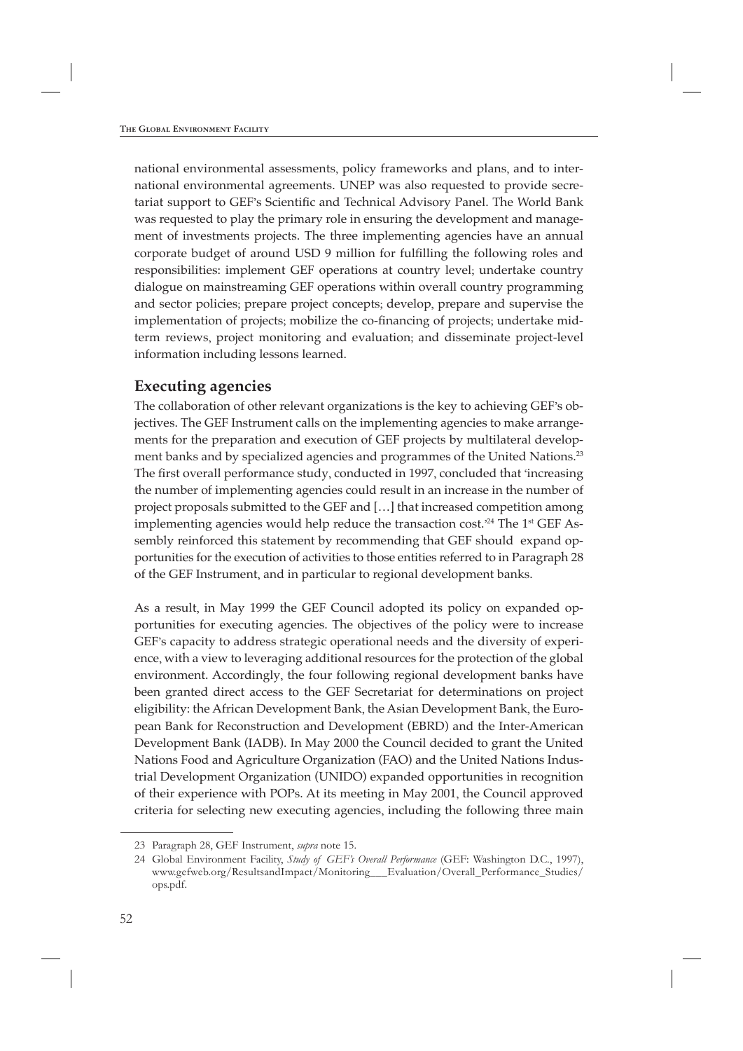national environmental assessments, policy frameworks and plans, and to international environmental agreements. UNEP was also requested to provide secretariat support to GEF's Scientific and Technical Advisory Panel. The World Bank was requested to play the primary role in ensuring the development and management of investments projects. The three implementing agencies have an annual corporate budget of around USD 9 million for fulfilling the following roles and responsibilities: implement GEF operations at country level; undertake country dialogue on mainstreaming GEF operations within overall country programming and sector policies; prepare project concepts; develop, prepare and supervise the implementation of projects; mobilize the co-financing of projects; undertake mid-term reviews, project monitoring and evaluation; and disseminate project-level information including lessons learned.

## Executing agencies

The collaboration of other relevant organizations is the key to achieving GEF's objectives. The GEF Instrument calls on the implementing agencies to make arrangements for the preparation and execution of GEF projects by multilateral development banks and by specialized agencies and programmes of the United Nations.[23] The first overall performance study, conducted in 1997, concluded that 'increasing the number of implementing agencies could result in an increase in the number of project proposals submitted to the GEF and […] that increased competition among implementing agencies would help reduce the transaction cost.'[24] The 1st GEF Assembly reinforced this statement by recommending that GEF should expand opportunities for the execution of activities to those entities referred to in Paragraph 28 of the GEF Instrument, and in particular to regional development banks.

As a result, in May 1999 the GEF Council adopted its policy on expanded opportunities for executing agencies. The objectives of the policy were to increase GEF's capacity to address strategic operational needs and the diversity of experience, with a view to leveraging additional resources for the protection of the global environment. Accordingly, the four following regional development banks have been granted direct access to the GEF Secretariat for determinations on project eligibility: the African Development Bank, the Asian Development Bank, the European Bank for Reconstruction and Development (EBRD) and the Inter-American Development Bank (IADB). In May 2000 the Council decided to grant the United Nations Food and Agriculture Organization (FAO) and the United Nations Industrial Development Organization (UNIDO) expanded opportunities in recognition of their experience with POPs. At its meeting in May 2001, the Council approved criteria for selecting new executing agencies, including the following three main

---

23 Paragraph 28, GEF Instrument, *supra* note 15.

24 Global Environment Facility, *Study of GEF's Overall Performance* (GEF: Washington D.C., 1997), www.gefweb.org/ResultsandImpact/Monitoring___Evaluation/Overall_Performance_Studies/ops.pdf.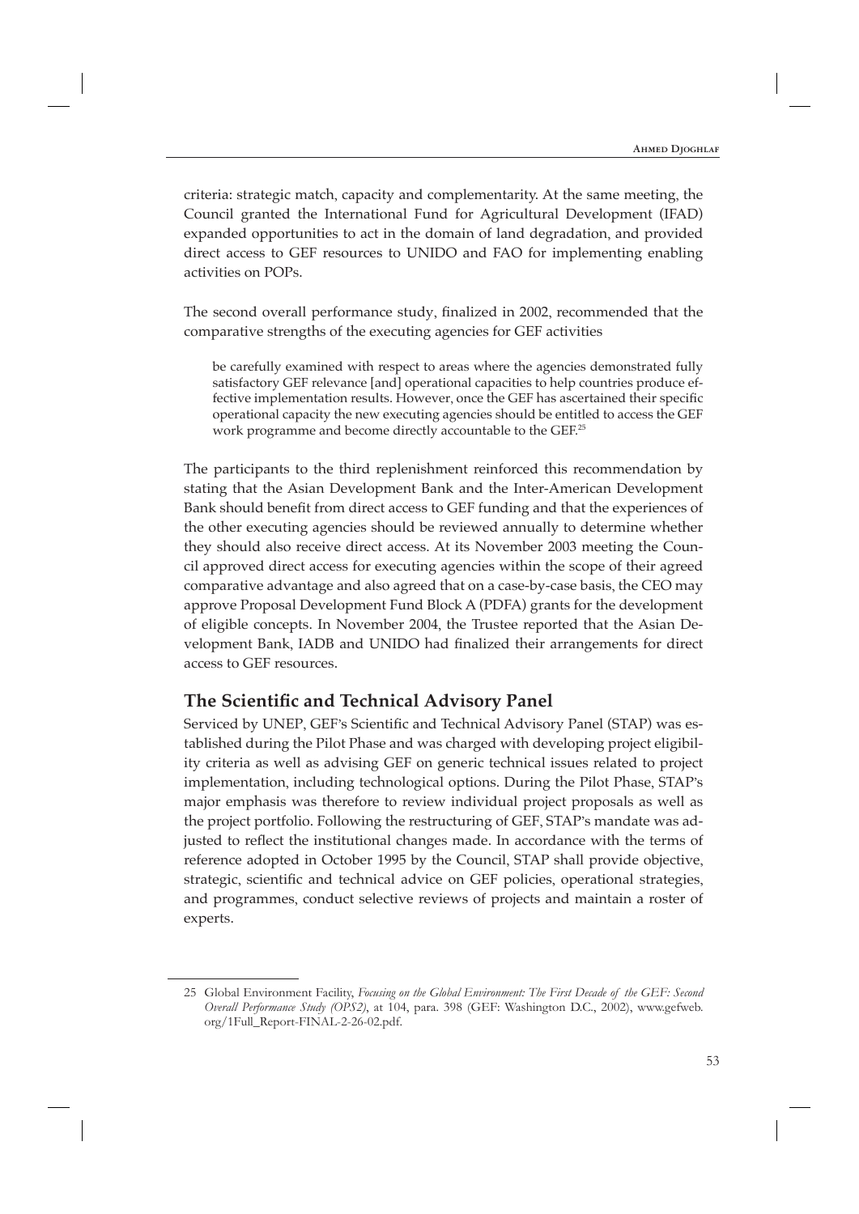criteria: strategic match, capacity and complementarity. At the same meeting, the Council granted the International Fund for Agricultural Development (IFAD) expanded opportunities to act in the domain of land degradation, and provided direct access to GEF resources to UNIDO and FAO for implementing enabling activities on POPs.

The second overall performance study, finalized in 2002, recommended that the comparative strengths of the executing agencies for GEF activities

> be carefully examined with respect to areas where the agencies demonstrated fully satisfactory GEF relevance [and] operational capacities to help countries produce effective implementation results. However, once the GEF has ascertained their specific operational capacity the new executing agencies should be entitled to access the GEF work programme and become directly accountable to the GEF.[25]

The participants to the third replenishment reinforced this recommendation by stating that the Asian Development Bank and the Inter-American Development Bank should benefit from direct access to GEF funding and that the experiences of the other executing agencies should be reviewed annually to determine whether they should also receive direct access. At its November 2003 meeting the Council approved direct access for executing agencies within the scope of their agreed comparative advantage and also agreed that on a case-by-case basis, the CEO may approve Proposal Development Fund Block A (PDFA) grants for the development of eligible concepts. In November 2004, the Trustee reported that the Asian Development Bank, IADB and UNIDO had finalized their arrangements for direct access to GEF resources.

## The Scientific and Technical Advisory Panel

Serviced by UNEP, GEF's Scientific and Technical Advisory Panel (STAP) was established during the Pilot Phase and was charged with developing project eligibility criteria as well as advising GEF on generic technical issues related to project implementation, including technological options. During the Pilot Phase, STAP's major emphasis was therefore to review individual project proposals as well as the project portfolio. Following the restructuring of GEF, STAP's mandate was adjusted to reflect the institutional changes made. In accordance with the terms of reference adopted in October 1995 by the Council, STAP shall provide objective, strategic, scientific and technical advice on GEF policies, operational strategies, and programmes, conduct selective reviews of projects and maintain a roster of experts.

---

25 Global Environment Facility, *Focusing on the Global Environment: The First Decade of the GEF: Second Overall Performance Study (OPS2)*, at 104, para. 398 (GEF: Washington D.C., 2002), www.gefweb.org/1Full_Report-FINAL-2-26-02.pdf.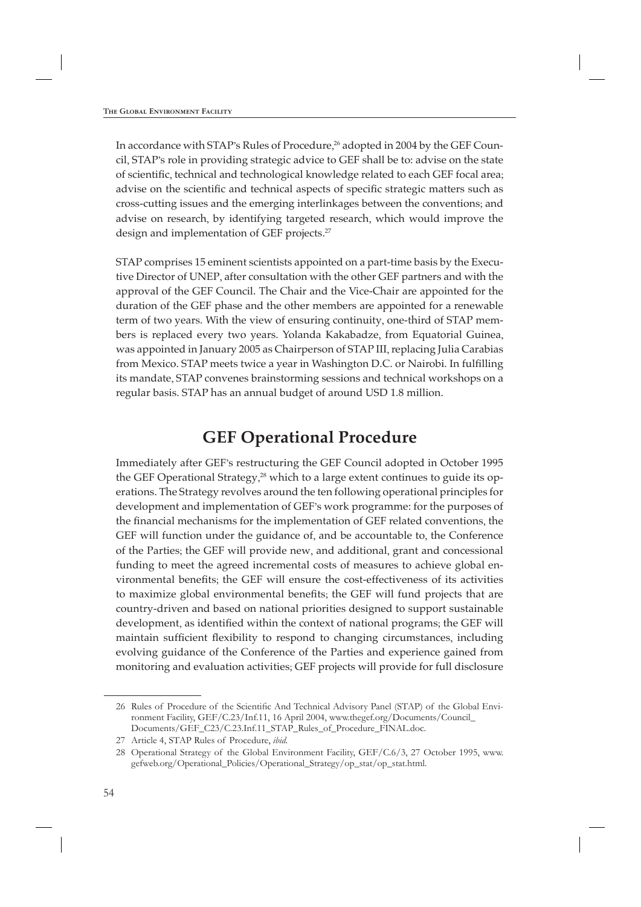In accordance with STAP's Rules of Procedure,[26] adopted in 2004 by the GEF Council, STAP's role in providing strategic advice to GEF shall be to: advise on the state of scientific, technical and technological knowledge related to each GEF focal area; advise on the scientific and technical aspects of specific strategic matters such as cross-cutting issues and the emerging interlinkages between the conventions; and advise on research, by identifying targeted research, which would improve the design and implementation of GEF projects.[27]

STAP comprises 15 eminent scientists appointed on a part-time basis by the Executive Director of UNEP, after consultation with the other GEF partners and with the approval of the GEF Council. The Chair and the Vice-Chair are appointed for the duration of the GEF phase and the other members are appointed for a renewable term of two years. With the view of ensuring continuity, one-third of STAP members is replaced every two years. Yolanda Kakabadze, from Equatorial Guinea, was appointed in January 2005 as Chairperson of STAP III, replacing Julia Carabias from Mexico. STAP meets twice a year in Washington D.C. or Nairobi. In fulfilling its mandate, STAP convenes brainstorming sessions and technical workshops on a regular basis. STAP has an annual budget of around USD 1.8 million.

## GEF Operational Procedure

Immediately after GEF's restructuring the GEF Council adopted in October 1995 the GEF Operational Strategy,[28] which to a large extent continues to guide its operations. The Strategy revolves around the ten following operational principles for development and implementation of GEF's work programme: for the purposes of the financial mechanisms for the implementation of GEF related conventions, the GEF will function under the guidance of, and be accountable to, the Conference of the Parties; the GEF will provide new, and additional, grant and concessional funding to meet the agreed incremental costs of measures to achieve global environmental benefits; the GEF will ensure the cost-effectiveness of its activities to maximize global environmental benefits; the GEF will fund projects that are country-driven and based on national priorities designed to support sustainable development, as identified within the context of national programs; the GEF will maintain sufficient flexibility to respond to changing circumstances, including evolving guidance of the Conference of the Parties and experience gained from monitoring and evaluation activities; GEF projects will provide for full disclosure

---

26 Rules of Procedure of the Scientific And Technical Advisory Panel (STAP) of the Global Environment Facility, GEF/C.23/Inf.11, 16 April 2004, www.thegef.org/Documents/Council_Documents/GEF_C23/C.23.Inf.11_STAP_Rules_of_Procedure_FINAL.doc.

27 Article 4, STAP Rules of Procedure, *ibid*.

28 Operational Strategy of the Global Environment Facility, GEF/C.6/3, 27 October 1995, www.gefweb.org/Operational_Policies/Operational_Strategy/op_stat/op_stat.html.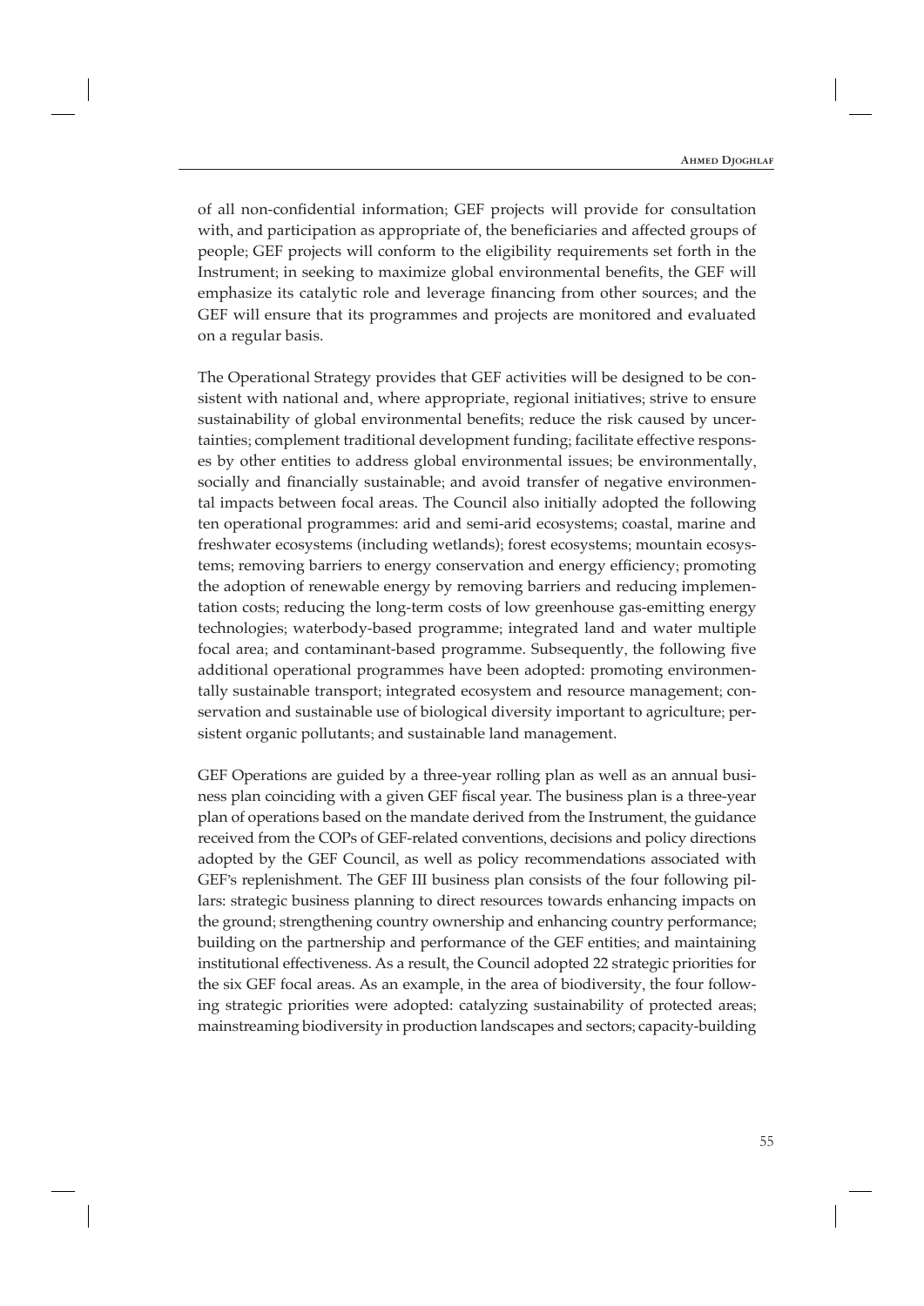of all non-confidential information; GEF projects will provide for consultation with, and participation as appropriate of, the beneficiaries and affected groups of people; GEF projects will conform to the eligibility requirements set forth in the Instrument; in seeking to maximize global environmental benefits, the GEF will emphasize its catalytic role and leverage financing from other sources; and the GEF will ensure that its programmes and projects are monitored and evaluated on a regular basis.

The Operational Strategy provides that GEF activities will be designed to be consistent with national and, where appropriate, regional initiatives; strive to ensure sustainability of global environmental benefits; reduce the risk caused by uncertainties; complement traditional development funding; facilitate effective responses by other entities to address global environmental issues; be environmentally, socially and financially sustainable; and avoid transfer of negative environmental impacts between focal areas. The Council also initially adopted the following ten operational programmes: arid and semi-arid ecosystems; coastal, marine and freshwater ecosystems (including wetlands); forest ecosystems; mountain ecosystems; removing barriers to energy conservation and energy efficiency; promoting the adoption of renewable energy by removing barriers and reducing implementation costs; reducing the long-term costs of low greenhouse gas-emitting energy technologies; waterbody-based programme; integrated land and water multiple focal area; and contaminant-based programme. Subsequently, the following five additional operational programmes have been adopted: promoting environmentally sustainable transport; integrated ecosystem and resource management; conservation and sustainable use of biological diversity important to agriculture; persistent organic pollutants; and sustainable land management.

GEF Operations are guided by a three-year rolling plan as well as an annual business plan coinciding with a given GEF fiscal year. The business plan is a three-year plan of operations based on the mandate derived from the Instrument, the guidance received from the COPs of GEF-related conventions, decisions and policy directions adopted by the GEF Council, as well as policy recommendations associated with GEF's replenishment. The GEF III business plan consists of the four following pillars: strategic business planning to direct resources towards enhancing impacts on the ground; strengthening country ownership and enhancing country performance; building on the partnership and performance of the GEF entities; and maintaining institutional effectiveness. As a result, the Council adopted 22 strategic priorities for the six GEF focal areas. As an example, in the area of biodiversity, the four following strategic priorities were adopted: catalyzing sustainability of protected areas; mainstreaming biodiversity in production landscapes and sectors; capacity-building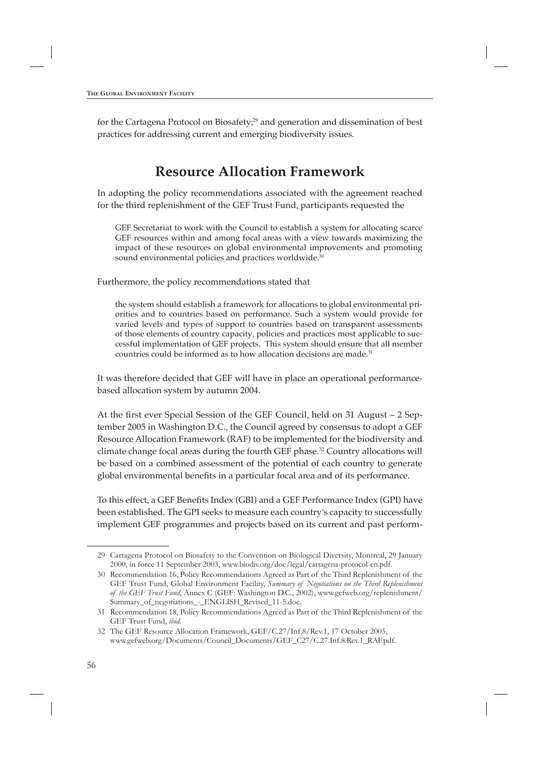for the Cartagena Protocol on Biosafety;[29] and generation and dissemination of best practices for addressing current and emerging biodiversity issues.

## Resource Allocation Framework

In adopting the policy recommendations associated with the agreement reached for the third replenishment of the GEF Trust Fund, participants requested the

> GEF Secretariat to work with the Council to establish a system for allocating scarce GEF resources within and among focal areas with a view towards maximizing the impact of these resources on global environmental improvements and promoting sound environmental policies and practices worldwide.[30]

Furthermore, the policy recommendations stated that

> the system should establish a framework for allocations to global environmental priorities and to countries based on performance. Such a system would provide for varied levels and types of support to countries based on transparent assessments of those elements of country capacity, policies and practices most applicable to successful implementation of GEF projects. This system should ensure that all member countries could be informed as to how allocation decisions are made.[31]

It was therefore decided that GEF will have in place an operational performance-based allocation system by autumn 2004.

At the first ever Special Session of the GEF Council, held on 31 August – 2 September 2005 in Washington D.C., the Council agreed by consensus to adopt a GEF Resource Allocation Framework (RAF) to be implemented for the biodiversity and climate change focal areas during the fourth GEF phase.[32] Country allocations will be based on a combined assessment of the potential of each country to generate global environmental benefits in a particular focal area and of its performance.

To this effect, a GEF Benefits Index (GBI) and a GEF Performance Index (GPI) have been established. The GPI seeks to measure each country's capacity to successfully implement GEF programmes and projects based on its current and past perform-

---

29 Cartagena Protocol on Biosafety to the Convention on Biological Diversity, Montreal, 29 January 2000, in force 11 September 2003, www.biodiv.org/doc/legal/cartagena-protocol-en.pdf.

30 Recommendation 16, Policy Recommendations Agreed as Part of the Third Replenishment of the GEF Trust Fund, Global Environment Facility, *Summary of Negotiations on the Third Replenishment of the GEF Trust Fund*, Annex C (GEF: Washington D.C., 2002), www.gefweb.org/replenishment/Summary_of_negotiations_-_ENGLISH_Revised_11-5.doc.

31 Recommendation 18, Policy Recommendations Agreed as Part of the Third Replenishment of the GEF Trust Fund, *ibid*.

32 The GEF Resource Allocation Framework, GEF/C.27/Inf.8/Rev.1, 17 October 2005, www.gefweb.org/Documents/Council_Documents/GEF_C27/C.27.Inf.8.Rev.1_RAF.pdf.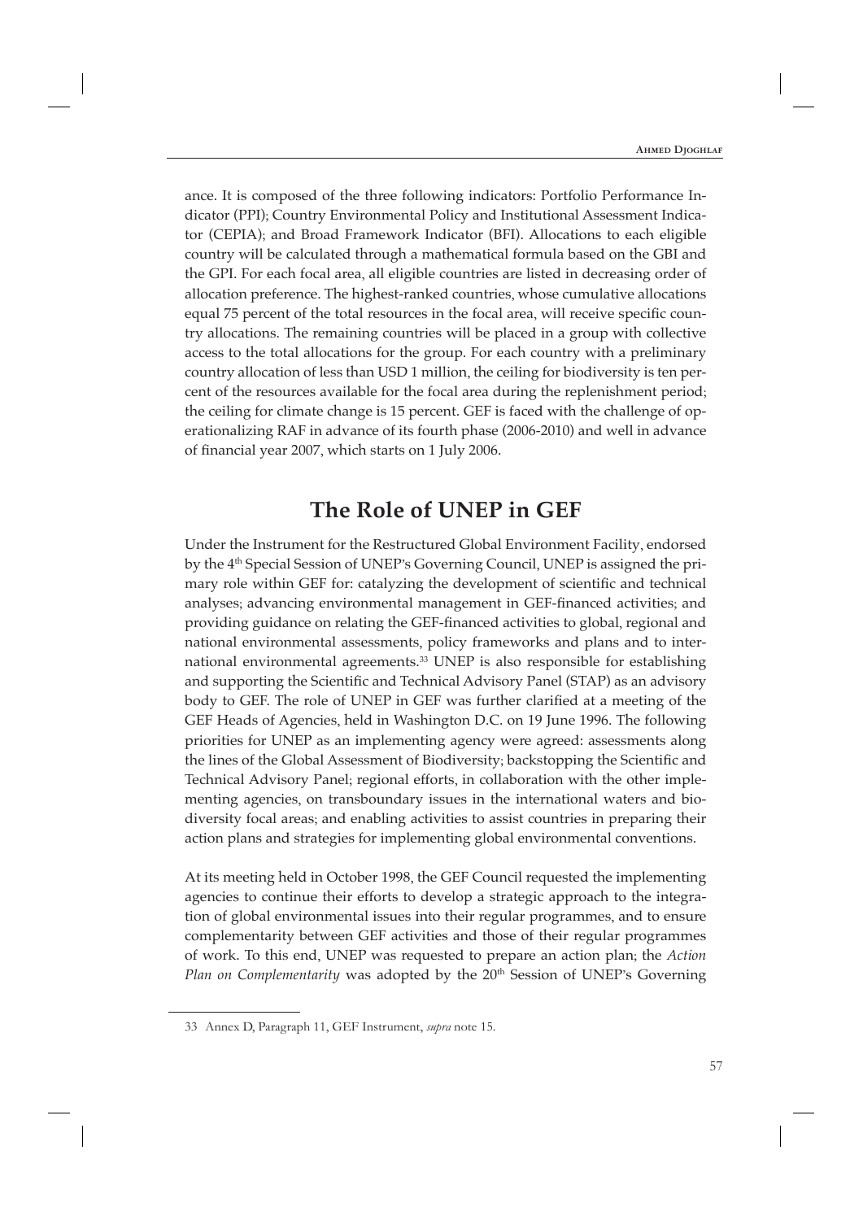ance. It is composed of the three following indicators: Portfolio Performance Indicator (PPI); Country Environmental Policy and Institutional Assessment Indicator (CEPIA); and Broad Framework Indicator (BFI). Allocations to each eligible country will be calculated through a mathematical formula based on the GBI and the GPI. For each focal area, all eligible countries are listed in decreasing order of allocation preference. The highest-ranked countries, whose cumulative allocations equal 75 percent of the total resources in the focal area, will receive specific country allocations. The remaining countries will be placed in a group with collective access to the total allocations for the group. For each country with a preliminary country allocation of less than USD 1 million, the ceiling for biodiversity is ten percent of the resources available for the focal area during the replenishment period; the ceiling for climate change is 15 percent. GEF is faced with the challenge of operationalizing RAF in advance of its fourth phase (2006-2010) and well in advance of financial year 2007, which starts on 1 July 2006.

## The Role of UNEP in GEF

Under the Instrument for the Restructured Global Environment Facility, endorsed by the 4th Special Session of UNEP's Governing Council, UNEP is assigned the primary role within GEF for: catalyzing the development of scientific and technical analyses; advancing environmental management in GEF-financed activities; and providing guidance on relating the GEF-financed activities to global, regional and national environmental assessments, policy frameworks and plans and to international environmental agreements.[33] UNEP is also responsible for establishing and supporting the Scientific and Technical Advisory Panel (STAP) as an advisory body to GEF. The role of UNEP in GEF was further clarified at a meeting of the GEF Heads of Agencies, held in Washington D.C. on 19 June 1996. The following priorities for UNEP as an implementing agency were agreed: assessments along the lines of the Global Assessment of Biodiversity; backstopping the Scientific and Technical Advisory Panel; regional efforts, in collaboration with the other implementing agencies, on transboundary issues in the international waters and biodiversity focal areas; and enabling activities to assist countries in preparing their action plans and strategies for implementing global environmental conventions.

At its meeting held in October 1998, the GEF Council requested the implementing agencies to continue their efforts to develop a strategic approach to the integration of global environmental issues into their regular programmes, and to ensure complementarity between GEF activities and those of their regular programmes of work. To this end, UNEP was requested to prepare an action plan; the *Action Plan on Complementarity* was adopted by the 20th Session of UNEP's Governing

33 Annex D, Paragraph 11, GEF Instrument, *supra* note 15.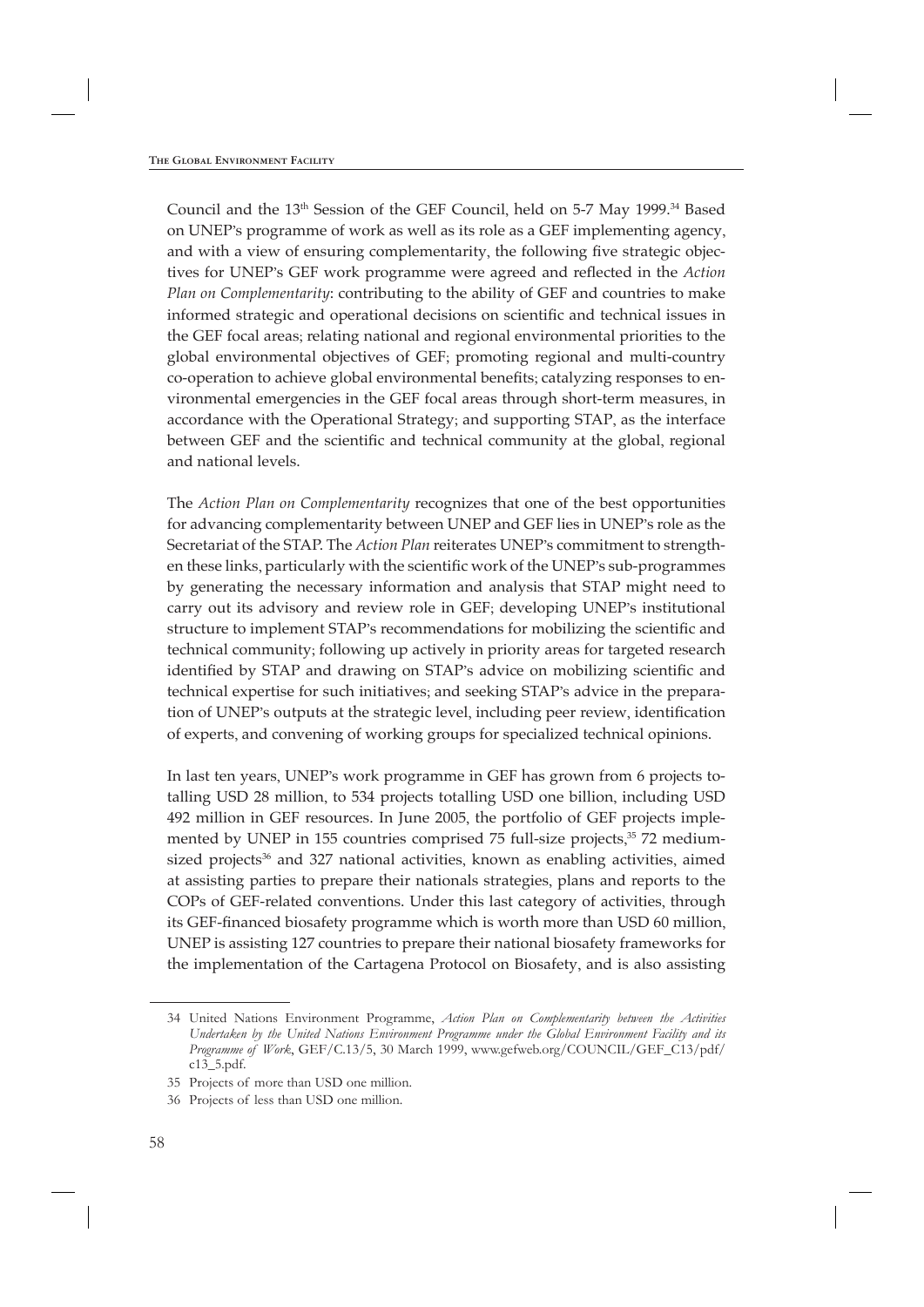Council and the 13th Session of the GEF Council, held on 5-7 May 1999.[34] Based on UNEP's programme of work as well as its role as a GEF implementing agency, and with a view of ensuring complementarity, the following five strategic objectives for UNEP's GEF work programme were agreed and reflected in the *Action Plan on Complementarity*: contributing to the ability of GEF and countries to make informed strategic and operational decisions on scientific and technical issues in the GEF focal areas; relating national and regional environmental priorities to the global environmental objectives of GEF; promoting regional and multi-country co-operation to achieve global environmental benefits; catalyzing responses to environmental emergencies in the GEF focal areas through short-term measures, in accordance with the Operational Strategy; and supporting STAP, as the interface between GEF and the scientific and technical community at the global, regional and national levels.

The *Action Plan on Complementarity* recognizes that one of the best opportunities for advancing complementarity between UNEP and GEF lies in UNEP's role as the Secretariat of the STAP. The *Action Plan* reiterates UNEP's commitment to strengthen these links, particularly with the scientific work of the UNEP's sub-programmes by generating the necessary information and analysis that STAP might need to carry out its advisory and review role in GEF; developing UNEP's institutional structure to implement STAP's recommendations for mobilizing the scientific and technical community; following up actively in priority areas for targeted research identified by STAP and drawing on STAP's advice on mobilizing scientific and technical expertise for such initiatives; and seeking STAP's advice in the preparation of UNEP's outputs at the strategic level, including peer review, identification of experts, and convening of working groups for specialized technical opinions.

In last ten years, UNEP's work programme in GEF has grown from 6 projects totalling USD 28 million, to 534 projects totalling USD one billion, including USD 492 million in GEF resources. In June 2005, the portfolio of GEF projects implemented by UNEP in 155 countries comprised 75 full-size projects,[35] 72 medium-sized projects[36] and 327 national activities, known as enabling activities, aimed at assisting parties to prepare their nationals strategies, plans and reports to the COPs of GEF-related conventions. Under this last category of activities, through its GEF-financed biosafety programme which is worth more than USD 60 million, UNEP is assisting 127 countries to prepare their national biosafety frameworks for the implementation of the Cartagena Protocol on Biosafety, and is also assisting

---

34 United Nations Environment Programme, *Action Plan on Complementarity between the Activities Undertaken by the United Nations Environment Programme under the Global Environment Facility and its Programme of Work*, GEF/C.13/5, 30 March 1999, www.gefweb.org/COUNCIL/GEF_C13/pdf/c13_5.pdf.

35 Projects of more than USD one million.

36 Projects of less than USD one million.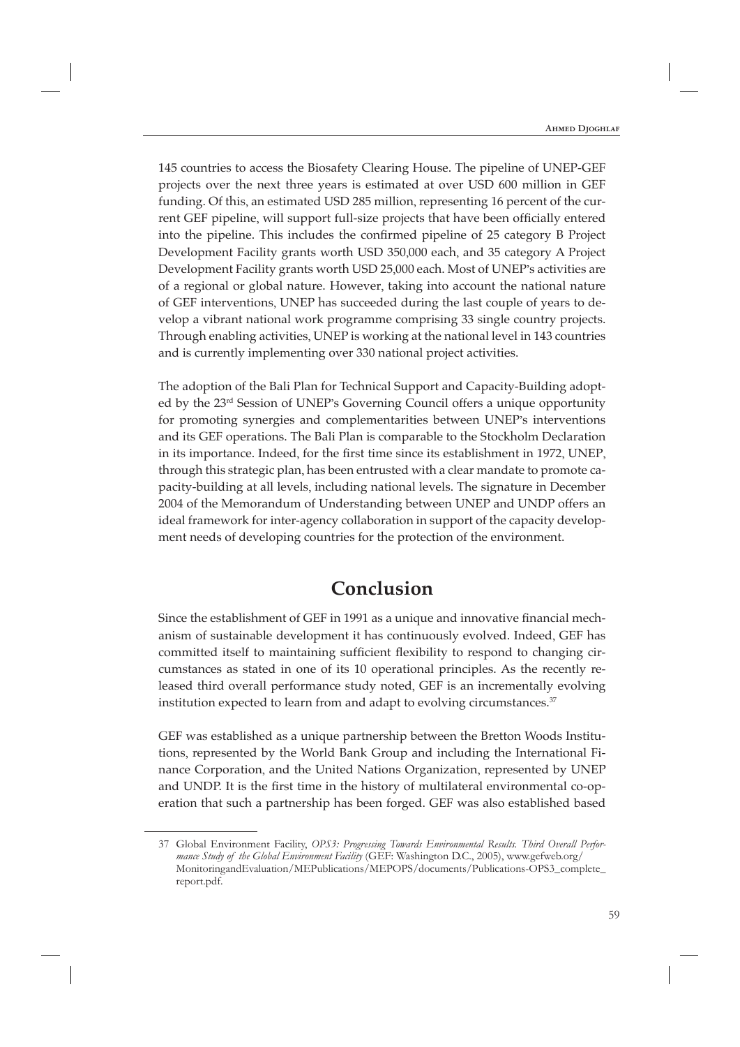145 countries to access the Biosafety Clearing House. The pipeline of UNEP-GEF projects over the next three years is estimated at over USD 600 million in GEF funding. Of this, an estimated USD 285 million, representing 16 percent of the current GEF pipeline, will support full-size projects that have been officially entered into the pipeline. This includes the confirmed pipeline of 25 category B Project Development Facility grants worth USD 350,000 each, and 35 category A Project Development Facility grants worth USD 25,000 each. Most of UNEP's activities are of a regional or global nature. However, taking into account the national nature of GEF interventions, UNEP has succeeded during the last couple of years to develop a vibrant national work programme comprising 33 single country projects. Through enabling activities, UNEP is working at the national level in 143 countries and is currently implementing over 330 national project activities.

The adoption of the Bali Plan for Technical Support and Capacity-Building adopted by the 23rd Session of UNEP's Governing Council offers a unique opportunity for promoting synergies and complementarities between UNEP's interventions and its GEF operations. The Bali Plan is comparable to the Stockholm Declaration in its importance. Indeed, for the first time since its establishment in 1972, UNEP, through this strategic plan, has been entrusted with a clear mandate to promote capacity-building at all levels, including national levels. The signature in December 2004 of the Memorandum of Understanding between UNEP and UNDP offers an ideal framework for inter-agency collaboration in support of the capacity development needs of developing countries for the protection of the environment.

## Conclusion

Since the establishment of GEF in 1991 as a unique and innovative financial mechanism of sustainable development it has continuously evolved. Indeed, GEF has committed itself to maintaining sufficient flexibility to respond to changing circumstances as stated in one of its 10 operational principles. As the recently released third overall performance study noted, GEF is an incrementally evolving institution expected to learn from and adapt to evolving circumstances.[37]

GEF was established as a unique partnership between the Bretton Woods Institutions, represented by the World Bank Group and including the International Finance Corporation, and the United Nations Organization, represented by UNEP and UNDP. It is the first time in the history of multilateral environmental co-operation that such a partnership has been forged. GEF was also established based

---

37 Global Environment Facility, *OPS3: Progressing Towards Environmental Results. Third Overall Performance Study of the Global Environment Facility* (GEF: Washington D.C., 2005), www.gefweb.org/MonitoringandEvaluation/MEPublications/MEPOPS/documents/Publications-OPS3_complete_report.pdf.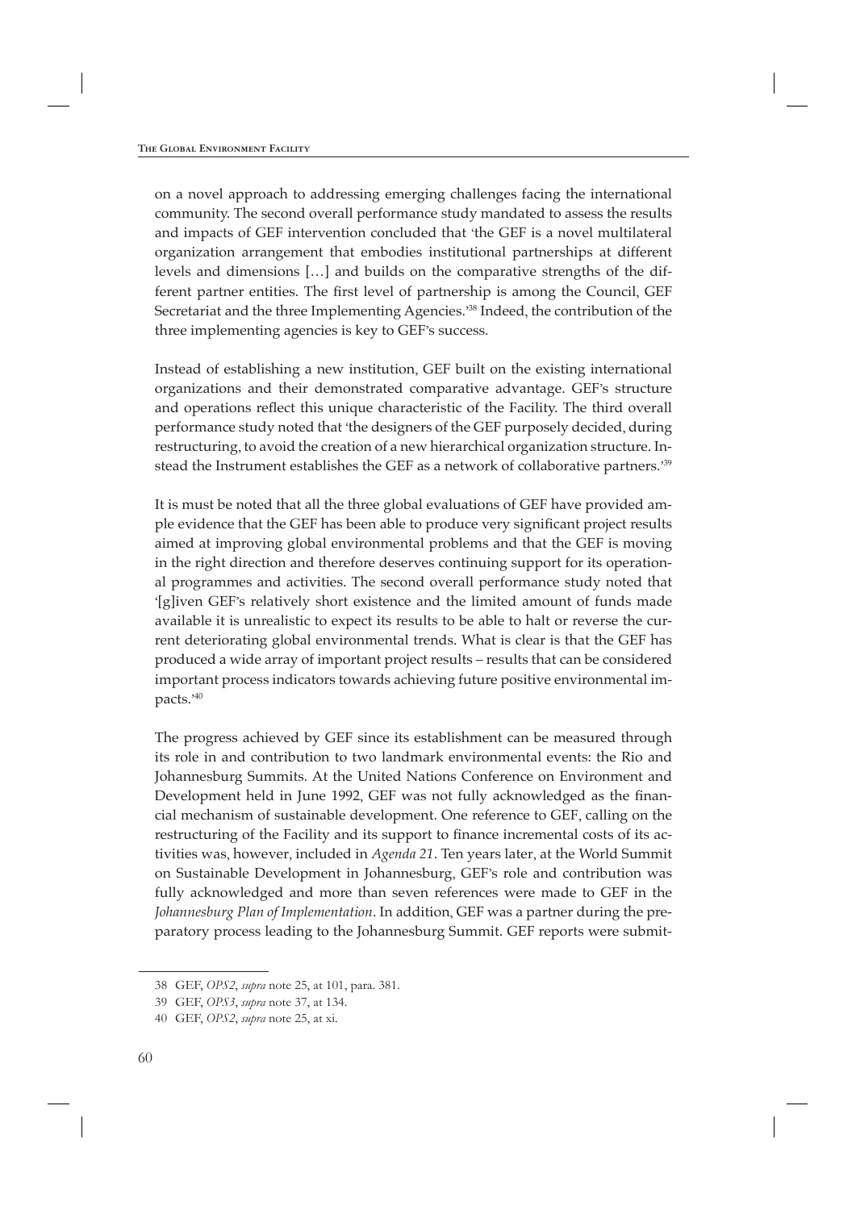on a novel approach to addressing emerging challenges facing the international community. The second overall performance study mandated to assess the results and impacts of GEF intervention concluded that 'the GEF is a novel multilateral organization arrangement that embodies institutional partnerships at different levels and dimensions […] and builds on the comparative strengths of the different partner entities. The first level of partnership is among the Council, GEF Secretariat and the three Implementing Agencies.'[38] Indeed, the contribution of the three implementing agencies is key to GEF's success.

Instead of establishing a new institution, GEF built on the existing international organizations and their demonstrated comparative advantage. GEF's structure and operations reflect this unique characteristic of the Facility. The third overall performance study noted that 'the designers of the GEF purposely decided, during restructuring, to avoid the creation of a new hierarchical organization structure. Instead the Instrument establishes the GEF as a network of collaborative partners.'[39]

It is must be noted that all the three global evaluations of GEF have provided ample evidence that the GEF has been able to produce very significant project results aimed at improving global environmental problems and that the GEF is moving in the right direction and therefore deserves continuing support for its operational programmes and activities. The second overall performance study noted that '[g]iven GEF's relatively short existence and the limited amount of funds made available it is unrealistic to expect its results to be able to halt or reverse the current deteriorating global environmental trends. What is clear is that the GEF has produced a wide array of important project results – results that can be considered important process indicators towards achieving future positive environmental impacts.'[40]

The progress achieved by GEF since its establishment can be measured through its role in and contribution to two landmark environmental events: the Rio and Johannesburg Summits. At the United Nations Conference on Environment and Development held in June 1992, GEF was not fully acknowledged as the financial mechanism of sustainable development. One reference to GEF, calling on the restructuring of the Facility and its support to finance incremental costs of its activities was, however, included in *Agenda 21*. Ten years later, at the World Summit on Sustainable Development in Johannesburg, GEF's role and contribution was fully acknowledged and more than seven references were made to GEF in the *Johannesburg Plan of Implementation*. In addition, GEF was a partner during the preparatory process leading to the Johannesburg Summit. GEF reports were submit-

38 GEF, *OPS2*, *supra* note 25, at 101, para. 381.

39 GEF, *OPS3*, *supra* note 37, at 134.

40 GEF, *OPS2*, *supra* note 25, at xi.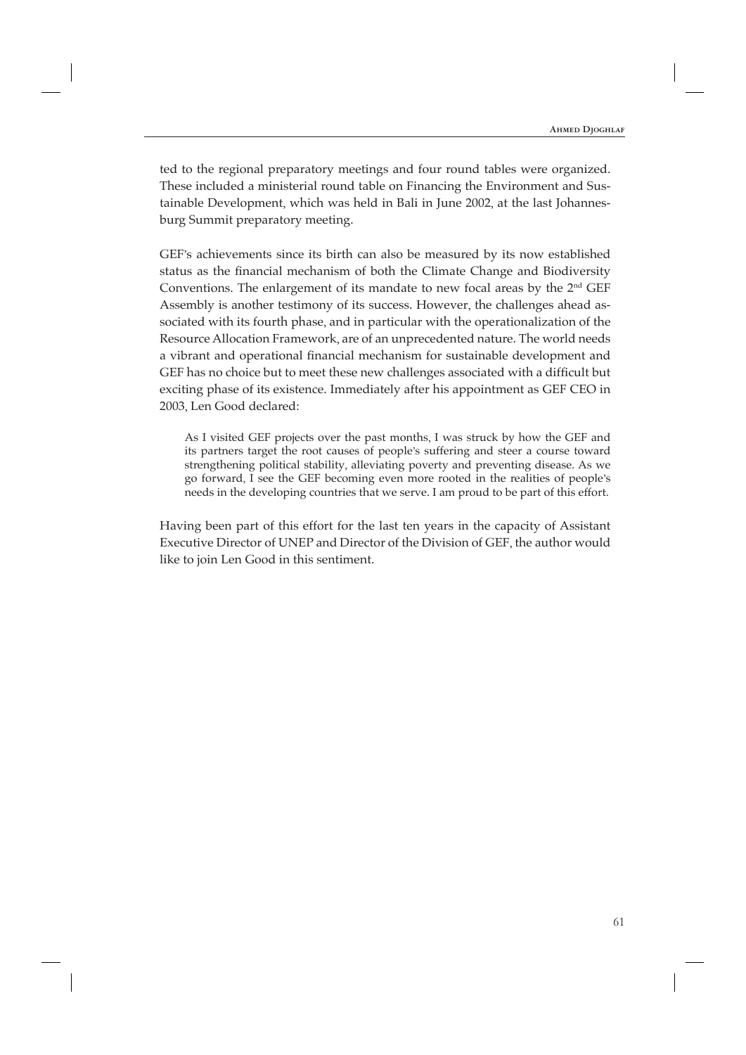ted to the regional preparatory meetings and four round tables were organized. These included a ministerial round table on Financing the Environment and Sustainable Development, which was held in Bali in June 2002, at the last Johannesburg Summit preparatory meeting.

GEF's achievements since its birth can also be measured by its now established status as the financial mechanism of both the Climate Change and Biodiversity Conventions. The enlargement of its mandate to new focal areas by the 2nd GEF Assembly is another testimony of its success. However, the challenges ahead associated with its fourth phase, and in particular with the operationalization of the Resource Allocation Framework, are of an unprecedented nature. The world needs a vibrant and operational financial mechanism for sustainable development and GEF has no choice but to meet these new challenges associated with a difficult but exciting phase of its existence. Immediately after his appointment as GEF CEO in 2003, Len Good declared:

> As I visited GEF projects over the past months, I was struck by how the GEF and its partners target the root causes of people's suffering and steer a course toward strengthening political stability, alleviating poverty and preventing disease. As we go forward, I see the GEF becoming even more rooted in the realities of people's needs in the developing countries that we serve. I am proud to be part of this effort.

Having been part of this effort for the last ten years in the capacity of Assistant Executive Director of UNEP and Director of the Division of GEF, the author would like to join Len Good in this sentiment.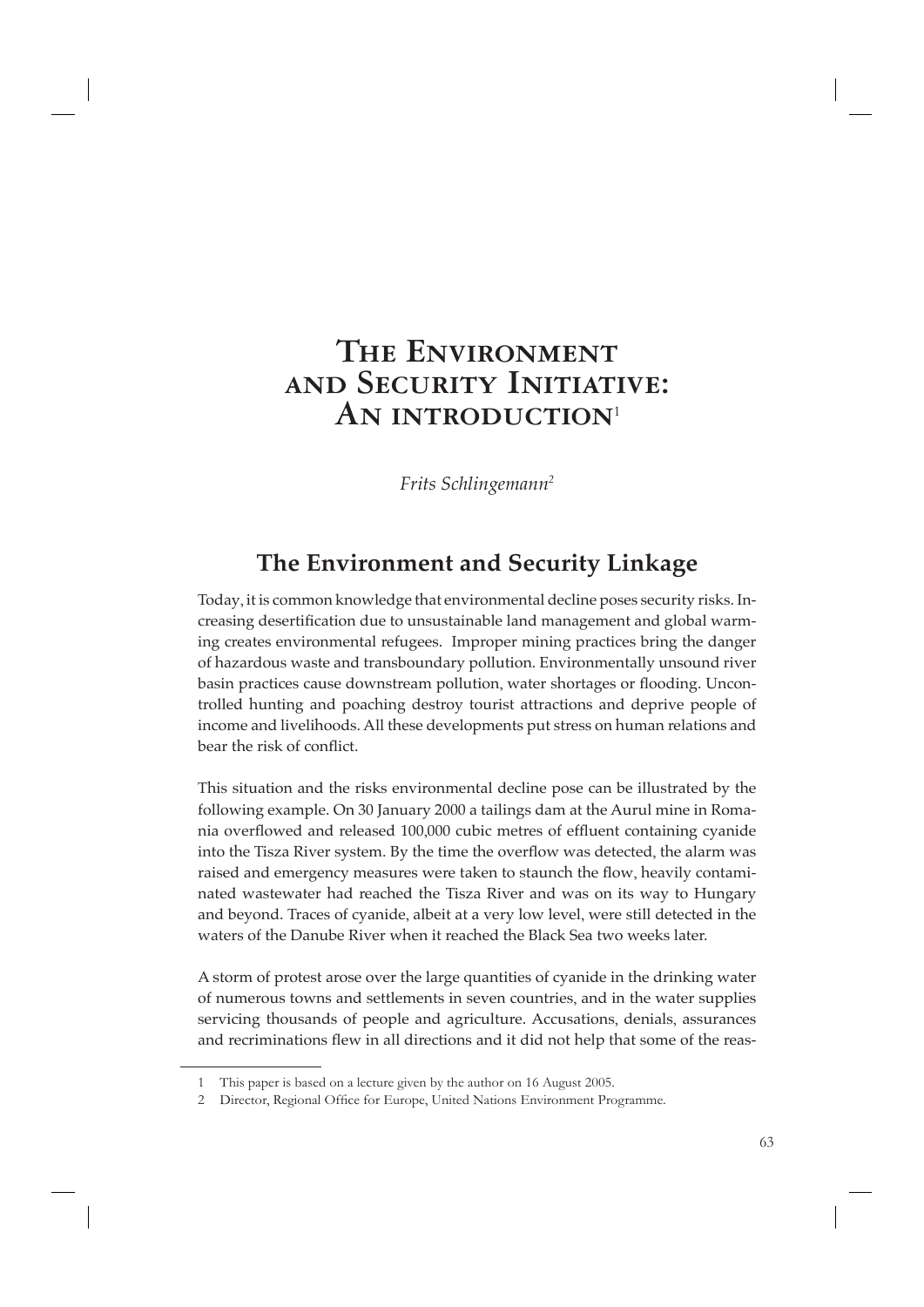# The Environment and Security Initiative: An introduction[1]

*Frits Schlingemann[2]*

## The Environment and Security Linkage

Today, it is common knowledge that environmental decline poses security risks. Increasing desertification due to unsustainable land management and global warming creates environmental refugees. Improper mining practices bring the danger of hazardous waste and transboundary pollution. Environmentally unsound river basin practices cause downstream pollution, water shortages or flooding. Uncontrolled hunting and poaching destroy tourist attractions and deprive people of income and livelihoods. All these developments put stress on human relations and bear the risk of conflict.

This situation and the risks environmental decline pose can be illustrated by the following example. On 30 January 2000 a tailings dam at the Aurul mine in Romania overflowed and released 100,000 cubic metres of effluent containing cyanide into the Tisza River system. By the time the overflow was detected, the alarm was raised and emergency measures were taken to staunch the flow, heavily contaminated wastewater had reached the Tisza River and was on its way to Hungary and beyond. Traces of cyanide, albeit at a very low level, were still detected in the waters of the Danube River when it reached the Black Sea two weeks later.

A storm of protest arose over the large quantities of cyanide in the drinking water of numerous towns and settlements in seven countries, and in the water supplies servicing thousands of people and agriculture. Accusations, denials, assurances and recriminations flew in all directions and it did not help that some of the reas-

1 This paper is based on a lecture given by the author on 16 August 2005.

2 Director, Regional Office for Europe, United Nations Environment Programme.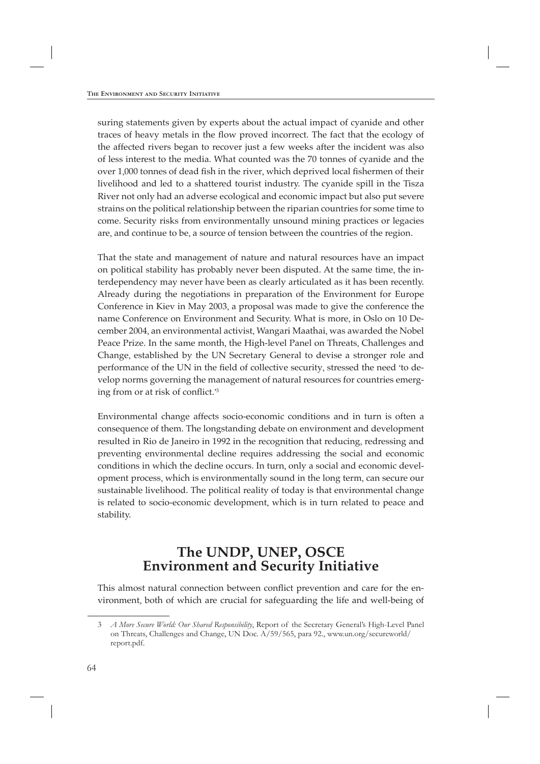suring statements given by experts about the actual impact of cyanide and other traces of heavy metals in the flow proved incorrect. The fact that the ecology of the affected rivers began to recover just a few weeks after the incident was also of less interest to the media. What counted was the 70 tonnes of cyanide and the over 1,000 tonnes of dead fish in the river, which deprived local fishermen of their livelihood and led to a shattered tourist industry. The cyanide spill in the Tisza River not only had an adverse ecological and economic impact but also put severe strains on the political relationship between the riparian countries for some time to come. Security risks from environmentally unsound mining practices or legacies are, and continue to be, a source of tension between the countries of the region.

That the state and management of nature and natural resources have an impact on political stability has probably never been disputed. At the same time, the interdependency may never have been as clearly articulated as it has been recently. Already during the negotiations in preparation of the Environment for Europe Conference in Kiev in May 2003, a proposal was made to give the conference the name Conference on Environment and Security. What is more, in Oslo on 10 December 2004, an environmental activist, Wangari Maathai, was awarded the Nobel Peace Prize. In the same month, the High-level Panel on Threats, Challenges and Change, established by the UN Secretary General to devise a stronger role and performance of the UN in the field of collective security, stressed the need 'to develop norms governing the management of natural resources for countries emerging from or at risk of conflict.'[3]

Environmental change affects socio-economic conditions and in turn is often a consequence of them. The longstanding debate on environment and development resulted in Rio de Janeiro in 1992 in the recognition that reducing, redressing and preventing environmental decline requires addressing the social and economic conditions in which the decline occurs. In turn, only a social and economic development process, which is environmentally sound in the long term, can secure our sustainable livelihood. The political reality of today is that environmental change is related to socio-economic development, which is in turn related to peace and stability.

## The UNDP, UNEP, OSCE Environment and Security Initiative

This almost natural connection between conflict prevention and care for the environment, both of which are crucial for safeguarding the life and well-being of

3 *A More Secure World: Our Shared Responsibility*, Report of the Secretary General's High-Level Panel on Threats, Challenges and Change, UN Doc. A/59/565, para 92., www.un.org/secureworld/report.pdf.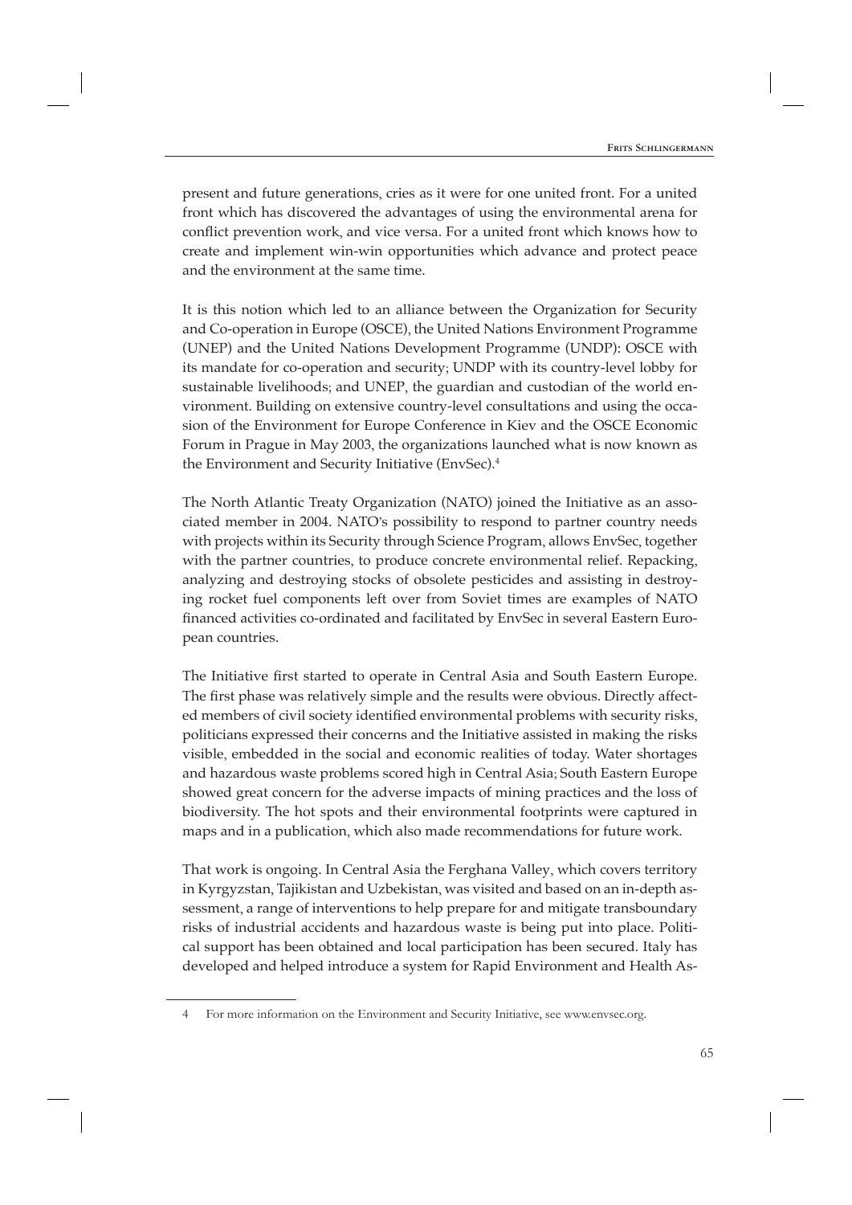present and future generations, cries as it were for one united front. For a united front which has discovered the advantages of using the environmental arena for conflict prevention work, and vice versa. For a united front which knows how to create and implement win-win opportunities which advance and protect peace and the environment at the same time.

It is this notion which led to an alliance between the Organization for Security and Co-operation in Europe (OSCE), the United Nations Environment Programme (UNEP) and the United Nations Development Programme (UNDP): OSCE with its mandate for co-operation and security; UNDP with its country-level lobby for sustainable livelihoods; and UNEP, the guardian and custodian of the world environment. Building on extensive country-level consultations and using the occasion of the Environment for Europe Conference in Kiev and the OSCE Economic Forum in Prague in May 2003, the organizations launched what is now known as the Environment and Security Initiative (EnvSec).[4]

The North Atlantic Treaty Organization (NATO) joined the Initiative as an associated member in 2004. NATO's possibility to respond to partner country needs with projects within its Security through Science Program, allows EnvSec, together with the partner countries, to produce concrete environmental relief. Repacking, analyzing and destroying stocks of obsolete pesticides and assisting in destroying rocket fuel components left over from Soviet times are examples of NATO financed activities co-ordinated and facilitated by EnvSec in several Eastern European countries.

The Initiative first started to operate in Central Asia and South Eastern Europe. The first phase was relatively simple and the results were obvious. Directly affected members of civil society identified environmental problems with security risks, politicians expressed their concerns and the Initiative assisted in making the risks visible, embedded in the social and economic realities of today. Water shortages and hazardous waste problems scored high in Central Asia; South Eastern Europe showed great concern for the adverse impacts of mining practices and the loss of biodiversity. The hot spots and their environmental footprints were captured in maps and in a publication, which also made recommendations for future work.

That work is ongoing. In Central Asia the Ferghana Valley, which covers territory in Kyrgyzstan, Tajikistan and Uzbekistan, was visited and based on an in-depth assessment, a range of interventions to help prepare for and mitigate transboundary risks of industrial accidents and hazardous waste is being put into place. Political support has been obtained and local participation has been secured. Italy has developed and helped introduce a system for Rapid Environment and Health As-

4 For more information on the Environment and Security Initiative, see www.envsec.org.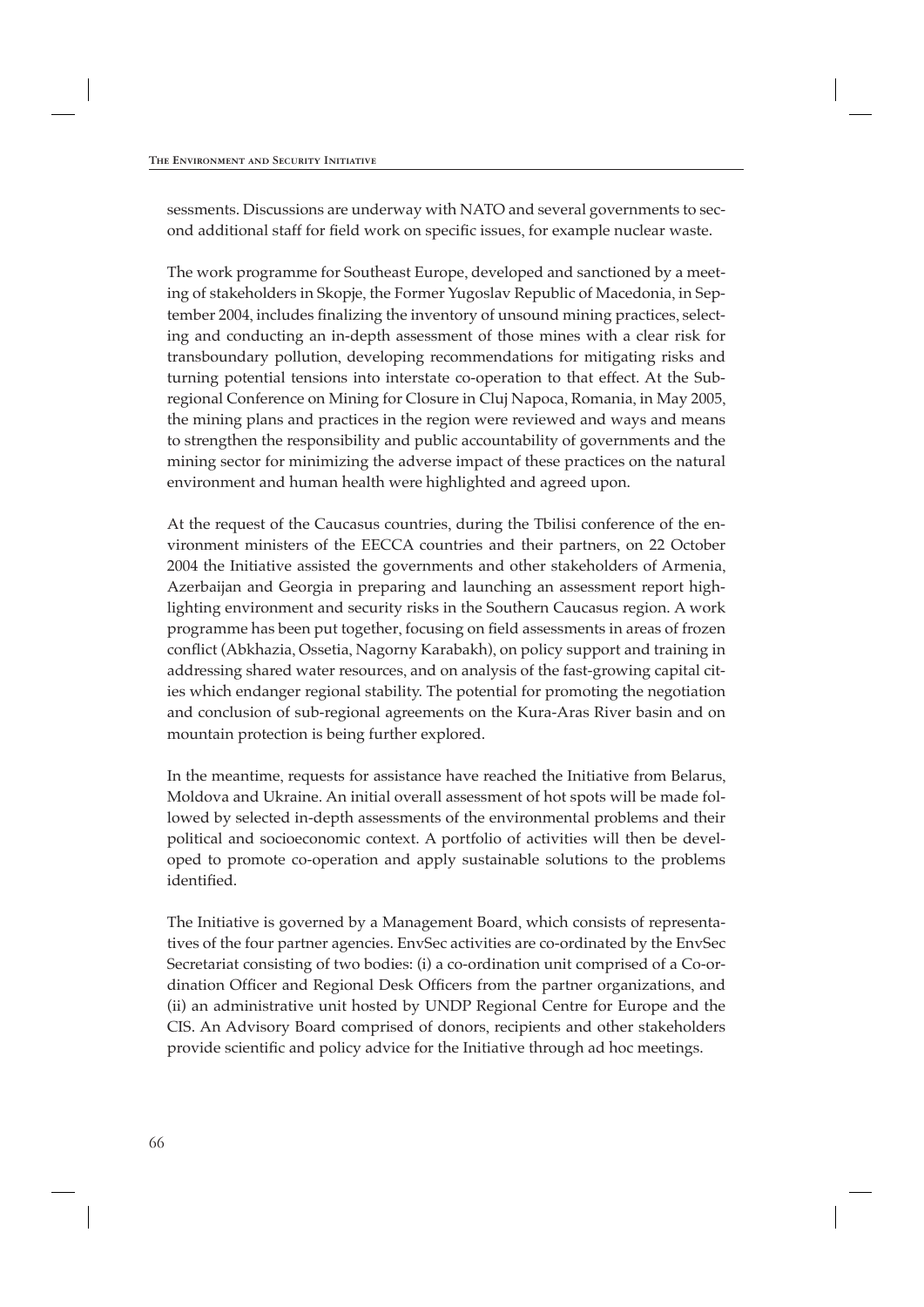sessments. Discussions are underway with NATO and several governments to second additional staff for field work on specific issues, for example nuclear waste.

The work programme for Southeast Europe, developed and sanctioned by a meeting of stakeholders in Skopje, the Former Yugoslav Republic of Macedonia, in September 2004, includes finalizing the inventory of unsound mining practices, selecting and conducting an in-depth assessment of those mines with a clear risk for transboundary pollution, developing recommendations for mitigating risks and turning potential tensions into interstate co-operation to that effect. At the Subregional Conference on Mining for Closure in Cluj Napoca, Romania, in May 2005, the mining plans and practices in the region were reviewed and ways and means to strengthen the responsibility and public accountability of governments and the mining sector for minimizing the adverse impact of these practices on the natural environment and human health were highlighted and agreed upon.

At the request of the Caucasus countries, during the Tbilisi conference of the environment ministers of the EECCA countries and their partners, on 22 October 2004 the Initiative assisted the governments and other stakeholders of Armenia, Azerbaijan and Georgia in preparing and launching an assessment report highlighting environment and security risks in the Southern Caucasus region. A work programme has been put together, focusing on field assessments in areas of frozen conflict (Abkhazia, Ossetia, Nagorny Karabakh), on policy support and training in addressing shared water resources, and on analysis of the fast-growing capital cities which endanger regional stability. The potential for promoting the negotiation and conclusion of sub-regional agreements on the Kura-Aras River basin and on mountain protection is being further explored.

In the meantime, requests for assistance have reached the Initiative from Belarus, Moldova and Ukraine. An initial overall assessment of hot spots will be made followed by selected in-depth assessments of the environmental problems and their political and socioeconomic context. A portfolio of activities will then be developed to promote co-operation and apply sustainable solutions to the problems identified.

The Initiative is governed by a Management Board, which consists of representatives of the four partner agencies. EnvSec activities are co-ordinated by the EnvSec Secretariat consisting of two bodies: (i) a co-ordination unit comprised of a Co-ordination Officer and Regional Desk Officers from the partner organizations, and (ii) an administrative unit hosted by UNDP Regional Centre for Europe and the CIS. An Advisory Board comprised of donors, recipients and other stakeholders provide scientific and policy advice for the Initiative through ad hoc meetings.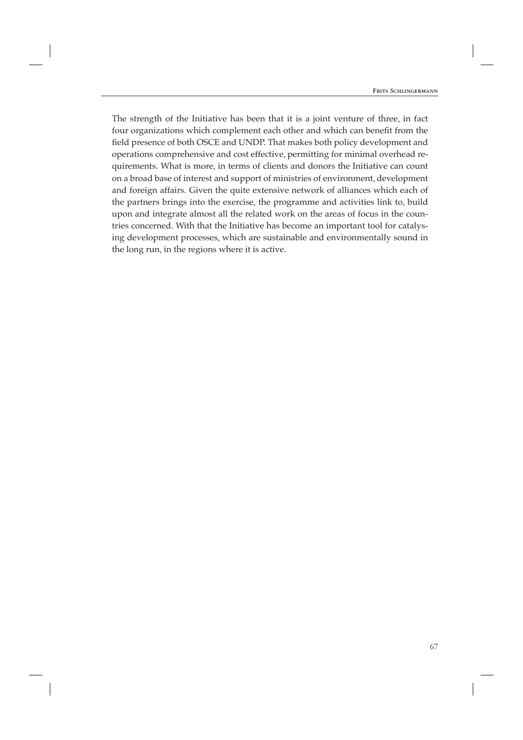The strength of the Initiative has been that it is a joint venture of three, in fact four organizations which complement each other and which can benefit from the field presence of both OSCE and UNDP. That makes both policy development and operations comprehensive and cost effective, permitting for minimal overhead requirements. What is more, in terms of clients and donors the Initiative can count on a broad base of interest and support of ministries of environment, development and foreign affairs. Given the quite extensive network of alliances which each of the partners brings into the exercise, the programme and activities link to, build upon and integrate almost all the related work on the areas of focus in the countries concerned. With that the Initiative has become an important tool for catalysing development processes, which are sustainable and environmentally sound in the long run, in the regions where it is active.